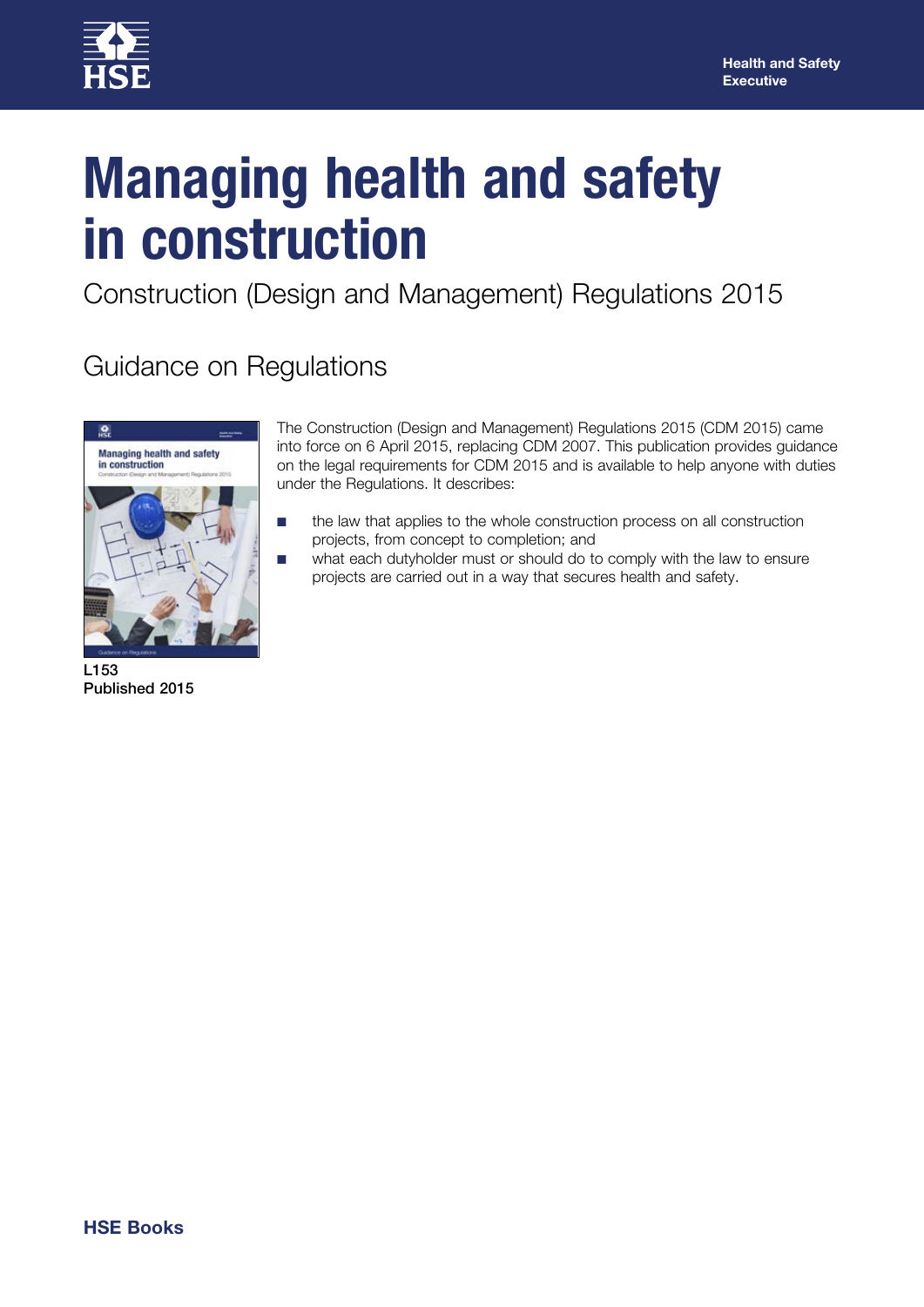Health and Safety Executive

# Managing health and safety in construction

Construction (Design and Management) Regulations 2015

## Guidance on Regulations

The Construction (Design and Management) Regulations 2015 (CDM 2015) came into force on 6 April 2015, replacing CDM 2007. This publication provides guidance on the legal requirements for CDM 2015 and is available to help anyone with duties under the Regulations. It describes:

- the law that applies to the whole construction process on all construction projects, from concept to completion; and
- what each dutyholder must or should do to comply with the law to ensure projects are carried out in a way that secures health and safety.

**L153**
**Published 2015**

**HSE Books**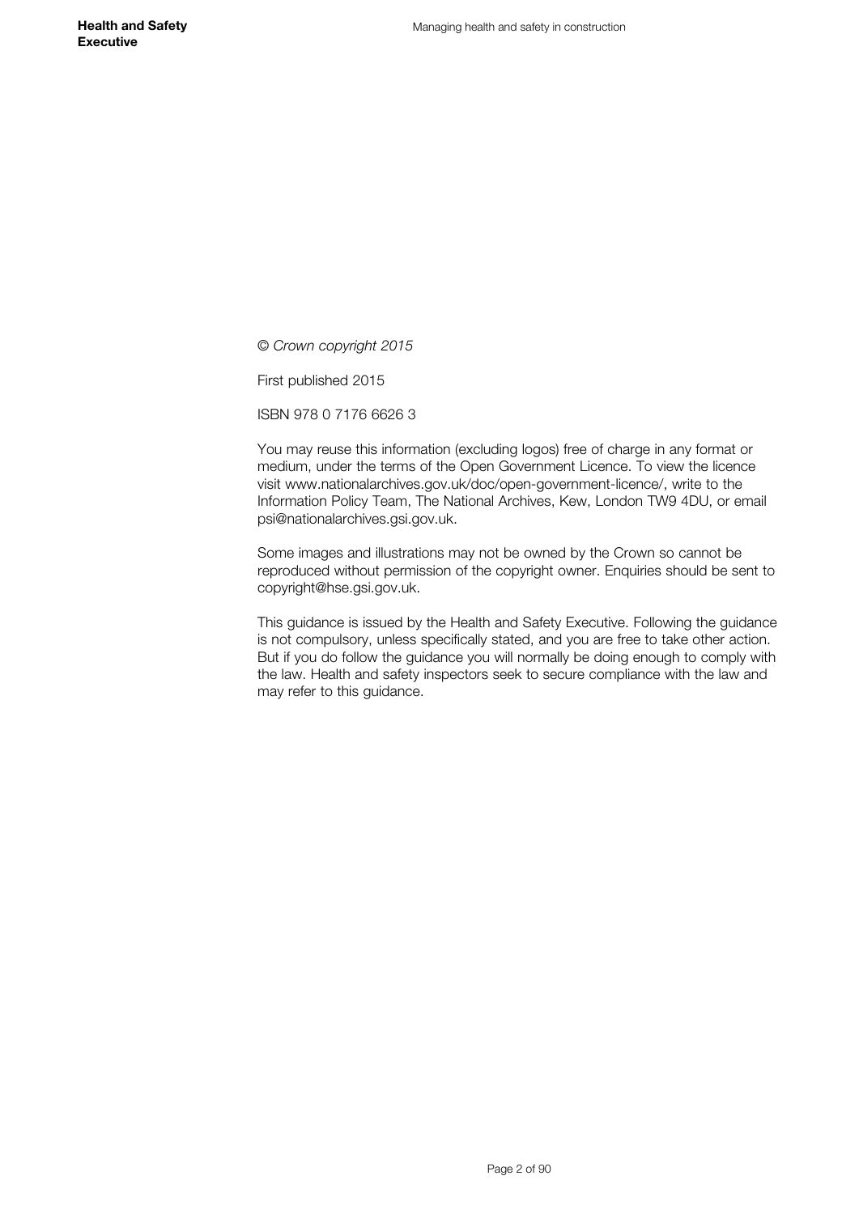*© Crown copyright 2015*

First published 2015

ISBN 978 0 7176 6626 3

You may reuse this information (excluding logos) free of charge in any format or medium, under the terms of the Open Government Licence. To view the licence visit www.nationalarchives.gov.uk/doc/open-government-licence/, write to the Information Policy Team, The National Archives, Kew, London TW9 4DU, or email psi@nationalarchives.gsi.gov.uk.

Some images and illustrations may not be owned by the Crown so cannot be reproduced without permission of the copyright owner. Enquiries should be sent to copyright@hse.gsi.gov.uk.

This guidance is issued by the Health and Safety Executive. Following the guidance is not compulsory, unless specifically stated, and you are free to take other action. But if you do follow the guidance you will normally be doing enough to comply with the law. Health and safety inspectors seek to secure compliance with the law and may refer to this guidance.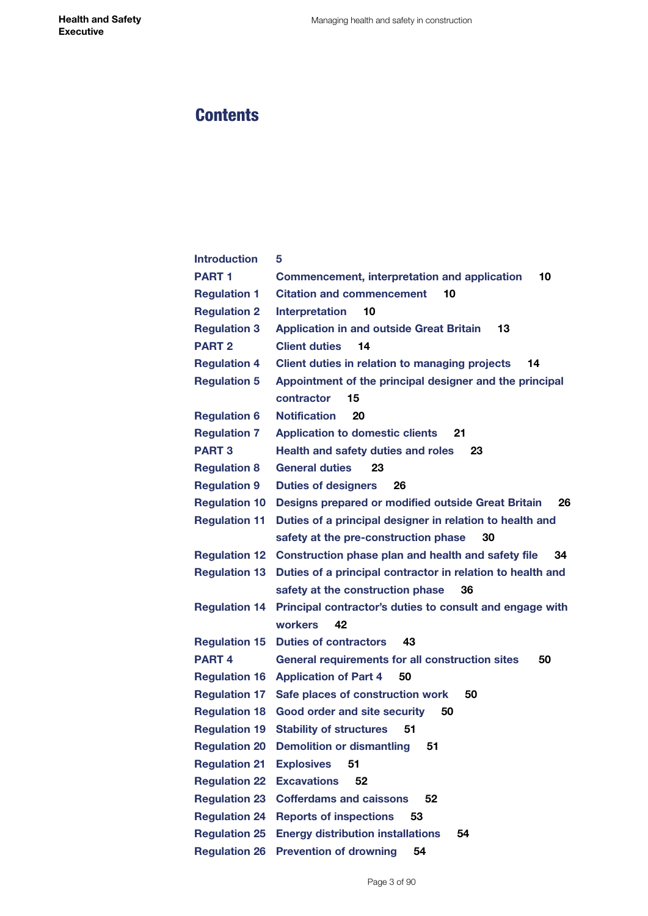# Contents

| | | |
|---|---|---|
| Introduction | | 5 |
| PART 1 | Commencement, interpretation and application | 10 |
| Regulation 1 | Citation and commencement | 10 |
| Regulation 2 | Interpretation | 10 |
| Regulation 3 | Application in and outside Great Britain | 13 |
| PART 2 | Client duties | 14 |
| Regulation 4 | Client duties in relation to managing projects | 14 |
| Regulation 5 | Appointment of the principal designer and the principal contractor | 15 |
| Regulation 6 | Notification | 20 |
| Regulation 7 | Application to domestic clients | 21 |
| PART 3 | Health and safety duties and roles | 23 |
| Regulation 8 | General duties | 23 |
| Regulation 9 | Duties of designers | 26 |
| Regulation 10 | Designs prepared or modified outside Great Britain | 26 |
| Regulation 11 | Duties of a principal designer in relation to health and safety at the pre-construction phase | 30 |
| Regulation 12 | Construction phase plan and health and safety file | 34 |
| Regulation 13 | Duties of a principal contractor in relation to health and safety at the construction phase | 36 |
| Regulation 14 | Principal contractor's duties to consult and engage with workers | 42 |
| Regulation 15 | Duties of contractors | 43 |
| PART 4 | General requirements for all construction sites | 50 |
| Regulation 16 | Application of Part 4 | 50 |
| Regulation 17 | Safe places of construction work | 50 |
| Regulation 18 | Good order and site security | 50 |
| Regulation 19 | Stability of structures | 51 |
| Regulation 20 | Demolition or dismantling | 51 |
| Regulation 21 | Explosives | 51 |
| Regulation 22 | Excavations | 52 |
| Regulation 23 | Cofferdams and caissons | 52 |
| Regulation 24 | Reports of inspections | 53 |
| Regulation 25 | Energy distribution installations | 54 |
| Regulation 26 | Prevention of drowning | 54 |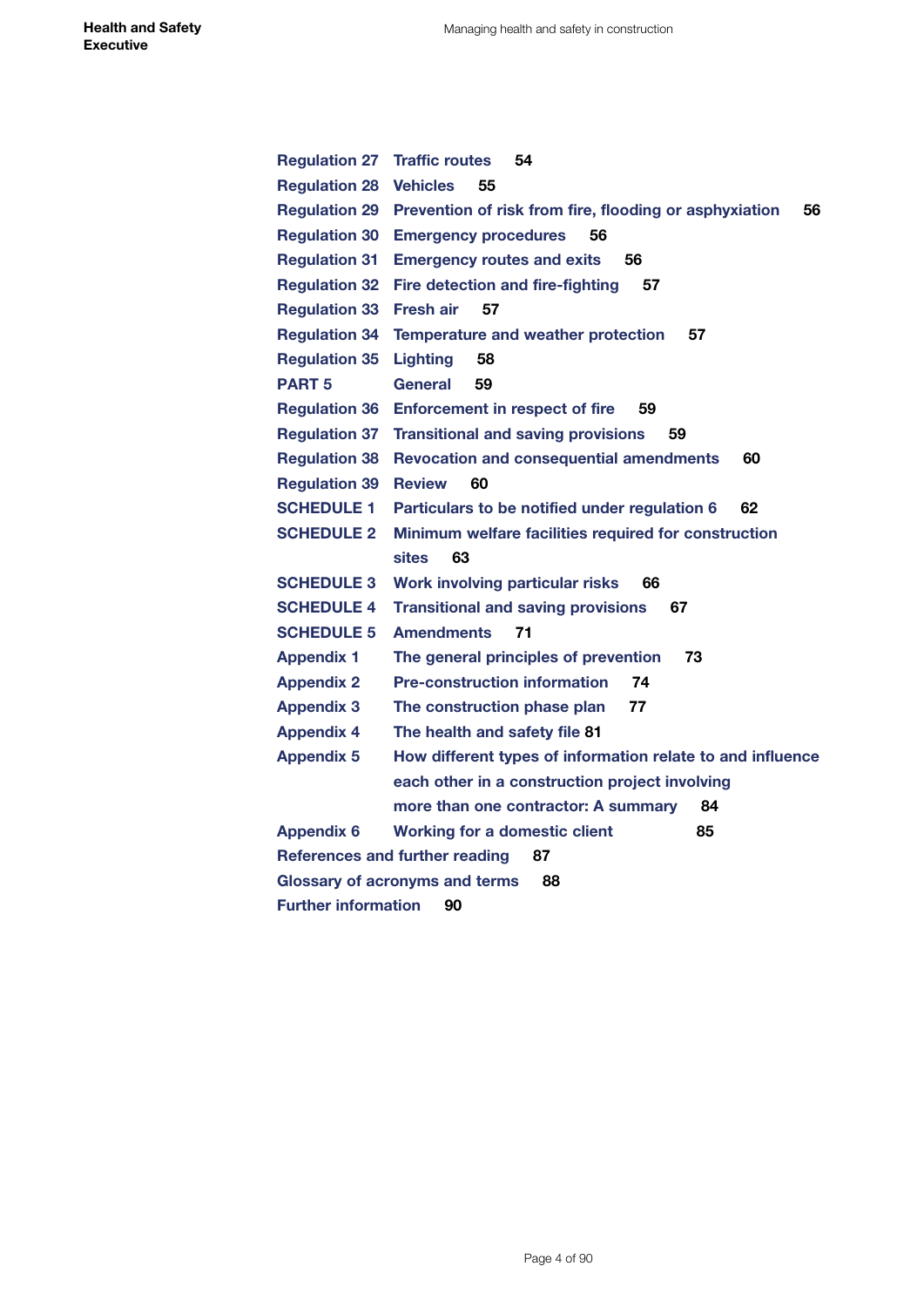| | | |
|---|---|---|
| Regulation 27 | Traffic routes | 54 |
| Regulation 28 | Vehicles | 55 |
| Regulation 29 | Prevention of risk from fire, flooding or asphyxiation | 56 |
| Regulation 30 | Emergency procedures | 56 |
| Regulation 31 | Emergency routes and exits | 56 |
| Regulation 32 | Fire detection and fire-fighting | 57 |
| Regulation 33 | Fresh air | 57 |
| Regulation 34 | Temperature and weather protection | 57 |
| Regulation 35 | Lighting | 58 |
| PART 5 | General | 59 |
| Regulation 36 | Enforcement in respect of fire | 59 |
| Regulation 37 | Transitional and saving provisions | 59 |
| Regulation 38 | Revocation and consequential amendments | 60 |
| Regulation 39 | Review | 60 |
| SCHEDULE 1 | Particulars to be notified under regulation 6 | 62 |
| SCHEDULE 2 | Minimum welfare facilities required for construction sites | 63 |
| SCHEDULE 3 | Work involving particular risks | 66 |
| SCHEDULE 4 | Transitional and saving provisions | 67 |
| SCHEDULE 5 | Amendments | 71 |
| Appendix 1 | The general principles of prevention | 73 |
| Appendix 2 | Pre-construction information | 74 |
| Appendix 3 | The construction phase plan | 77 |
| Appendix 4 | The health and safety file | 81 |
| Appendix 5 | How different types of information relate to and influence each other in a construction project involving more than one contractor: A summary | 84 |
| Appendix 6 | Working for a domestic client | 85 |
| References and further reading | | 87 |
| Glossary of acronyms and terms | | 88 |
| Further information | | 90 |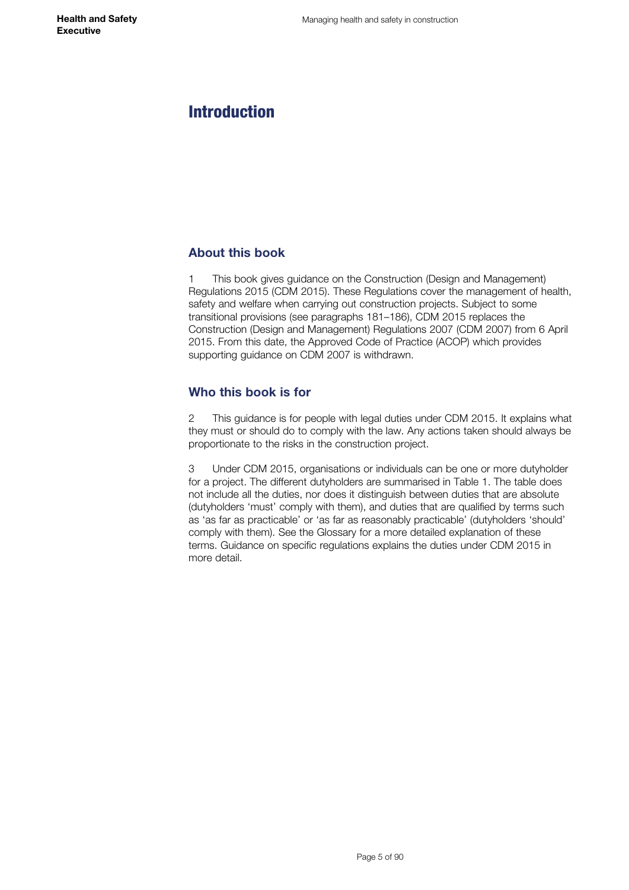# Introduction

## About this book

1 This book gives guidance on the Construction (Design and Management) Regulations 2015 (CDM 2015). These Regulations cover the management of health, safety and welfare when carrying out construction projects. Subject to some transitional provisions (see paragraphs 181–186), CDM 2015 replaces the Construction (Design and Management) Regulations 2007 (CDM 2007) from 6 April 2015. From this date, the Approved Code of Practice (ACOP) which provides supporting guidance on CDM 2007 is withdrawn.

## Who this book is for

2 This guidance is for people with legal duties under CDM 2015. It explains what they must or should do to comply with the law. Any actions taken should always be proportionate to the risks in the construction project.

3 Under CDM 2015, organisations or individuals can be one or more dutyholder for a project. The different dutyholders are summarised in Table 1. The table does not include all the duties, nor does it distinguish between duties that are absolute (dutyholders 'must' comply with them), and duties that are qualified by terms such as 'as far as practicable' or 'as far as reasonably practicable' (dutyholders 'should' comply with them). See the Glossary for a more detailed explanation of these terms. Guidance on specific regulations explains the duties under CDM 2015 in more detail.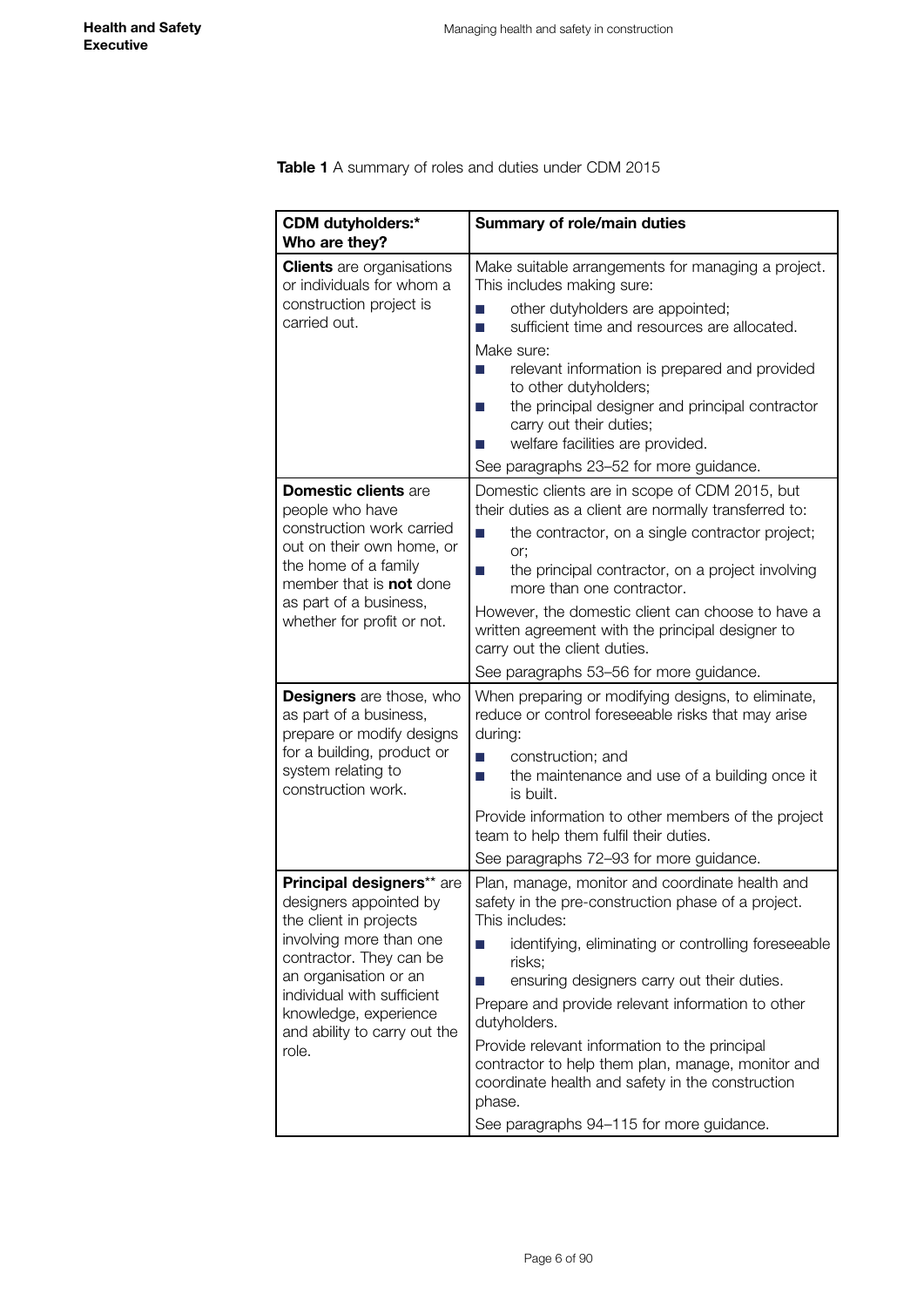**Table 1** A summary of roles and duties under CDM 2015

| **CDM dutyholders:* Who are they?** | **Summary of role/main duties** |
|---|---|
| **Clients** are organisations or individuals for whom a construction project is carried out. | Make suitable arrangements for managing a project. This includes making sure:<br>■ other dutyholders are appointed;<br>■ sufficient time and resources are allocated.<br>Make sure:<br>■ relevant information is prepared and provided to other dutyholders;<br>■ the principal designer and principal contractor carry out their duties;<br>■ welfare facilities are provided.<br>See paragraphs 23–52 for more guidance. |
| **Domestic clients** are people who have construction work carried out on their own home, or the home of a family member that is **not** done as part of a business, whether for profit or not. | Domestic clients are in scope of CDM 2015, but their duties as a client are normally transferred to:<br>■ the contractor, on a single contractor project; or;<br>■ the principal contractor, on a project involving more than one contractor.<br>However, the domestic client can choose to have a written agreement with the principal designer to carry out the client duties.<br>See paragraphs 53–56 for more guidance. |
| **Designers** are those, who as part of a business, prepare or modify designs for a building, product or system relating to construction work. | When preparing or modifying designs, to eliminate, reduce or control foreseeable risks that may arise during:<br>■ construction; and<br>■ the maintenance and use of a building once it is built.<br>Provide information to other members of the project team to help them fulfil their duties.<br>See paragraphs 72–93 for more guidance. |
| **Principal designers**** are designers appointed by the client in projects involving more than one contractor. They can be an organisation or an individual with sufficient knowledge, experience and ability to carry out the role. | Plan, manage, monitor and coordinate health and safety in the pre-construction phase of a project. This includes:<br>■ identifying, eliminating or controlling foreseeable risks;<br>■ ensuring designers carry out their duties.<br>Prepare and provide relevant information to other dutyholders.<br>Provide relevant information to the principal contractor to help them plan, manage, monitor and coordinate health and safety in the construction phase.<br>See paragraphs 94–115 for more guidance. |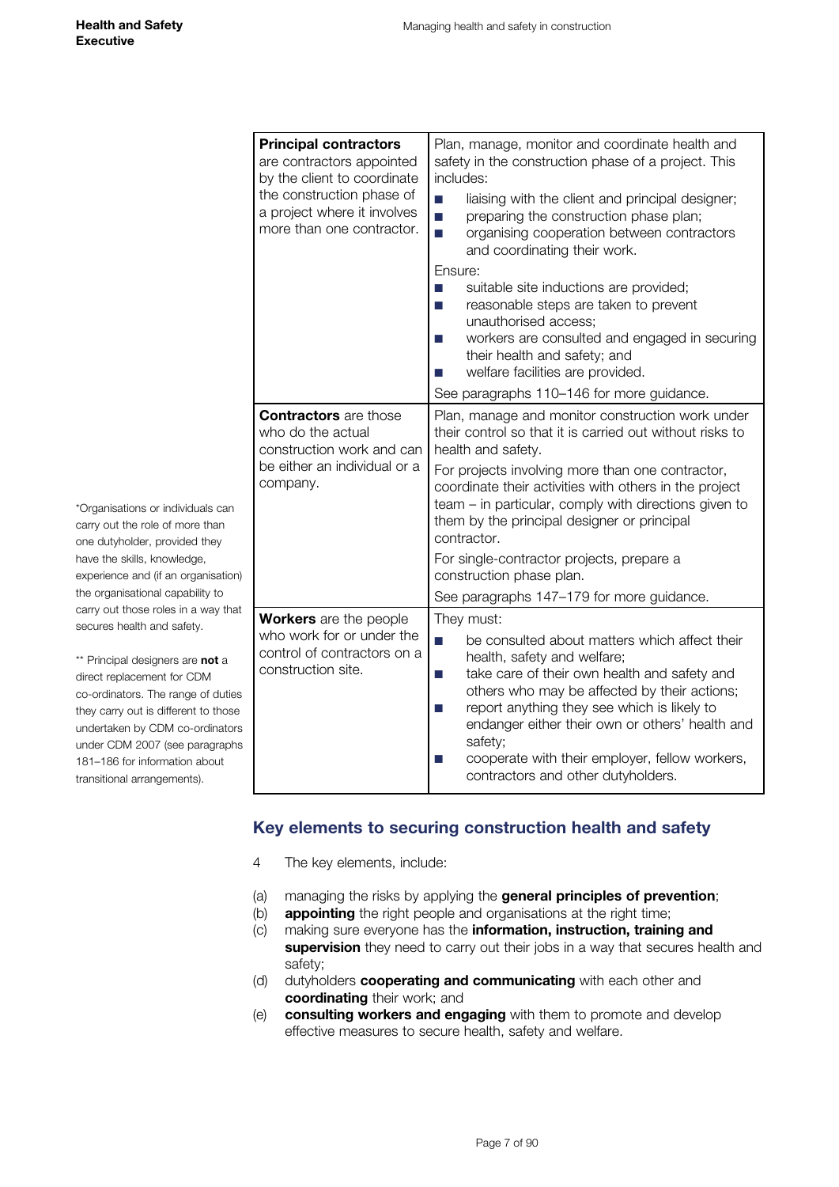| | |
|---|---|
| **Principal contractors** are contractors appointed by the client to coordinate the construction phase of a project where it involves more than one contractor. | Plan, manage, monitor and coordinate health and safety in the construction phase of a project. This includes:<br>■ liaising with the client and principal designer;<br>■ preparing the construction phase plan;<br>■ organising cooperation between contractors and coordinating their work.<br>Ensure:<br>■ suitable site inductions are provided;<br>■ reasonable steps are taken to prevent unauthorised access;<br>■ workers are consulted and engaged in securing their health and safety; and<br>■ welfare facilities are provided.<br>See paragraphs 110–146 for more guidance. |
| **Contractors** are those who do the actual construction work and can be either an individual or a company. | Plan, manage and monitor construction work under their control so that it is carried out without risks to health and safety.<br>For projects involving more than one contractor, coordinate their activities with others in the project team – in particular, comply with directions given to them by the principal designer or principal contractor.<br>For single-contractor projects, prepare a construction phase plan.<br>See paragraphs 147–179 for more guidance. |
| **Workers** are the people who work for or under the control of contractors on a construction site. | They must:<br>■ be consulted about matters which affect their health, safety and welfare;<br>■ take care of their own health and safety and others who may be affected by their actions;<br>■ report anything they see which is likely to endanger either their own or others' health and safety;<br>■ cooperate with their employer, fellow workers, contractors and other dutyholders. |

*Organisations or individuals can carry out the role of more than one dutyholder, provided they have the skills, knowledge, experience and (if an organisation) the organisational capability to carry out those roles in a way that secures health and safety.

** Principal designers are **not** a direct replacement for CDM co-ordinators. The range of duties they carry out is different to those undertaken by CDM co-ordinators under CDM 2007 (see paragraphs 181–186 for information about transitional arrangements).

## Key elements to securing construction health and safety

4 The key elements, include:

(a) managing the risks by applying the **general principles of prevention**;
(b) **appointing** the right people and organisations at the right time;
(c) making sure everyone has the **information, instruction, training and supervision** they need to carry out their jobs in a way that secures health and safety;
(d) dutyholders **cooperating and communicating** with each other and **coordinating** their work; and
(e) **consulting workers and engaging** with them to promote and develop effective measures to secure health, safety and welfare.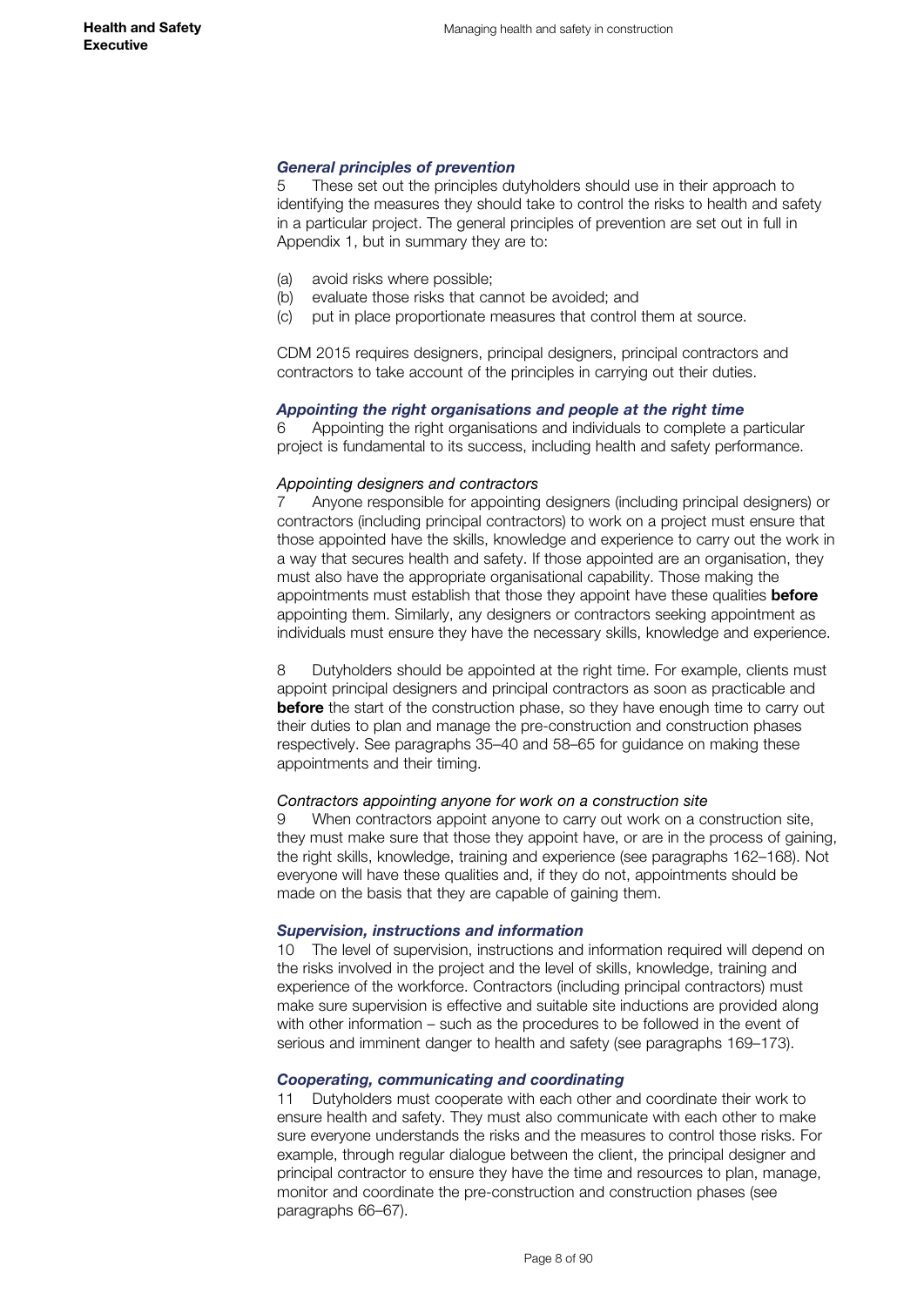### *General principles of prevention*

5 These set out the principles dutyholders should use in their approach to identifying the measures they should take to control the risks to health and safety in a particular project. The general principles of prevention are set out in full in Appendix 1, but in summary they are to:

(a) avoid risks where possible;
(b) evaluate those risks that cannot be avoided; and
(c) put in place proportionate measures that control them at source.

CDM 2015 requires designers, principal designers, principal contractors and contractors to take account of the principles in carrying out their duties.

### *Appointing the right organisations and people at the right time*

6 Appointing the right organisations and individuals to complete a particular project is fundamental to its success, including health and safety performance.

#### *Appointing designers and contractors*

7 Anyone responsible for appointing designers (including principal designers) or contractors (including principal contractors) to work on a project must ensure that those appointed have the skills, knowledge and experience to carry out the work in a way that secures health and safety. If those appointed are an organisation, they must also have the appropriate organisational capability. Those making the appointments must establish that those they appoint have these qualities **before** appointing them. Similarly, any designers or contractors seeking appointment as individuals must ensure they have the necessary skills, knowledge and experience.

8 Dutyholders should be appointed at the right time. For example, clients must appoint principal designers and principal contractors as soon as practicable and **before** the start of the construction phase, so they have enough time to carry out their duties to plan and manage the pre-construction and construction phases respectively. See paragraphs 35–40 and 58–65 for guidance on making these appointments and their timing.

#### *Contractors appointing anyone for work on a construction site*

9 When contractors appoint anyone to carry out work on a construction site, they must make sure that those they appoint have, or are in the process of gaining, the right skills, knowledge, training and experience (see paragraphs 162–168). Not everyone will have these qualities and, if they do not, appointments should be made on the basis that they are capable of gaining them.

### *Supervision, instructions and information*

10 The level of supervision, instructions and information required will depend on the risks involved in the project and the level of skills, knowledge, training and experience of the workforce. Contractors (including principal contractors) must make sure supervision is effective and suitable site inductions are provided along with other information – such as the procedures to be followed in the event of serious and imminent danger to health and safety (see paragraphs 169–173).

### *Cooperating, communicating and coordinating*

11 Dutyholders must cooperate with each other and coordinate their work to ensure health and safety. They must also communicate with each other to make sure everyone understands the risks and the measures to control those risks. For example, through regular dialogue between the client, the principal designer and principal contractor to ensure they have the time and resources to plan, manage, monitor and coordinate the pre-construction and construction phases (see paragraphs 66–67).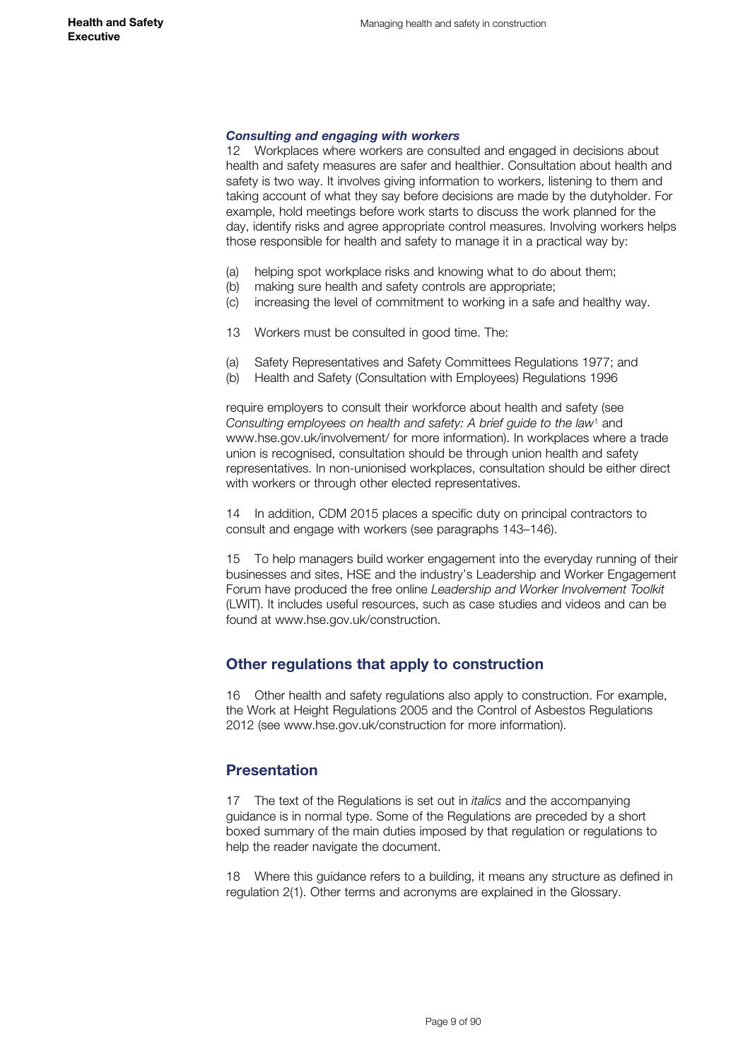### *Consulting and engaging with workers*

12 Workplaces where workers are consulted and engaged in decisions about health and safety measures are safer and healthier. Consultation about health and safety is two way. It involves giving information to workers, listening to them and taking account of what they say before decisions are made by the dutyholder. For example, hold meetings before work starts to discuss the work planned for the day, identify risks and agree appropriate control measures. Involving workers helps those responsible for health and safety to manage it in a practical way by:

(a) helping spot workplace risks and knowing what to do about them;
(b) making sure health and safety controls are appropriate;
(c) increasing the level of commitment to working in a safe and healthy way.

13 Workers must be consulted in good time. The:

(a) Safety Representatives and Safety Committees Regulations 1977; and
(b) Health and Safety (Consultation with Employees) Regulations 1996

require employers to consult their workforce about health and safety (see *Consulting employees on health and safety: A brief guide to the law*[1] and www.hse.gov.uk/involvement/ for more information). In workplaces where a trade union is recognised, consultation should be through union health and safety representatives. In non-unionised workplaces, consultation should be either direct with workers or through other elected representatives.

14 In addition, CDM 2015 places a specific duty on principal contractors to consult and engage with workers (see paragraphs 143–146).

15 To help managers build worker engagement into the everyday running of their businesses and sites, HSE and the industry's Leadership and Worker Engagement Forum have produced the free online *Leadership and Worker Involvement Toolkit* (LWIT). It includes useful resources, such as case studies and videos and can be found at www.hse.gov.uk/construction.

## Other regulations that apply to construction

16 Other health and safety regulations also apply to construction. For example, the Work at Height Regulations 2005 and the Control of Asbestos Regulations 2012 (see www.hse.gov.uk/construction for more information).

## Presentation

17 The text of the Regulations is set out in *italics* and the accompanying guidance is in normal type. Some of the Regulations are preceded by a short boxed summary of the main duties imposed by that regulation or regulations to help the reader navigate the document.

18 Where this guidance refers to a building, it means any structure as defined in regulation 2(1). Other terms and acronyms are explained in the Glossary.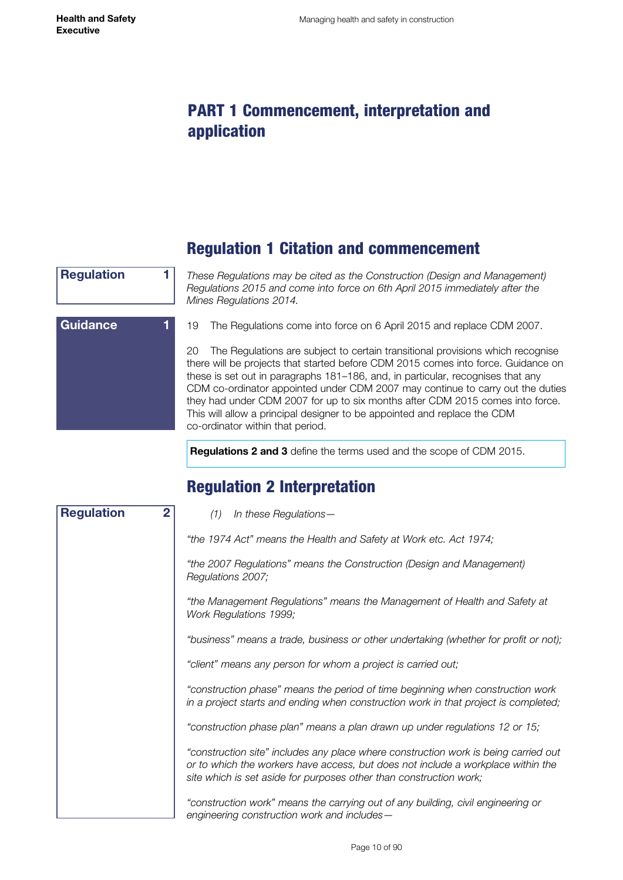# PART 1 Commencement, interpretation and application

## Regulation 1 Citation and commencement

**Regulation 1**

*These Regulations may be cited as the Construction (Design and Management) Regulations 2015 and come into force on 6th April 2015 immediately after the Mines Regulations 2014.*

**Guidance 1**

19 The Regulations come into force on 6 April 2015 and replace CDM 2007.

20 The Regulations are subject to certain transitional provisions which recognise there will be projects that started before CDM 2015 comes into force. Guidance on these is set out in paragraphs 181–186, and, in particular, recognises that any CDM co-ordinator appointed under CDM 2007 may continue to carry out the duties they had under CDM 2007 for up to six months after CDM 2015 comes into force. This will allow a principal designer to be appointed and replace the CDM co-ordinator within that period.

**Regulations 2 and 3** define the terms used and the scope of CDM 2015.

## Regulation 2 Interpretation

**Regulation 2**

*(1) In these Regulations—*

*"the 1974 Act" means the Health and Safety at Work etc. Act 1974;*

*"the 2007 Regulations" means the Construction (Design and Management) Regulations 2007;*

*"the Management Regulations" means the Management of Health and Safety at Work Regulations 1999;*

*"business" means a trade, business or other undertaking (whether for profit or not);*

*"client" means any person for whom a project is carried out;*

*"construction phase" means the period of time beginning when construction work in a project starts and ending when construction work in that project is completed;*

*"construction phase plan" means a plan drawn up under regulations 12 or 15;*

*"construction site" includes any place where construction work is being carried out or to which the workers have access, but does not include a workplace within the site which is set aside for purposes other than construction work;*

*"construction work" means the carrying out of any building, civil engineering or engineering construction work and includes—*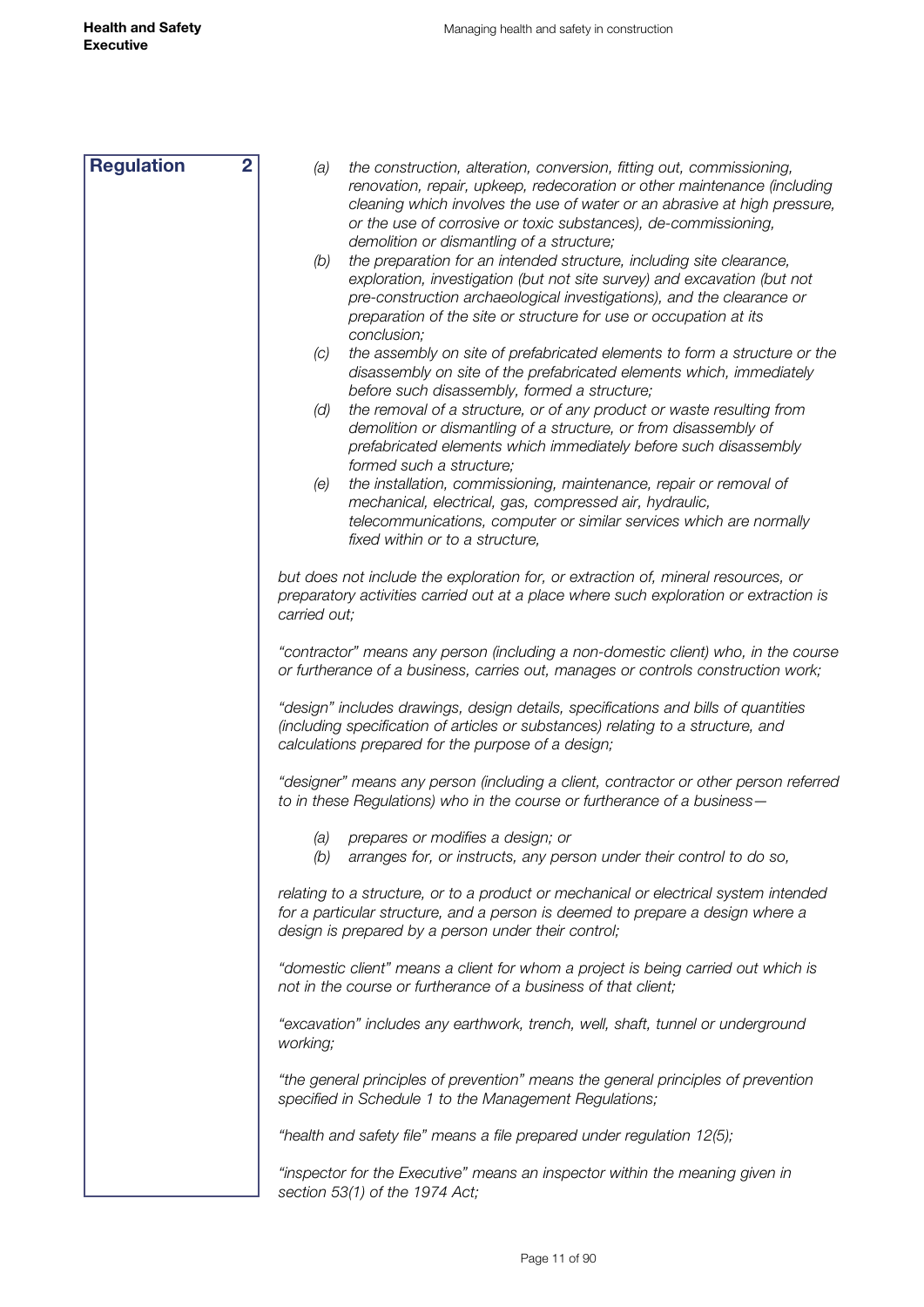**Regulation 2**

*(a) the construction, alteration, conversion, fitting out, commissioning, renovation, repair, upkeep, redecoration or other maintenance (including cleaning which involves the use of water or an abrasive at high pressure, or the use of corrosive or toxic substances), de-commissioning, demolition or dismantling of a structure;*

*(b) the preparation for an intended structure, including site clearance, exploration, investigation (but not site survey) and excavation (but not pre-construction archaeological investigations), and the clearance or preparation of the site or structure for use or occupation at its conclusion;*

*(c) the assembly on site of prefabricated elements to form a structure or the disassembly on site of the prefabricated elements which, immediately before such disassembly, formed a structure;*

*(d) the removal of a structure, or of any product or waste resulting from demolition or dismantling of a structure, or from disassembly of prefabricated elements which immediately before such disassembly formed such a structure;*

*(e) the installation, commissioning, maintenance, repair or removal of mechanical, electrical, gas, compressed air, hydraulic, telecommunications, computer or similar services which are normally fixed within or to a structure,*

*but does not include the exploration for, or extraction of, mineral resources, or preparatory activities carried out at a place where such exploration or extraction is carried out;*

*"contractor" means any person (including a non-domestic client) who, in the course or furtherance of a business, carries out, manages or controls construction work;*

*"design" includes drawings, design details, specifications and bills of quantities (including specification of articles or substances) relating to a structure, and calculations prepared for the purpose of a design;*

*"designer" means any person (including a client, contractor or other person referred to in these Regulations) who in the course or furtherance of a business—*

*(a) prepares or modifies a design; or*

*(b) arranges for, or instructs, any person under their control to do so,*

*relating to a structure, or to a product or mechanical or electrical system intended for a particular structure, and a person is deemed to prepare a design where a design is prepared by a person under their control;*

*"domestic client" means a client for whom a project is being carried out which is not in the course or furtherance of a business of that client;*

*"excavation" includes any earthwork, trench, well, shaft, tunnel or underground working;*

*"the general principles of prevention" means the general principles of prevention specified in Schedule 1 to the Management Regulations;*

*"health and safety file" means a file prepared under regulation 12(5);*

*"inspector for the Executive" means an inspector within the meaning given in section 53(1) of the 1974 Act;*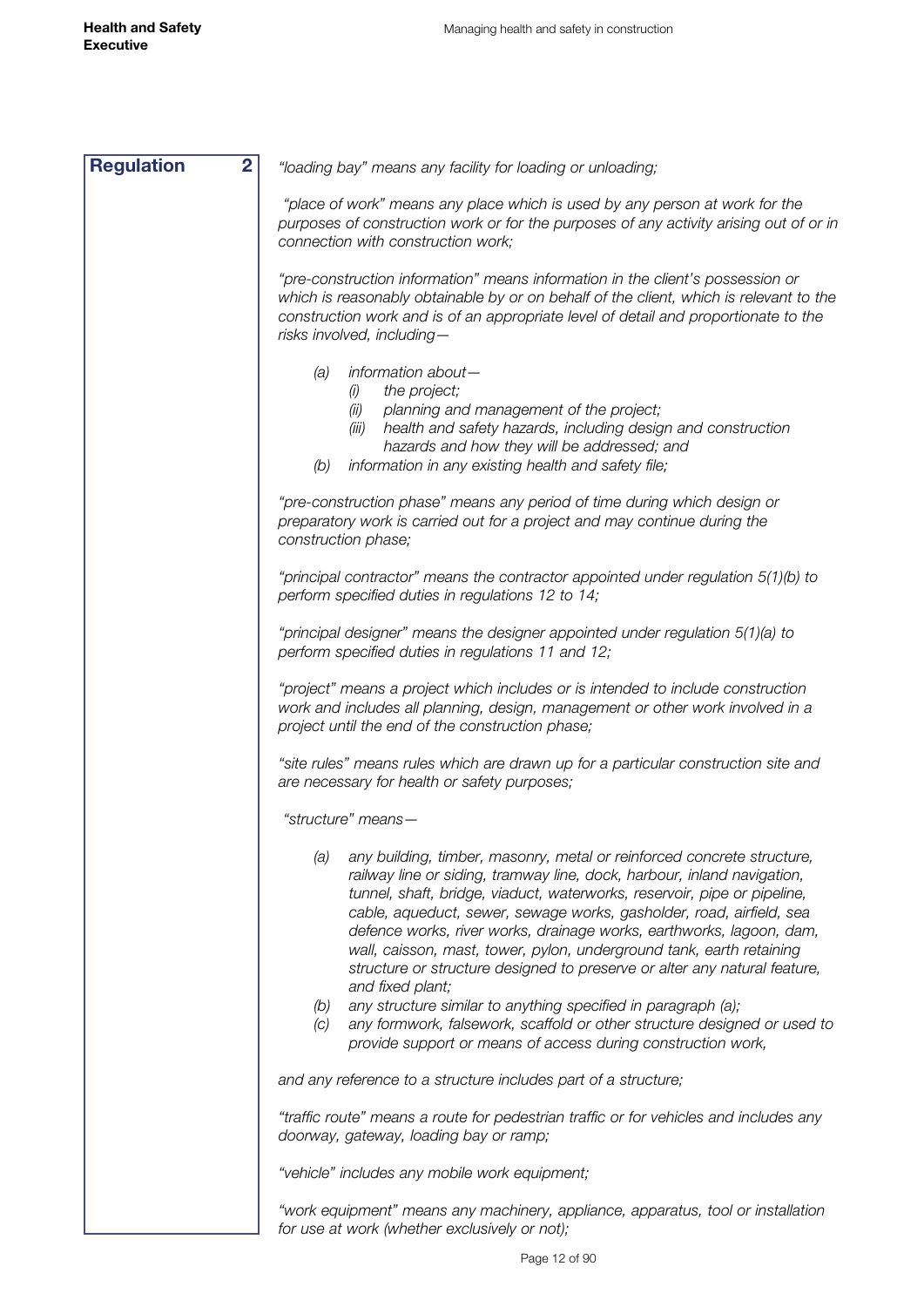**Regulation 2**

*"loading bay" means any facility for loading or unloading;*

*"place of work" means any place which is used by any person at work for the purposes of construction work or for the purposes of any activity arising out of or in connection with construction work;*

*"pre-construction information" means information in the client's possession or which is reasonably obtainable by or on behalf of the client, which is relevant to the construction work and is of an appropriate level of detail and proportionate to the risks involved, including—*

- *(a) information about—*
  - *(i) the project;*
  - *(ii) planning and management of the project;*
  - *(iii) health and safety hazards, including design and construction hazards and how they will be addressed; and*
- *(b) information in any existing health and safety file;*

*"pre-construction phase" means any period of time during which design or preparatory work is carried out for a project and may continue during the construction phase;*

*"principal contractor" means the contractor appointed under regulation 5(1)(b) to perform specified duties in regulations 12 to 14;*

*"principal designer" means the designer appointed under regulation 5(1)(a) to perform specified duties in regulations 11 and 12;*

*"project" means a project which includes or is intended to include construction work and includes all planning, design, management or other work involved in a project until the end of the construction phase;*

*"site rules" means rules which are drawn up for a particular construction site and are necessary for health or safety purposes;*

*"structure" means—*

- *(a) any building, timber, masonry, metal or reinforced concrete structure, railway line or siding, tramway line, dock, harbour, inland navigation, tunnel, shaft, bridge, viaduct, waterworks, reservoir, pipe or pipeline, cable, aqueduct, sewer, sewage works, gasholder, road, airfield, sea defence works, river works, drainage works, earthworks, lagoon, dam, wall, caisson, mast, tower, pylon, underground tank, earth retaining structure or structure designed to preserve or alter any natural feature, and fixed plant;*
- *(b) any structure similar to anything specified in paragraph (a);*
- *(c) any formwork, falsework, scaffold or other structure designed or used to provide support or means of access during construction work,*

*and any reference to a structure includes part of a structure;*

*"traffic route" means a route for pedestrian traffic or for vehicles and includes any doorway, gateway, loading bay or ramp;*

*"vehicle" includes any mobile work equipment;*

*"work equipment" means any machinery, appliance, apparatus, tool or installation for use at work (whether exclusively or not);*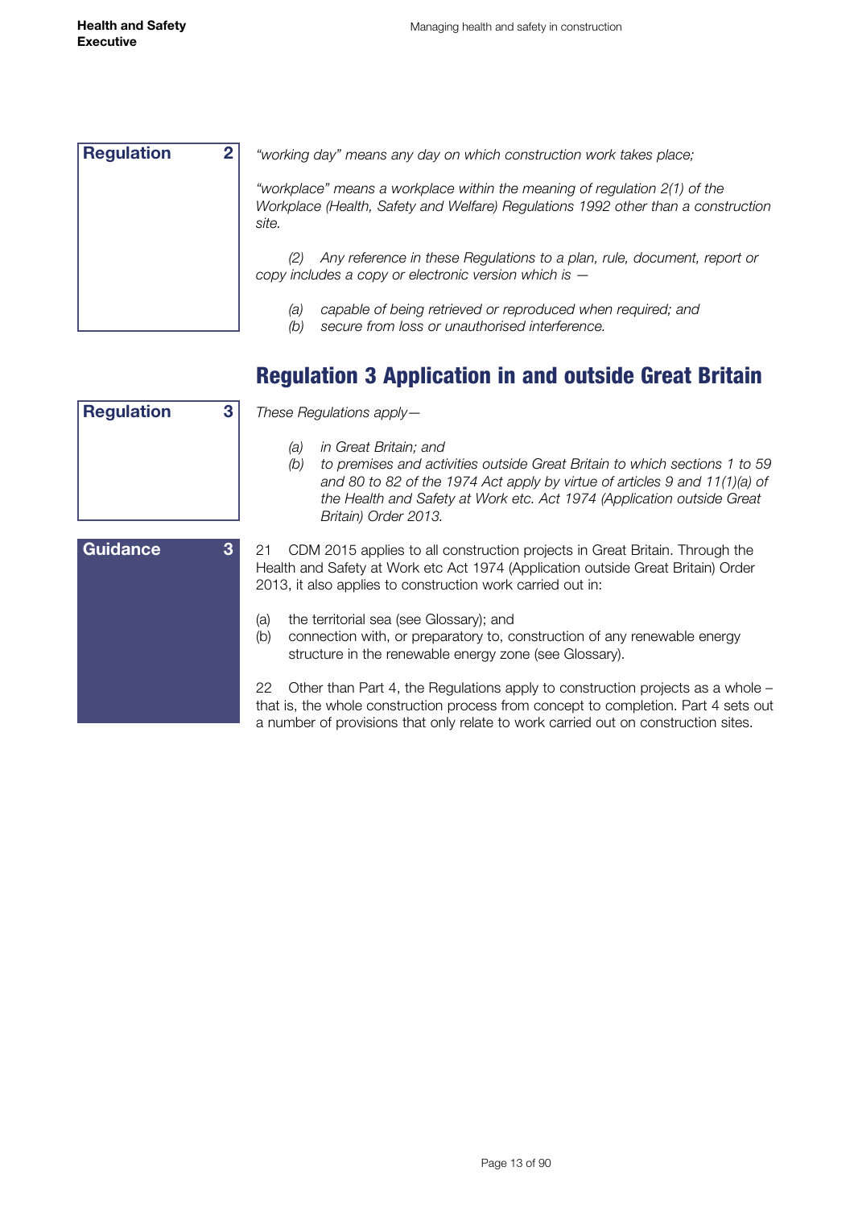**Regulation 2**

*"working day" means any day on which construction work takes place;*

*"workplace" means a workplace within the meaning of regulation 2(1) of the Workplace (Health, Safety and Welfare) Regulations 1992 other than a construction site.*

*(2) Any reference in these Regulations to a plan, rule, document, report or copy includes a copy or electronic version which is —*

*(a) capable of being retrieved or reproduced when required; and*
*(b) secure from loss or unauthorised interference.*

## Regulation 3 Application in and outside Great Britain

**Regulation 3**

*These Regulations apply—*

*(a) in Great Britain; and*
*(b) to premises and activities outside Great Britain to which sections 1 to 59 and 80 to 82 of the 1974 Act apply by virtue of articles 9 and 11(1)(a) of the Health and Safety at Work etc. Act 1974 (Application outside Great Britain) Order 2013.*

**Guidance 3**

21 CDM 2015 applies to all construction projects in Great Britain. Through the Health and Safety at Work etc Act 1974 (Application outside Great Britain) Order 2013, it also applies to construction work carried out in:

(a) the territorial sea (see Glossary); and
(b) connection with, or preparatory to, construction of any renewable energy structure in the renewable energy zone (see Glossary).

22 Other than Part 4, the Regulations apply to construction projects as a whole – that is, the whole construction process from concept to completion. Part 4 sets out a number of provisions that only relate to work carried out on construction sites.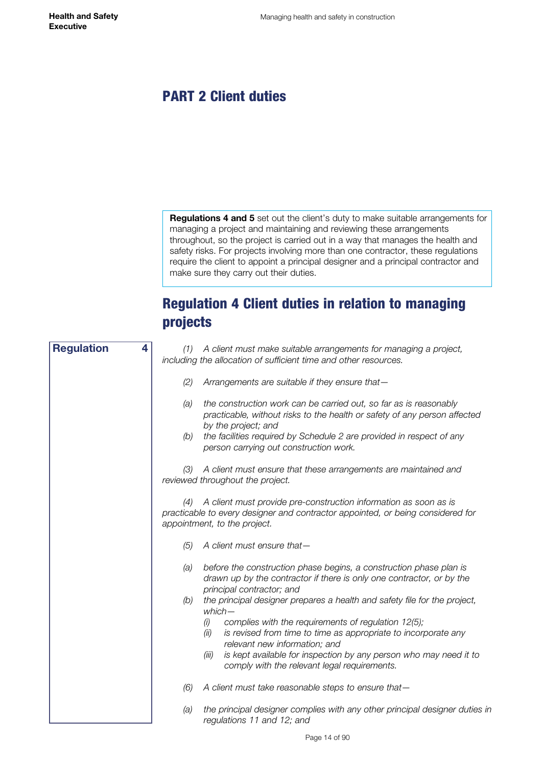# PART 2 Client duties

**Regulations 4 and 5** set out the client's duty to make suitable arrangements for managing a project and maintaining and reviewing these arrangements throughout, so the project is carried out in a way that manages the health and safety risks. For projects involving more than one contractor, these regulations require the client to appoint a principal designer and a principal contractor and make sure they carry out their duties.

## Regulation 4 Client duties in relation to managing projects

**Regulation 4**

*(1) A client must make suitable arrangements for managing a project, including the allocation of sufficient time and other resources.*

*(2) Arrangements are suitable if they ensure that—*

*(a) the construction work can be carried out, so far as is reasonably practicable, without risks to the health or safety of any person affected by the project; and*

*(b) the facilities required by Schedule 2 are provided in respect of any person carrying out construction work.*

*(3) A client must ensure that these arrangements are maintained and reviewed throughout the project.*

*(4) A client must provide pre-construction information as soon as is practicable to every designer and contractor appointed, or being considered for appointment, to the project.*

*(5) A client must ensure that—*

*(a) before the construction phase begins, a construction phase plan is drawn up by the contractor if there is only one contractor, or by the principal contractor; and*

*(b) the principal designer prepares a health and safety file for the project, which—*

- *(i) complies with the requirements of regulation 12(5);*
- *(ii) is revised from time to time as appropriate to incorporate any relevant new information; and*
- *(iii) is kept available for inspection by any person who may need it to comply with the relevant legal requirements.*

*(6) A client must take reasonable steps to ensure that—*

*(a) the principal designer complies with any other principal designer duties in regulations 11 and 12; and*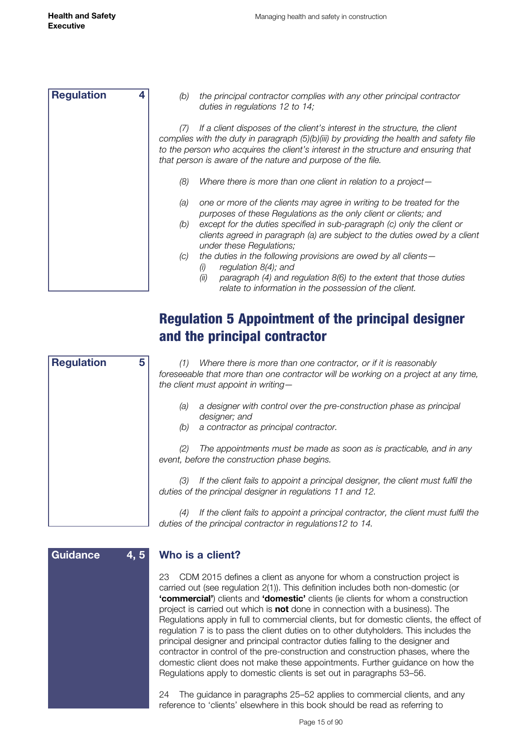**Regulation 4**

*(b) the principal contractor complies with any other principal contractor duties in regulations 12 to 14;*

*(7) If a client disposes of the client's interest in the structure, the client complies with the duty in paragraph (5)(b)(iii) by providing the health and safety file to the person who acquires the client's interest in the structure and ensuring that that person is aware of the nature and purpose of the file.*

*(8) Where there is more than one client in relation to a project—*

*(a) one or more of the clients may agree in writing to be treated for the purposes of these Regulations as the only client or clients; and*

*(b) except for the duties specified in sub-paragraph (c) only the client or clients agreed in paragraph (a) are subject to the duties owed by a client under these Regulations;*

*(c) the duties in the following provisions are owed by all clients—*
- *(i) regulation 8(4); and*
- *(ii) paragraph (4) and regulation 8(6) to the extent that those duties relate to information in the possession of the client.*

## Regulation 5 Appointment of the principal designer and the principal contractor

**Regulation 5**

*(1) Where there is more than one contractor, or if it is reasonably foreseeable that more than one contractor will be working on a project at any time, the client must appoint in writing—*

*(a) a designer with control over the pre-construction phase as principal designer; and*

*(b) a contractor as principal contractor.*

*(2) The appointments must be made as soon as is practicable, and in any event, before the construction phase begins.*

*(3) If the client fails to appoint a principal designer, the client must fulfil the duties of the principal designer in regulations 11 and 12.*

*(4) If the client fails to appoint a principal contractor, the client must fulfil the duties of the principal contractor in regulations12 to 14.*

**Guidance 4, 5**

### Who is a client?

23 CDM 2015 defines a client as anyone for whom a construction project is carried out (see regulation 2(1)). This definition includes both non-domestic (or **'commercial'**) clients and **'domestic'** clients (ie clients for whom a construction project is carried out which is **not** done in connection with a business). The Regulations apply in full to commercial clients, but for domestic clients, the effect of regulation 7 is to pass the client duties on to other dutyholders. This includes the principal designer and principal contractor duties falling to the designer and contractor in control of the pre-construction and construction phases, where the domestic client does not make these appointments. Further guidance on how the Regulations apply to domestic clients is set out in paragraphs 53–56.

24 The guidance in paragraphs 25–52 applies to commercial clients, and any reference to 'clients' elsewhere in this book should be read as referring to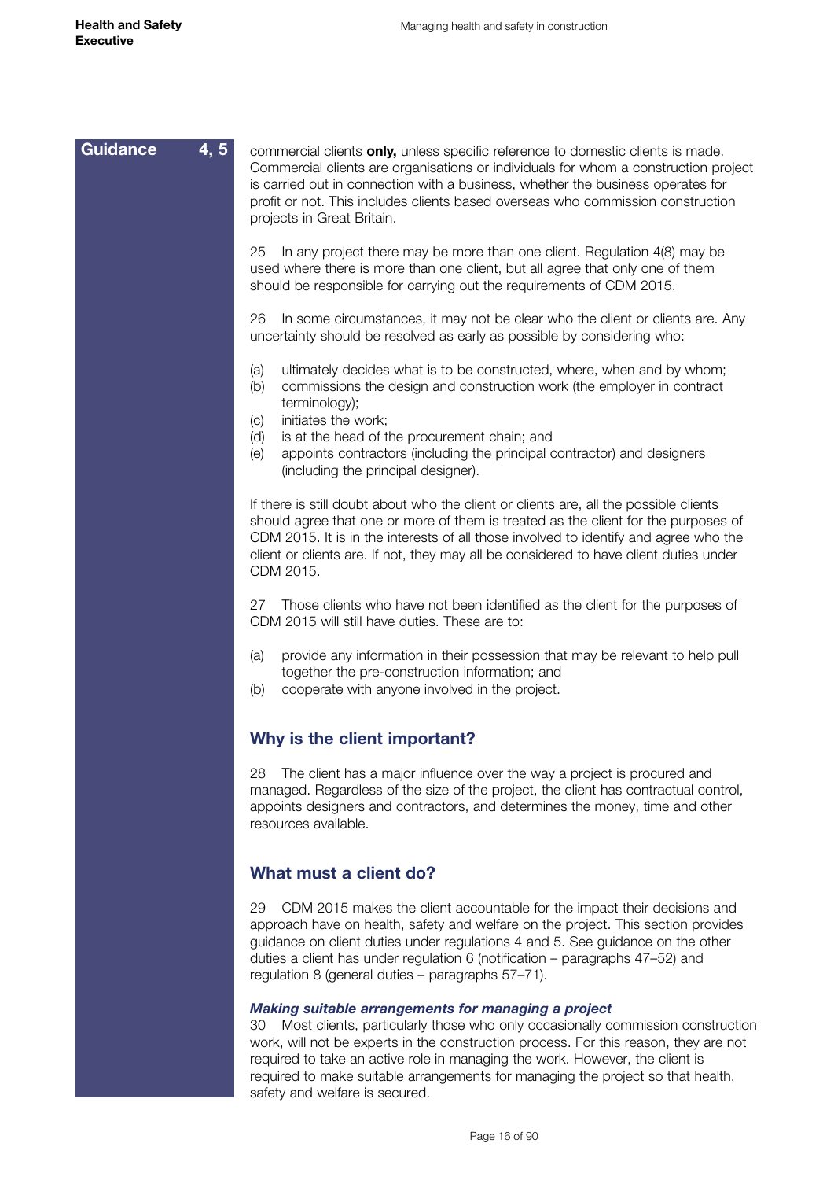**Guidance 4, 5**

commercial clients **only,** unless specific reference to domestic clients is made. Commercial clients are organisations or individuals for whom a construction project is carried out in connection with a business, whether the business operates for profit or not. This includes clients based overseas who commission construction projects in Great Britain.

25 In any project there may be more than one client. Regulation 4(8) may be used where there is more than one client, but all agree that only one of them should be responsible for carrying out the requirements of CDM 2015.

26 In some circumstances, it may not be clear who the client or clients are. Any uncertainty should be resolved as early as possible by considering who:

(a) ultimately decides what is to be constructed, where, when and by whom;
(b) commissions the design and construction work (the employer in contract terminology);
(c) initiates the work;
(d) is at the head of the procurement chain; and
(e) appoints contractors (including the principal contractor) and designers (including the principal designer).

If there is still doubt about who the client or clients are, all the possible clients should agree that one or more of them is treated as the client for the purposes of CDM 2015. It is in the interests of all those involved to identify and agree who the client or clients are. If not, they may all be considered to have client duties under CDM 2015.

27 Those clients who have not been identified as the client for the purposes of CDM 2015 will still have duties. These are to:

(a) provide any information in their possession that may be relevant to help pull together the pre-construction information; and
(b) cooperate with anyone involved in the project.

## Why is the client important?

28 The client has a major influence over the way a project is procured and managed. Regardless of the size of the project, the client has contractual control, appoints designers and contractors, and determines the money, time and other resources available.

## What must a client do?

29 CDM 2015 makes the client accountable for the impact their decisions and approach have on health, safety and welfare on the project. This section provides guidance on client duties under regulations 4 and 5. See guidance on the other duties a client has under regulation 6 (notification – paragraphs 47–52) and regulation 8 (general duties – paragraphs 57–71).

### *Making suitable arrangements for managing a project*

30 Most clients, particularly those who only occasionally commission construction work, will not be experts in the construction process. For this reason, they are not required to take an active role in managing the work. However, the client is required to make suitable arrangements for managing the project so that health, safety and welfare is secured.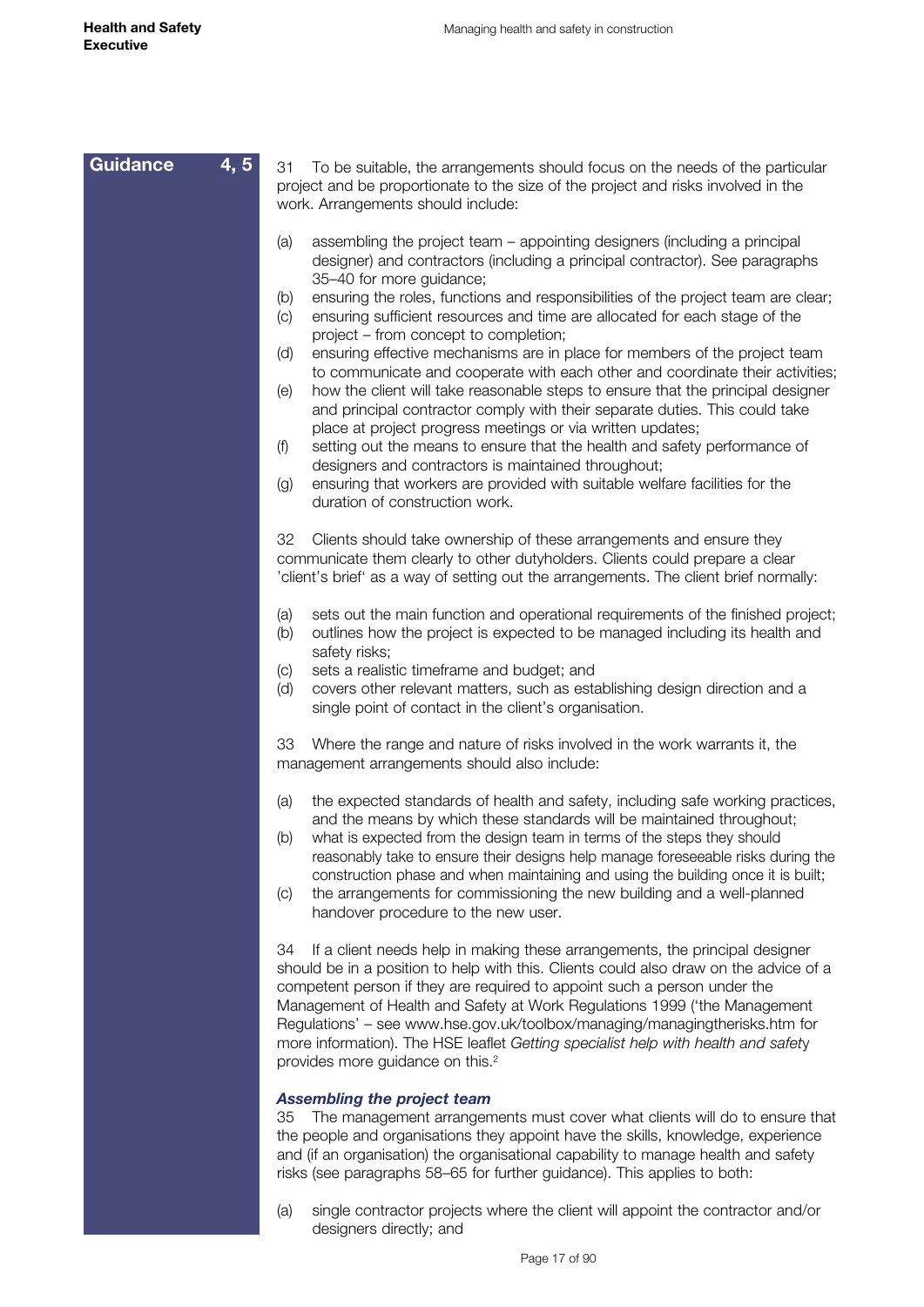**Guidance 4, 5**

31 To be suitable, the arrangements should focus on the needs of the particular project and be proportionate to the size of the project and risks involved in the work. Arrangements should include:

(a) assembling the project team – appointing designers (including a principal designer) and contractors (including a principal contractor). See paragraphs 35–40 for more guidance;
(b) ensuring the roles, functions and responsibilities of the project team are clear;
(c) ensuring sufficient resources and time are allocated for each stage of the project – from concept to completion;
(d) ensuring effective mechanisms are in place for members of the project team to communicate and cooperate with each other and coordinate their activities;
(e) how the client will take reasonable steps to ensure that the principal designer and principal contractor comply with their separate duties. This could take place at project progress meetings or via written updates;
(f) setting out the means to ensure that the health and safety performance of designers and contractors is maintained throughout;
(g) ensuring that workers are provided with suitable welfare facilities for the duration of construction work.

32 Clients should take ownership of these arrangements and ensure they communicate them clearly to other dutyholders. Clients could prepare a clear 'client's brief' as a way of setting out the arrangements. The client brief normally:

(a) sets out the main function and operational requirements of the finished project;
(b) outlines how the project is expected to be managed including its health and safety risks;
(c) sets a realistic timeframe and budget; and
(d) covers other relevant matters, such as establishing design direction and a single point of contact in the client's organisation.

33 Where the range and nature of risks involved in the work warrants it, the management arrangements should also include:

(a) the expected standards of health and safety, including safe working practices, and the means by which these standards will be maintained throughout;
(b) what is expected from the design team in terms of the steps they should reasonably take to ensure their designs help manage foreseeable risks during the construction phase and when maintaining and using the building once it is built;
(c) the arrangements for commissioning the new building and a well-planned handover procedure to the new user.

34 If a client needs help in making these arrangements, the principal designer should be in a position to help with this. Clients could also draw on the advice of a competent person if they are required to appoint such a person under the Management of Health and Safety at Work Regulations 1999 ('the Management Regulations' – see www.hse.gov.uk/toolbox/managing/managingtherisks.htm for more information). The HSE leaflet *Getting specialist help with health and safety* provides more guidance on this.[2]

### *Assembling the project team*

35 The management arrangements must cover what clients will do to ensure that the people and organisations they appoint have the skills, knowledge, experience and (if an organisation) the organisational capability to manage health and safety risks (see paragraphs 58–65 for further guidance). This applies to both:

(a) single contractor projects where the client will appoint the contractor and/or designers directly; and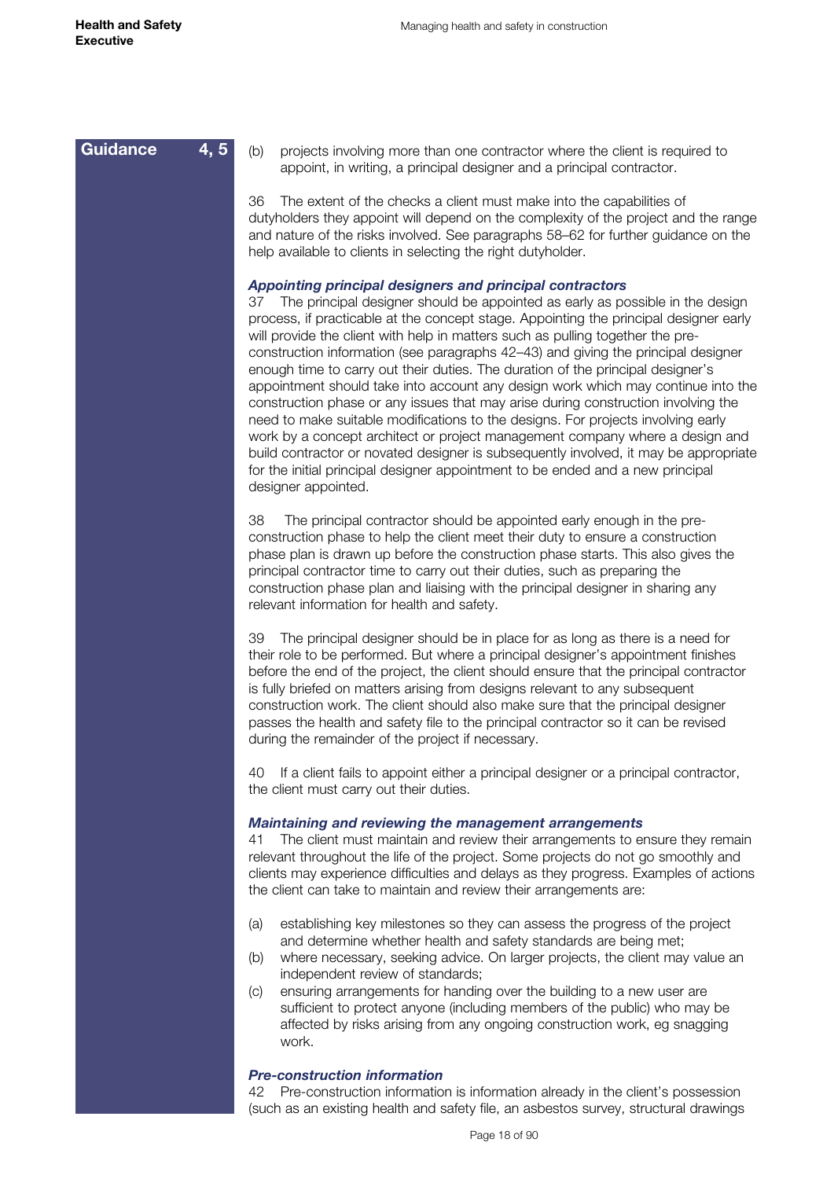**Guidance 4, 5**

(b) projects involving more than one contractor where the client is required to appoint, in writing, a principal designer and a principal contractor.

36 The extent of the checks a client must make into the capabilities of dutyholders they appoint will depend on the complexity of the project and the range and nature of the risks involved. See paragraphs 58–62 for further guidance on the help available to clients in selecting the right dutyholder.

### *Appointing principal designers and principal contractors*

37 The principal designer should be appointed as early as possible in the design process, if practicable at the concept stage. Appointing the principal designer early will provide the client with help in matters such as pulling together the pre-construction information (see paragraphs 42–43) and giving the principal designer enough time to carry out their duties. The duration of the principal designer's appointment should take into account any design work which may continue into the construction phase or any issues that may arise during construction involving the need to make suitable modifications to the designs. For projects involving early work by a concept architect or project management company where a design and build contractor or novated designer is subsequently involved, it may be appropriate for the initial principal designer appointment to be ended and a new principal designer appointed.

38 The principal contractor should be appointed early enough in the pre-construction phase to help the client meet their duty to ensure a construction phase plan is drawn up before the construction phase starts. This also gives the principal contractor time to carry out their duties, such as preparing the construction phase plan and liaising with the principal designer in sharing any relevant information for health and safety.

39 The principal designer should be in place for as long as there is a need for their role to be performed. But where a principal designer's appointment finishes before the end of the project, the client should ensure that the principal contractor is fully briefed on matters arising from designs relevant to any subsequent construction work. The client should also make sure that the principal designer passes the health and safety file to the principal contractor so it can be revised during the remainder of the project if necessary.

40 If a client fails to appoint either a principal designer or a principal contractor, the client must carry out their duties.

### *Maintaining and reviewing the management arrangements*

41 The client must maintain and review their arrangements to ensure they remain relevant throughout the life of the project. Some projects do not go smoothly and clients may experience difficulties and delays as they progress. Examples of actions the client can take to maintain and review their arrangements are:

(a) establishing key milestones so they can assess the progress of the project and determine whether health and safety standards are being met;

(b) where necessary, seeking advice. On larger projects, the client may value an independent review of standards;

(c) ensuring arrangements for handing over the building to a new user are sufficient to protect anyone (including members of the public) who may be affected by risks arising from any ongoing construction work, eg snagging work.

### *Pre-construction information*

42 Pre-construction information is information already in the client's possession (such as an existing health and safety file, an asbestos survey, structural drawings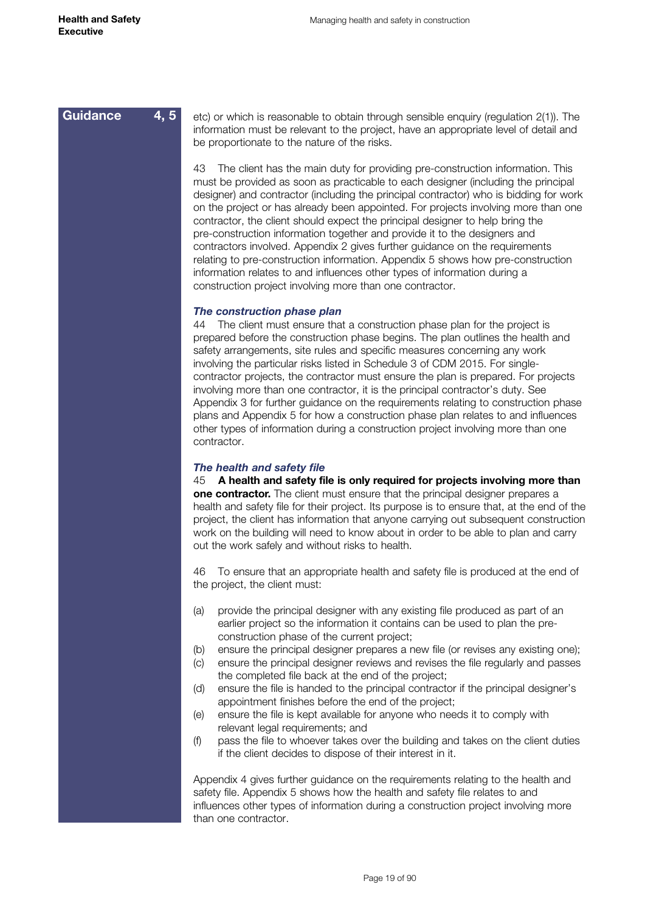**Guidance 4, 5**

etc) or which is reasonable to obtain through sensible enquiry (regulation 2(1)). The information must be relevant to the project, have an appropriate level of detail and be proportionate to the nature of the risks.

43 The client has the main duty for providing pre-construction information. This must be provided as soon as practicable to each designer (including the principal designer) and contractor (including the principal contractor) who is bidding for work on the project or has already been appointed. For projects involving more than one contractor, the client should expect the principal designer to help bring the pre-construction information together and provide it to the designers and contractors involved. Appendix 2 gives further guidance on the requirements relating to pre-construction information. Appendix 5 shows how pre-construction information relates to and influences other types of information during a construction project involving more than one contractor.

### *The construction phase plan*

44 The client must ensure that a construction phase plan for the project is prepared before the construction phase begins. The plan outlines the health and safety arrangements, site rules and specific measures concerning any work involving the particular risks listed in Schedule 3 of CDM 2015. For single-contractor projects, the contractor must ensure the plan is prepared. For projects involving more than one contractor, it is the principal contractor's duty. See Appendix 3 for further guidance on the requirements relating to construction phase plans and Appendix 5 for how a construction phase plan relates to and influences other types of information during a construction project involving more than one contractor.

### *The health and safety file*

45 **A health and safety file is only required for projects involving more than one contractor.** The client must ensure that the principal designer prepares a health and safety file for their project. Its purpose is to ensure that, at the end of the project, the client has information that anyone carrying out subsequent construction work on the building will need to know about in order to be able to plan and carry out the work safely and without risks to health.

46 To ensure that an appropriate health and safety file is produced at the end of the project, the client must:

(a) provide the principal designer with any existing file produced as part of an earlier project so the information it contains can be used to plan the pre-construction phase of the current project;
(b) ensure the principal designer prepares a new file (or revises any existing one);
(c) ensure the principal designer reviews and revises the file regularly and passes the completed file back at the end of the project;
(d) ensure the file is handed to the principal contractor if the principal designer's appointment finishes before the end of the project;
(e) ensure the file is kept available for anyone who needs it to comply with relevant legal requirements; and
(f) pass the file to whoever takes over the building and takes on the client duties if the client decides to dispose of their interest in it.

Appendix 4 gives further guidance on the requirements relating to the health and safety file. Appendix 5 shows how the health and safety file relates to and influences other types of information during a construction project involving more than one contractor.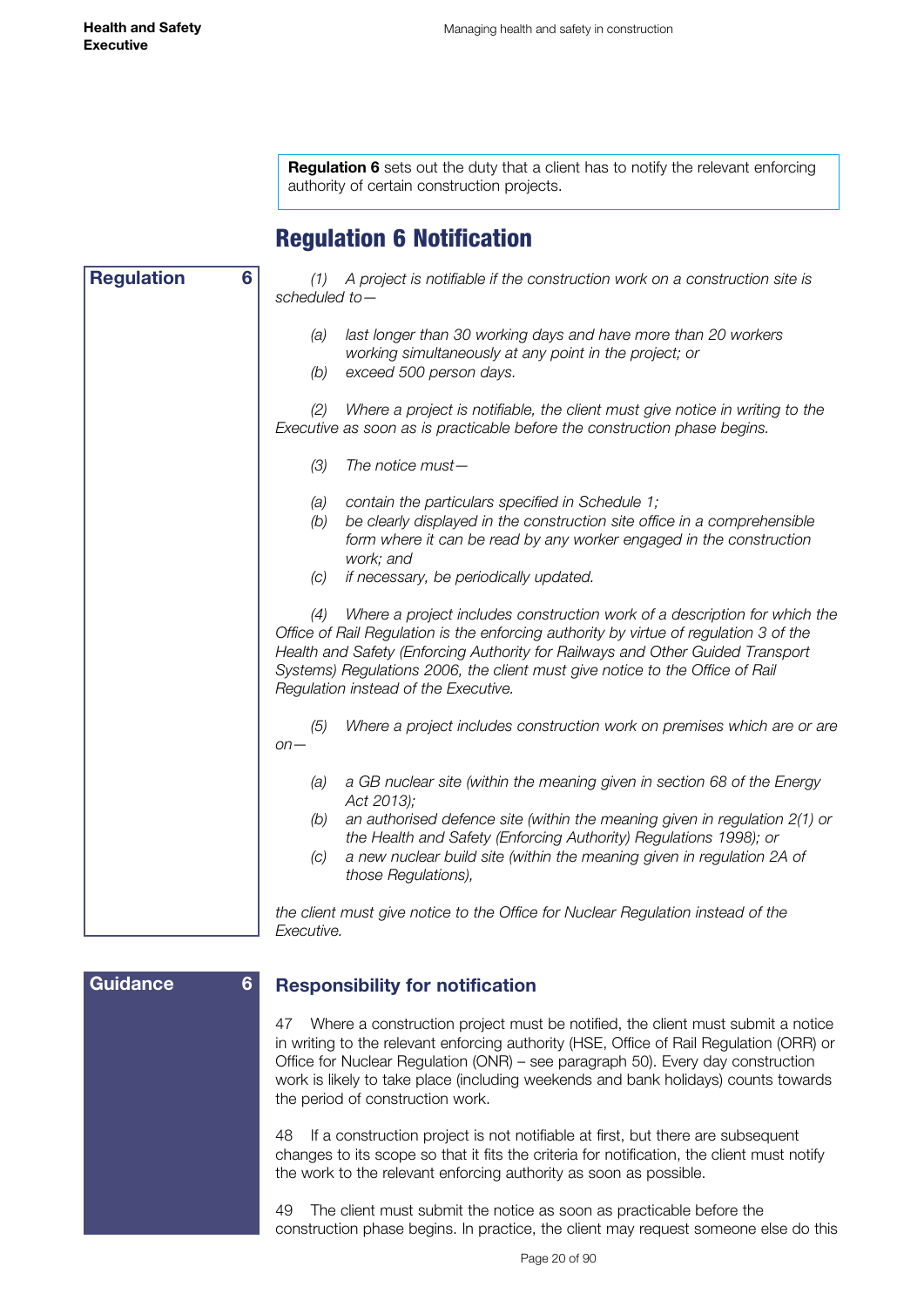**Regulation 6** sets out the duty that a client has to notify the relevant enforcing authority of certain construction projects.

# Regulation 6 Notification

**Regulation 6**

*(1) A project is notifiable if the construction work on a construction site is scheduled to—*

*(a) last longer than 30 working days and have more than 20 workers working simultaneously at any point in the project; or*

*(b) exceed 500 person days.*

*(2) Where a project is notifiable, the client must give notice in writing to the Executive as soon as is practicable before the construction phase begins.*

*(3) The notice must—*

*(a) contain the particulars specified in Schedule 1;*

*(b) be clearly displayed in the construction site office in a comprehensible form where it can be read by any worker engaged in the construction work; and*

*(c) if necessary, be periodically updated.*

*(4) Where a project includes construction work of a description for which the Office of Rail Regulation is the enforcing authority by virtue of regulation 3 of the Health and Safety (Enforcing Authority for Railways and Other Guided Transport Systems) Regulations 2006, the client must give notice to the Office of Rail Regulation instead of the Executive.*

*(5) Where a project includes construction work on premises which are or are on—*

*(a) a GB nuclear site (within the meaning given in section 68 of the Energy Act 2013);*

*(b) an authorised defence site (within the meaning given in regulation 2(1) or the Health and Safety (Enforcing Authority) Regulations 1998); or*

*(c) a new nuclear build site (within the meaning given in regulation 2A of those Regulations),*

*the client must give notice to the Office for Nuclear Regulation instead of the Executive.*

**Guidance 6**

## Responsibility for notification

47 Where a construction project must be notified, the client must submit a notice in writing to the relevant enforcing authority (HSE, Office of Rail Regulation (ORR) or Office for Nuclear Regulation (ONR) – see paragraph 50). Every day construction work is likely to take place (including weekends and bank holidays) counts towards the period of construction work.

48 If a construction project is not notifiable at first, but there are subsequent changes to its scope so that it fits the criteria for notification, the client must notify the work to the relevant enforcing authority as soon as possible.

49 The client must submit the notice as soon as practicable before the construction phase begins. In practice, the client may request someone else do this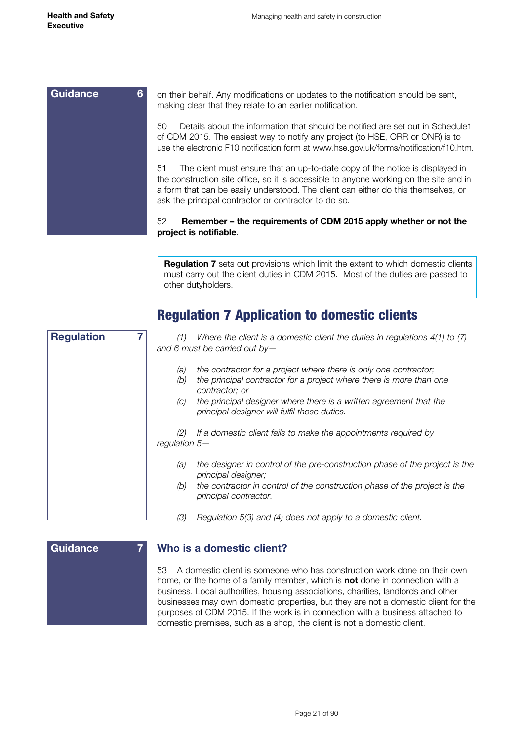**Guidance 6**

on their behalf. Any modifications or updates to the notification should be sent, making clear that they relate to an earlier notification.

50 Details about the information that should be notified are set out in Schedule1 of CDM 2015. The easiest way to notify any project (to HSE, ORR or ONR) is to use the electronic F10 notification form at www.hse.gov.uk/forms/notification/f10.htm.

51 The client must ensure that an up-to-date copy of the notice is displayed in the construction site office, so it is accessible to anyone working on the site and in a form that can be easily understood. The client can either do this themselves, or ask the principal contractor or contractor to do so.

52 **Remember – the requirements of CDM 2015 apply whether or not the project is notifiable**.

**Regulation 7** sets out provisions which limit the extent to which domestic clients must carry out the client duties in CDM 2015. Most of the duties are passed to other dutyholders.

## Regulation 7 Application to domestic clients

**Regulation 7**

*(1) Where the client is a domestic client the duties in regulations 4(1) to (7) and 6 must be carried out by—*

*(a) the contractor for a project where there is only one contractor;*
*(b) the principal contractor for a project where there is more than one contractor; or*
*(c) the principal designer where there is a written agreement that the principal designer will fulfil those duties.*

*(2) If a domestic client fails to make the appointments required by regulation 5—*

*(a) the designer in control of the pre-construction phase of the project is the principal designer;*
*(b) the contractor in control of the construction phase of the project is the principal contractor.*

*(3) Regulation 5(3) and (4) does not apply to a domestic client.*

**Guidance 7**

### Who is a domestic client?

53 A domestic client is someone who has construction work done on their own home, or the home of a family member, which is **not** done in connection with a business. Local authorities, housing associations, charities, landlords and other businesses may own domestic properties, but they are not a domestic client for the purposes of CDM 2015. If the work is in connection with a business attached to domestic premises, such as a shop, the client is not a domestic client.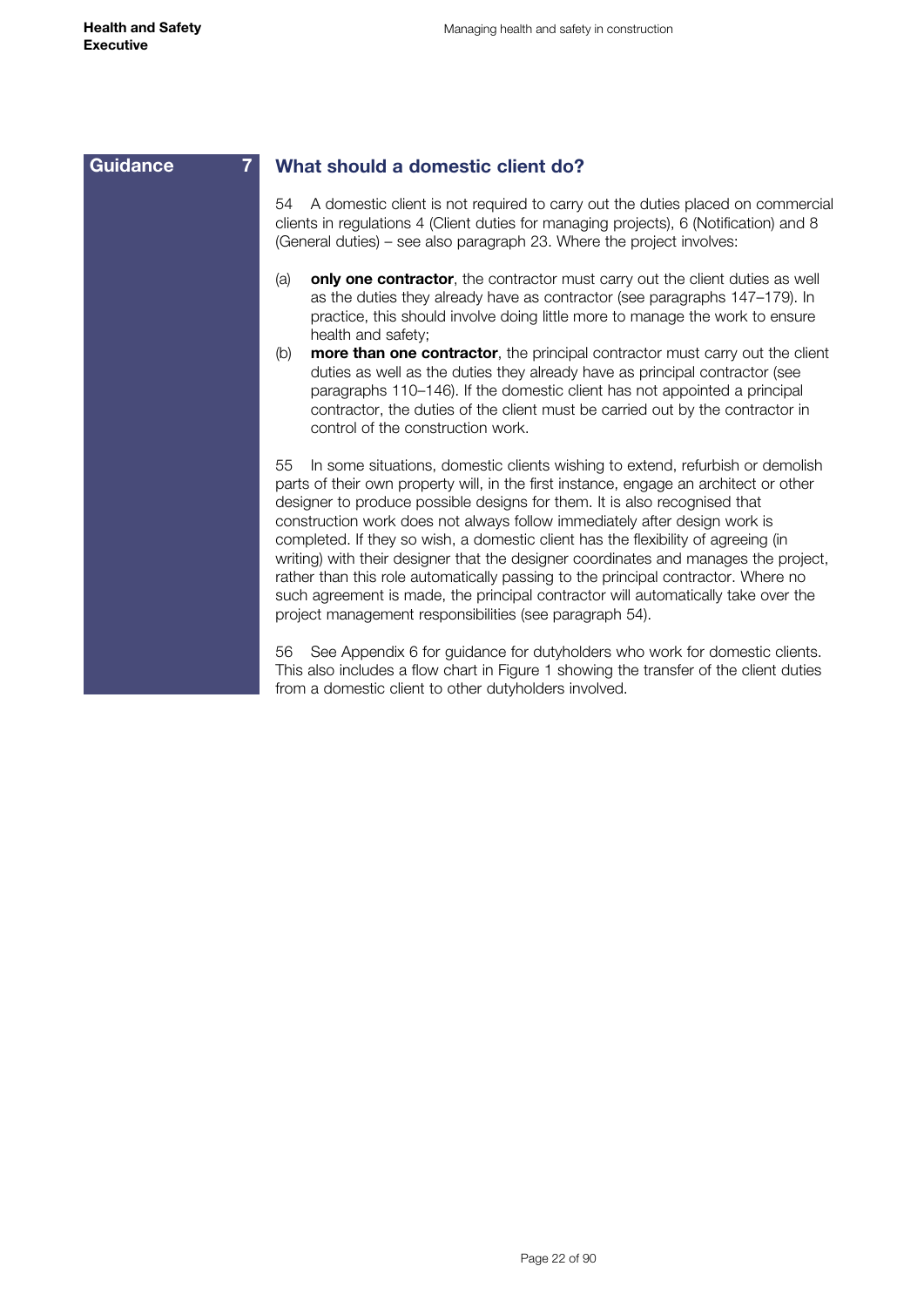Guidance 7

## What should a domestic client do?

54 A domestic client is not required to carry out the duties placed on commercial clients in regulations 4 (Client duties for managing projects), 6 (Notification) and 8 (General duties) – see also paragraph 23. Where the project involves:

(a) **only one contractor**, the contractor must carry out the client duties as well as the duties they already have as contractor (see paragraphs 147–179). In practice, this should involve doing little more to manage the work to ensure health and safety;

(b) **more than one contractor**, the principal contractor must carry out the client duties as well as the duties they already have as principal contractor (see paragraphs 110–146). If the domestic client has not appointed a principal contractor, the duties of the client must be carried out by the contractor in control of the construction work.

55 In some situations, domestic clients wishing to extend, refurbish or demolish parts of their own property will, in the first instance, engage an architect or other designer to produce possible designs for them. It is also recognised that construction work does not always follow immediately after design work is completed. If they so wish, a domestic client has the flexibility of agreeing (in writing) with their designer that the designer coordinates and manages the project, rather than this role automatically passing to the principal contractor. Where no such agreement is made, the principal contractor will automatically take over the project management responsibilities (see paragraph 54).

56 See Appendix 6 for guidance for dutyholders who work for domestic clients. This also includes a flow chart in Figure 1 showing the transfer of the client duties from a domestic client to other dutyholders involved.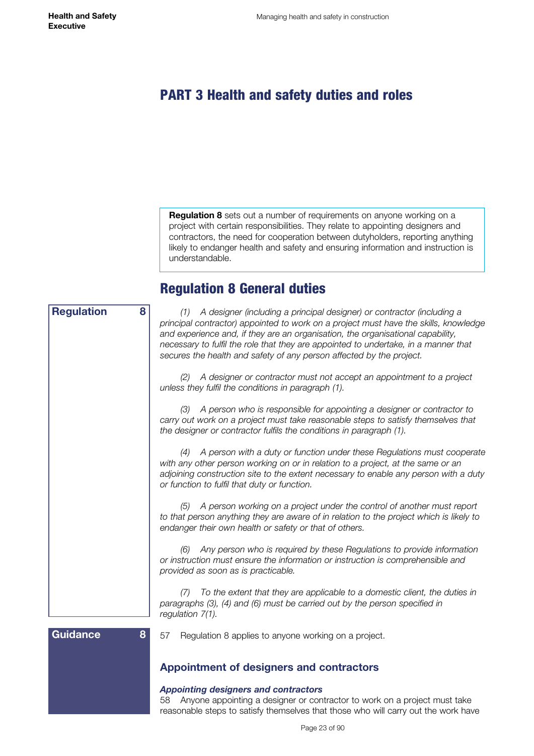# PART 3 Health and safety duties and roles

**Regulation 8** sets out a number of requirements on anyone working on a project with certain responsibilities. They relate to appointing designers and contractors, the need for cooperation between dutyholders, reporting anything likely to endanger health and safety and ensuring information and instruction is understandable.

## Regulation 8 General duties

**Regulation 8**

*(1) A designer (including a principal designer) or contractor (including a principal contractor) appointed to work on a project must have the skills, knowledge and experience and, if they are an organisation, the organisational capability, necessary to fulfil the role that they are appointed to undertake, in a manner that secures the health and safety of any person affected by the project.*

*(2) A designer or contractor must not accept an appointment to a project unless they fulfil the conditions in paragraph (1).*

*(3) A person who is responsible for appointing a designer or contractor to carry out work on a project must take reasonable steps to satisfy themselves that the designer or contractor fulfils the conditions in paragraph (1).*

*(4) A person with a duty or function under these Regulations must cooperate with any other person working on or in relation to a project, at the same or an adjoining construction site to the extent necessary to enable any person with a duty or function to fulfil that duty or function.*

*(5) A person working on a project under the control of another must report to that person anything they are aware of in relation to the project which is likely to endanger their own health or safety or that of others.*

*(6) Any person who is required by these Regulations to provide information or instruction must ensure the information or instruction is comprehensible and provided as soon as is practicable.*

*(7) To the extent that they are applicable to a domestic client, the duties in paragraphs (3), (4) and (6) must be carried out by the person specified in regulation 7(1).*

**Guidance 8**

57 Regulation 8 applies to anyone working on a project.

### Appointment of designers and contractors

#### *Appointing designers and contractors*

58 Anyone appointing a designer or contractor to work on a project must take reasonable steps to satisfy themselves that those who will carry out the work have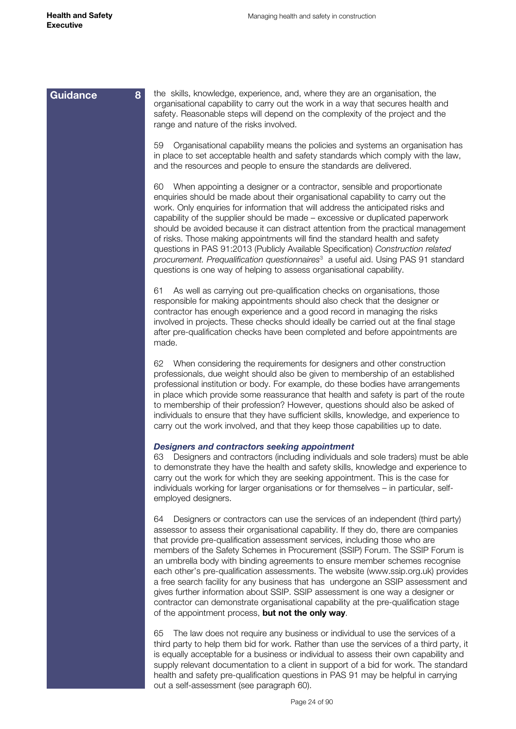**Guidance 8**

the skills, knowledge, experience, and, where they are an organisation, the organisational capability to carry out the work in a way that secures health and safety. Reasonable steps will depend on the complexity of the project and the range and nature of the risks involved.

59 Organisational capability means the policies and systems an organisation has in place to set acceptable health and safety standards which comply with the law, and the resources and people to ensure the standards are delivered.

60 When appointing a designer or a contractor, sensible and proportionate enquiries should be made about their organisational capability to carry out the work. Only enquiries for information that will address the anticipated risks and capability of the supplier should be made – excessive or duplicated paperwork should be avoided because it can distract attention from the practical management of risks. Those making appointments will find the standard health and safety questions in PAS 91:2013 (Publicly Available Specification) *Construction related procurement. Prequalification questionnaires*[3] a useful aid. Using PAS 91 standard questions is one way of helping to assess organisational capability.

61 As well as carrying out pre-qualification checks on organisations, those responsible for making appointments should also check that the designer or contractor has enough experience and a good record in managing the risks involved in projects. These checks should ideally be carried out at the final stage after pre-qualification checks have been completed and before appointments are made.

62 When considering the requirements for designers and other construction professionals, due weight should also be given to membership of an established professional institution or body. For example, do these bodies have arrangements in place which provide some reassurance that health and safety is part of the route to membership of their profession? However, questions should also be asked of individuals to ensure that they have sufficient skills, knowledge, and experience to carry out the work involved, and that they keep those capabilities up to date.

### *Designers and contractors seeking appointment*

63 Designers and contractors (including individuals and sole traders) must be able to demonstrate they have the health and safety skills, knowledge and experience to carry out the work for which they are seeking appointment. This is the case for individuals working for larger organisations or for themselves – in particular, self-employed designers.

64 Designers or contractors can use the services of an independent (third party) assessor to assess their organisational capability. If they do, there are companies that provide pre-qualification assessment services, including those who are members of the Safety Schemes in Procurement (SSIP) Forum. The SSIP Forum is an umbrella body with binding agreements to ensure member schemes recognise each other's pre-qualification assessments. The website (www.ssip.org.uk) provides a free search facility for any business that has undergone an SSIP assessment and gives further information about SSIP. SSIP assessment is one way a designer or contractor can demonstrate organisational capability at the pre-qualification stage of the appointment process, **but not the only way**.

65 The law does not require any business or individual to use the services of a third party to help them bid for work. Rather than use the services of a third party, it is equally acceptable for a business or individual to assess their own capability and supply relevant documentation to a client in support of a bid for work. The standard health and safety pre-qualification questions in PAS 91 may be helpful in carrying out a self-assessment (see paragraph 60).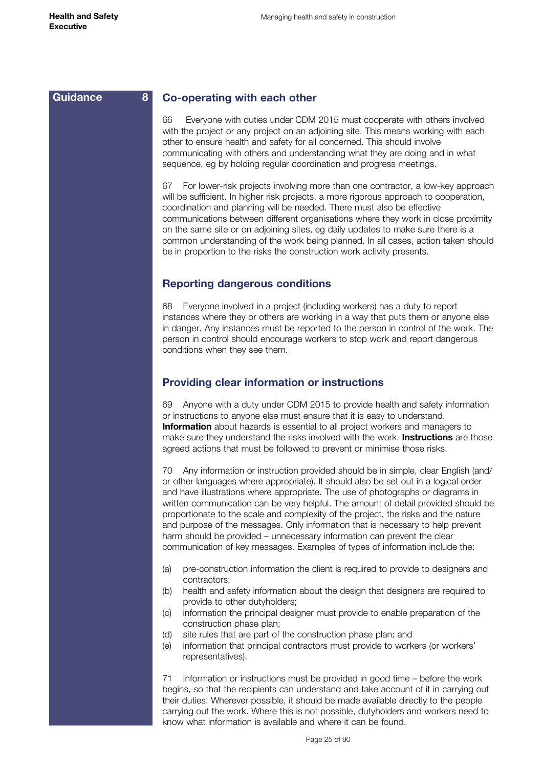Guidance 8

## Co-operating with each other

66 Everyone with duties under CDM 2015 must cooperate with others involved with the project or any project on an adjoining site. This means working with each other to ensure health and safety for all concerned. This should involve communicating with others and understanding what they are doing and in what sequence, eg by holding regular coordination and progress meetings.

67 For lower-risk projects involving more than one contractor, a low-key approach will be sufficient. In higher risk projects, a more rigorous approach to cooperation, coordination and planning will be needed. There must also be effective communications between different organisations where they work in close proximity on the same site or on adjoining sites, eg daily updates to make sure there is a common understanding of the work being planned. In all cases, action taken should be in proportion to the risks the construction work activity presents.

## Reporting dangerous conditions

68 Everyone involved in a project (including workers) has a duty to report instances where they or others are working in a way that puts them or anyone else in danger. Any instances must be reported to the person in control of the work. The person in control should encourage workers to stop work and report dangerous conditions when they see them.

## Providing clear information or instructions

69 Anyone with a duty under CDM 2015 to provide health and safety information or instructions to anyone else must ensure that it is easy to understand. **Information** about hazards is essential to all project workers and managers to make sure they understand the risks involved with the work. **Instructions** are those agreed actions that must be followed to prevent or minimise those risks.

70 Any information or instruction provided should be in simple, clear English (and/or other languages where appropriate). It should also be set out in a logical order and have illustrations where appropriate. The use of photographs or diagrams in written communication can be very helpful. The amount of detail provided should be proportionate to the scale and complexity of the project, the risks and the nature and purpose of the messages. Only information that is necessary to help prevent harm should be provided – unnecessary information can prevent the clear communication of key messages. Examples of types of information include the:

(a) pre-construction information the client is required to provide to designers and contractors;
(b) health and safety information about the design that designers are required to provide to other dutyholders;
(c) information the principal designer must provide to enable preparation of the construction phase plan;
(d) site rules that are part of the construction phase plan; and
(e) information that principal contractors must provide to workers (or workers' representatives).

71 Information or instructions must be provided in good time – before the work begins, so that the recipients can understand and take account of it in carrying out their duties. Wherever possible, it should be made available directly to the people carrying out the work. Where this is not possible, dutyholders and workers need to know what information is available and where it can be found.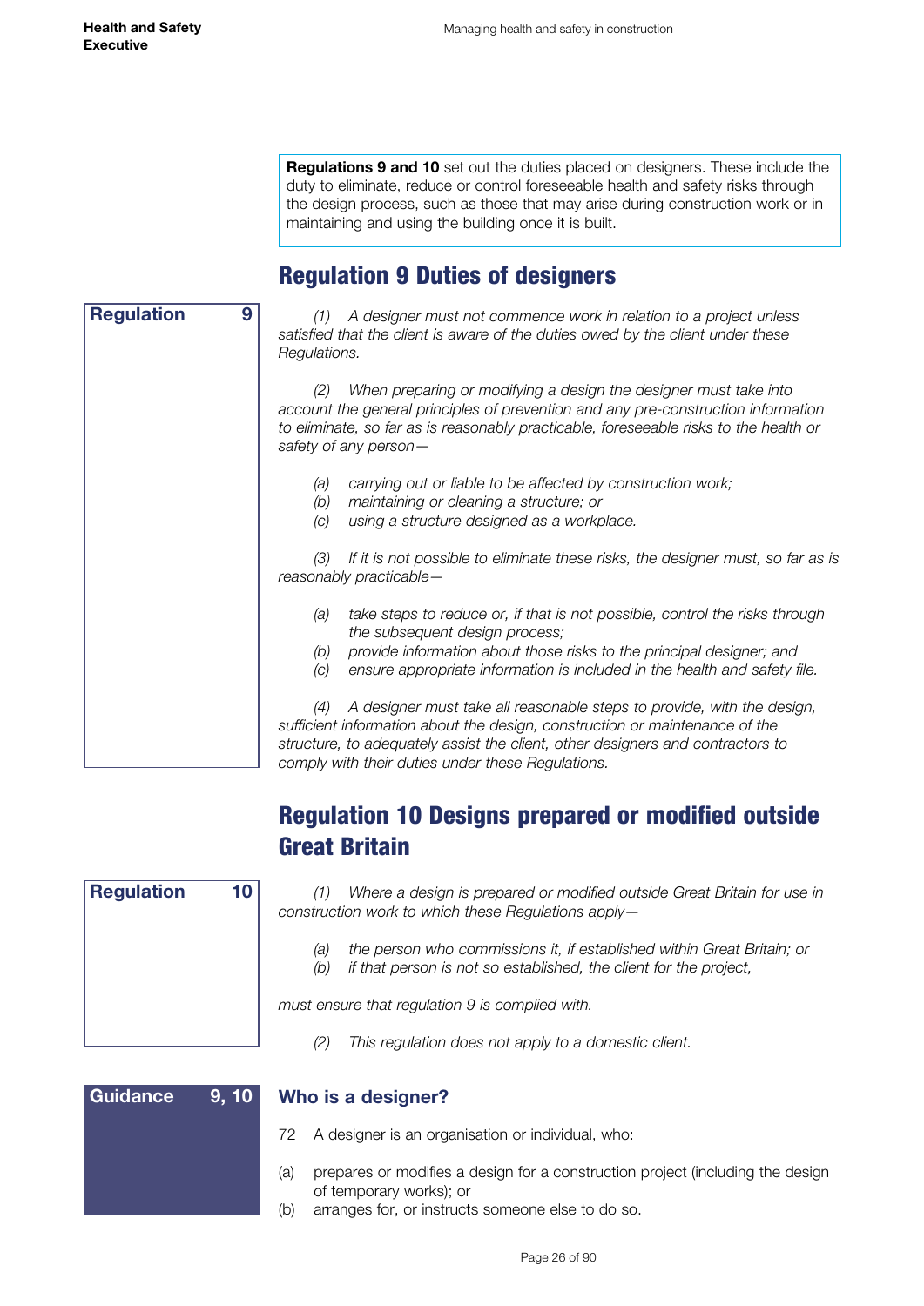**Regulations 9 and 10** set out the duties placed on designers. These include the duty to eliminate, reduce or control foreseeable health and safety risks through the design process, such as those that may arise during construction work or in maintaining and using the building once it is built.

## Regulation 9 Duties of designers

**Regulation 9**

*(1) A designer must not commence work in relation to a project unless satisfied that the client is aware of the duties owed by the client under these Regulations.*

*(2) When preparing or modifying a design the designer must take into account the general principles of prevention and any pre-construction information to eliminate, so far as is reasonably practicable, foreseeable risks to the health or safety of any person—*

*(a) carrying out or liable to be affected by construction work;*
*(b) maintaining or cleaning a structure; or*
*(c) using a structure designed as a workplace.*

*(3) If it is not possible to eliminate these risks, the designer must, so far as is reasonably practicable—*

*(a) take steps to reduce or, if that is not possible, control the risks through the subsequent design process;*
*(b) provide information about those risks to the principal designer; and*
*(c) ensure appropriate information is included in the health and safety file.*

*(4) A designer must take all reasonable steps to provide, with the design, sufficient information about the design, construction or maintenance of the structure, to adequately assist the client, other designers and contractors to comply with their duties under these Regulations.*

## Regulation 10 Designs prepared or modified outside Great Britain

**Regulation 10**

*(1) Where a design is prepared or modified outside Great Britain for use in construction work to which these Regulations apply—*

*(a) the person who commissions it, if established within Great Britain; or*
*(b) if that person is not so established, the client for the project,*

*must ensure that regulation 9 is complied with.*

*(2) This regulation does not apply to a domestic client.*

**Guidance 9, 10**

### Who is a designer?

72 A designer is an organisation or individual, who:

(a) prepares or modifies a design for a construction project (including the design of temporary works); or
(b) arranges for, or instructs someone else to do so.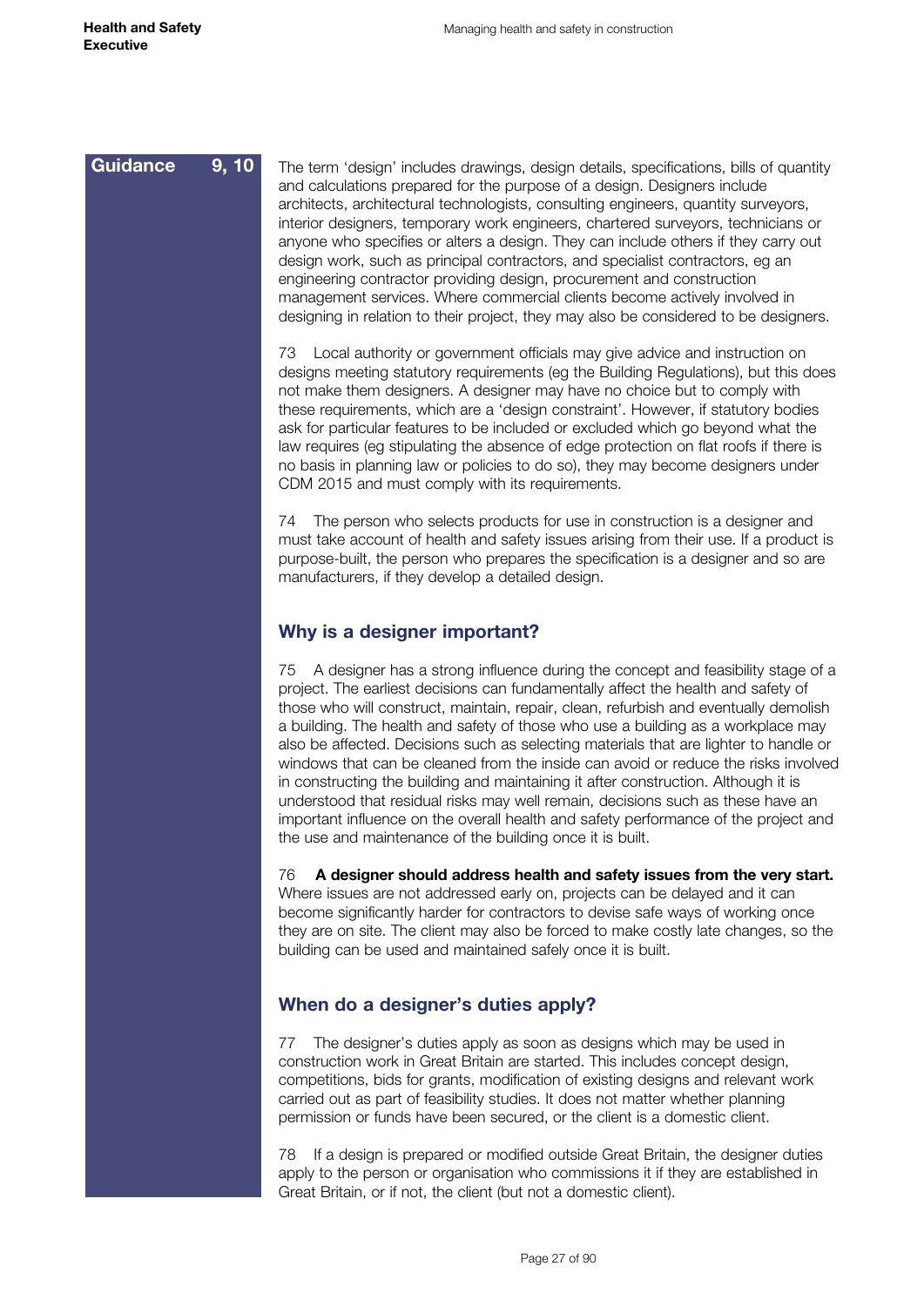**Guidance 9, 10**

The term 'design' includes drawings, design details, specifications, bills of quantity and calculations prepared for the purpose of a design. Designers include architects, architectural technologists, consulting engineers, quantity surveyors, interior designers, temporary work engineers, chartered surveyors, technicians or anyone who specifies or alters a design. They can include others if they carry out design work, such as principal contractors, and specialist contractors, eg an engineering contractor providing design, procurement and construction management services. Where commercial clients become actively involved in designing in relation to their project, they may also be considered to be designers.

73 Local authority or government officials may give advice and instruction on designs meeting statutory requirements (eg the Building Regulations), but this does not make them designers. A designer may have no choice but to comply with these requirements, which are a 'design constraint'. However, if statutory bodies ask for particular features to be included or excluded which go beyond what the law requires (eg stipulating the absence of edge protection on flat roofs if there is no basis in planning law or policies to do so), they may become designers under CDM 2015 and must comply with its requirements.

74 The person who selects products for use in construction is a designer and must take account of health and safety issues arising from their use. If a product is purpose-built, the person who prepares the specification is a designer and so are manufacturers, if they develop a detailed design.

## Why is a designer important?

75 A designer has a strong influence during the concept and feasibility stage of a project. The earliest decisions can fundamentally affect the health and safety of those who will construct, maintain, repair, clean, refurbish and eventually demolish a building. The health and safety of those who use a building as a workplace may also be affected. Decisions such as selecting materials that are lighter to handle or windows that can be cleaned from the inside can avoid or reduce the risks involved in constructing the building and maintaining it after construction. Although it is understood that residual risks may well remain, decisions such as these have an important influence on the overall health and safety performance of the project and the use and maintenance of the building once it is built.

76 **A designer should address health and safety issues from the very start.** Where issues are not addressed early on, projects can be delayed and it can become significantly harder for contractors to devise safe ways of working once they are on site. The client may also be forced to make costly late changes, so the building can be used and maintained safely once it is built.

## When do a designer's duties apply?

77 The designer's duties apply as soon as designs which may be used in construction work in Great Britain are started. This includes concept design, competitions, bids for grants, modification of existing designs and relevant work carried out as part of feasibility studies. It does not matter whether planning permission or funds have been secured, or the client is a domestic client.

78 If a design is prepared or modified outside Great Britain, the designer duties apply to the person or organisation who commissions it if they are established in Great Britain, or if not, the client (but not a domestic client).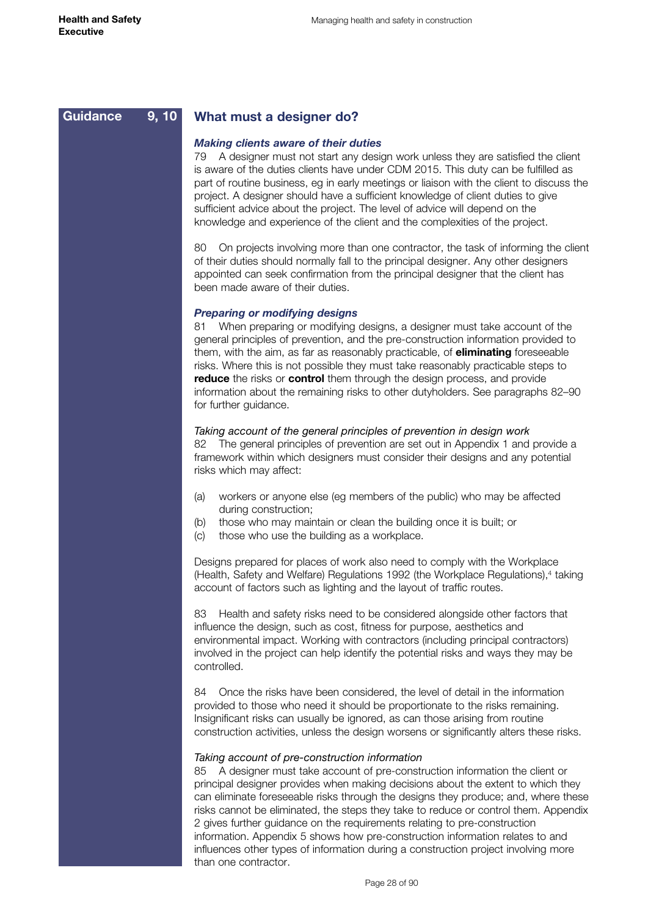**Guidance 9, 10**

## What must a designer do?

### *Making clients aware of their duties*

79 A designer must not start any design work unless they are satisfied the client is aware of the duties clients have under CDM 2015. This duty can be fulfilled as part of routine business, eg in early meetings or liaison with the client to discuss the project. A designer should have a sufficient knowledge of client duties to give sufficient advice about the project. The level of advice will depend on the knowledge and experience of the client and the complexities of the project.

80 On projects involving more than one contractor, the task of informing the client of their duties should normally fall to the principal designer. Any other designers appointed can seek confirmation from the principal designer that the client has been made aware of their duties.

### *Preparing or modifying designs*

81 When preparing or modifying designs, a designer must take account of the general principles of prevention, and the pre-construction information provided to them, with the aim, as far as reasonably practicable, of **eliminating** foreseeable risks. Where this is not possible they must take reasonably practicable steps to **reduce** the risks or **control** them through the design process, and provide information about the remaining risks to other dutyholders. See paragraphs 82–90 for further guidance.

*Taking account of the general principles of prevention in design work*

82 The general principles of prevention are set out in Appendix 1 and provide a framework within which designers must consider their designs and any potential risks which may affect:

(a) workers or anyone else (eg members of the public) who may be affected during construction;
(b) those who may maintain or clean the building once it is built; or
(c) those who use the building as a workplace.

Designs prepared for places of work also need to comply with the Workplace (Health, Safety and Welfare) Regulations 1992 (the Workplace Regulations),[4] taking account of factors such as lighting and the layout of traffic routes.

83 Health and safety risks need to be considered alongside other factors that influence the design, such as cost, fitness for purpose, aesthetics and environmental impact. Working with contractors (including principal contractors) involved in the project can help identify the potential risks and ways they may be controlled.

84 Once the risks have been considered, the level of detail in the information provided to those who need it should be proportionate to the risks remaining. Insignificant risks can usually be ignored, as can those arising from routine construction activities, unless the design worsens or significantly alters these risks.

*Taking account of pre-construction information*

85 A designer must take account of pre-construction information the client or principal designer provides when making decisions about the extent to which they can eliminate foreseeable risks through the designs they produce; and, where these risks cannot be eliminated, the steps they take to reduce or control them. Appendix 2 gives further guidance on the requirements relating to pre-construction information. Appendix 5 shows how pre-construction information relates to and influences other types of information during a construction project involving more than one contractor.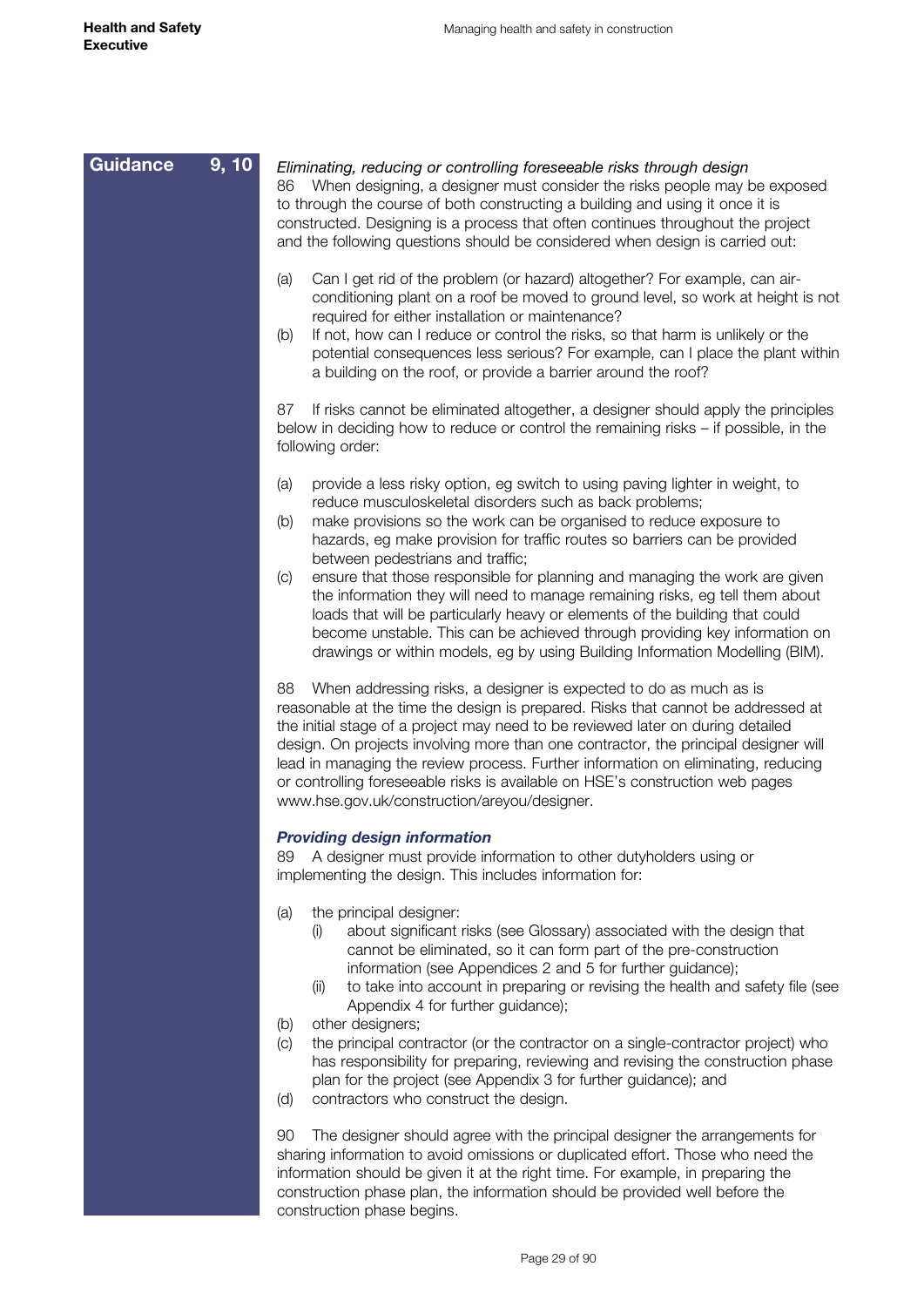**Guidance 9, 10**

*Eliminating, reducing or controlling foreseeable risks through design*

86 When designing, a designer must consider the risks people may be exposed to through the course of both constructing a building and using it once it is constructed. Designing is a process that often continues throughout the project and the following questions should be considered when design is carried out:

(a) Can I get rid of the problem (or hazard) altogether? For example, can air-conditioning plant on a roof be moved to ground level, so work at height is not required for either installation or maintenance?
(b) If not, how can I reduce or control the risks, so that harm is unlikely or the potential consequences less serious? For example, can I place the plant within a building on the roof, or provide a barrier around the roof?

87 If risks cannot be eliminated altogether, a designer should apply the principles below in deciding how to reduce or control the remaining risks – if possible, in the following order:

(a) provide a less risky option, eg switch to using paving lighter in weight, to reduce musculoskeletal disorders such as back problems;
(b) make provisions so the work can be organised to reduce exposure to hazards, eg make provision for traffic routes so barriers can be provided between pedestrians and traffic;
(c) ensure that those responsible for planning and managing the work are given the information they will need to manage remaining risks, eg tell them about loads that will be particularly heavy or elements of the building that could become unstable. This can be achieved through providing key information on drawings or within models, eg by using Building Information Modelling (BIM).

88 When addressing risks, a designer is expected to do as much as is reasonable at the time the design is prepared. Risks that cannot be addressed at the initial stage of a project may need to be reviewed later on during detailed design. On projects involving more than one contractor, the principal designer will lead in managing the review process. Further information on eliminating, reducing or controlling foreseeable risks is available on HSE's construction web pages www.hse.gov.uk/construction/areyou/designer.

***Providing design information***

89 A designer must provide information to other dutyholders using or implementing the design. This includes information for:

(a) the principal designer:
  (i) about significant risks (see Glossary) associated with the design that cannot be eliminated, so it can form part of the pre-construction information (see Appendices 2 and 5 for further guidance);
  (ii) to take into account in preparing or revising the health and safety file (see Appendix 4 for further guidance);
(b) other designers;
(c) the principal contractor (or the contractor on a single-contractor project) who has responsibility for preparing, reviewing and revising the construction phase plan for the project (see Appendix 3 for further guidance); and
(d) contractors who construct the design.

90 The designer should agree with the principal designer the arrangements for sharing information to avoid omissions or duplicated effort. Those who need the information should be given it at the right time. For example, in preparing the construction phase plan, the information should be provided well before the construction phase begins.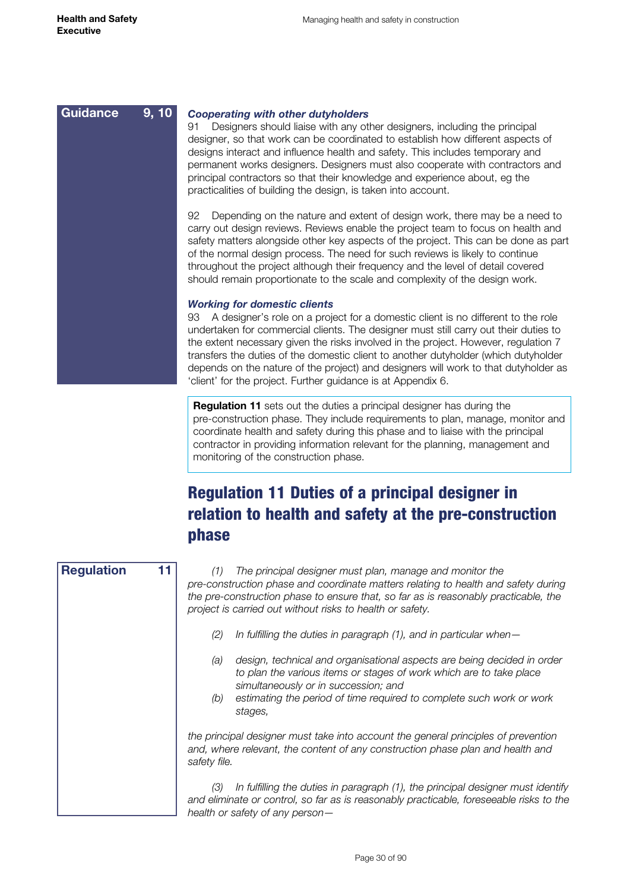**Guidance 9, 10**

***Cooperating with other dutyholders***

91 Designers should liaise with any other designers, including the principal designer, so that work can be coordinated to establish how different aspects of designs interact and influence health and safety. This includes temporary and permanent works designers. Designers must also cooperate with contractors and principal contractors so that their knowledge and experience about, eg the practicalities of building the design, is taken into account.

92 Depending on the nature and extent of design work, there may be a need to carry out design reviews. Reviews enable the project team to focus on health and safety matters alongside other key aspects of the project. This can be done as part of the normal design process. The need for such reviews is likely to continue throughout the project although their frequency and the level of detail covered should remain proportionate to the scale and complexity of the design work.

***Working for domestic clients***

93 A designer's role on a project for a domestic client is no different to the role undertaken for commercial clients. The designer must still carry out their duties to the extent necessary given the risks involved in the project. However, regulation 7 transfers the duties of the domestic client to another dutyholder (which dutyholder depends on the nature of the project) and designers will work to that dutyholder as 'client' for the project. Further guidance is at Appendix 6.

**Regulation 11** sets out the duties a principal designer has during the pre-construction phase. They include requirements to plan, manage, monitor and coordinate health and safety during this phase and to liaise with the principal contractor in providing information relevant for the planning, management and monitoring of the construction phase.

# Regulation 11 Duties of a principal designer in relation to health and safety at the pre-construction phase

**Regulation 11**

*(1) The principal designer must plan, manage and monitor the pre-construction phase and coordinate matters relating to health and safety during the pre-construction phase to ensure that, so far as is reasonably practicable, the project is carried out without risks to health or safety.*

*(2) In fulfilling the duties in paragraph (1), and in particular when—*

*(a) design, technical and organisational aspects are being decided in order to plan the various items or stages of work which are to take place simultaneously or in succession; and*

*(b) estimating the period of time required to complete such work or work stages,*

*the principal designer must take into account the general principles of prevention and, where relevant, the content of any construction phase plan and health and safety file.*

*(3) In fulfilling the duties in paragraph (1), the principal designer must identify and eliminate or control, so far as is reasonably practicable, foreseeable risks to the health or safety of any person—*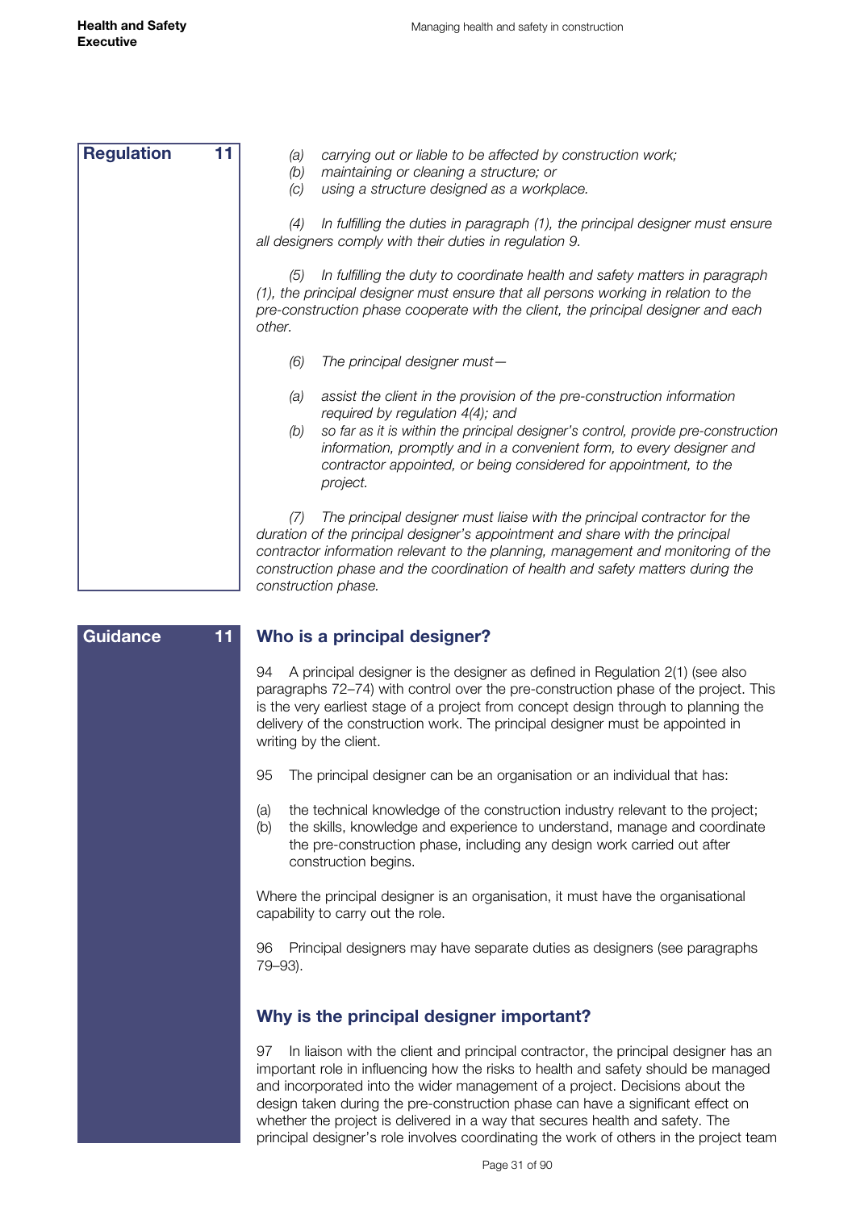**Regulation 11**

*(a) carrying out or liable to be affected by construction work;*
*(b) maintaining or cleaning a structure; or*
*(c) using a structure designed as a workplace.*

*(4) In fulfilling the duties in paragraph (1), the principal designer must ensure all designers comply with their duties in regulation 9.*

*(5) In fulfilling the duty to coordinate health and safety matters in paragraph (1), the principal designer must ensure that all persons working in relation to the pre-construction phase cooperate with the client, the principal designer and each other.*

*(6) The principal designer must—*

*(a) assist the client in the provision of the pre-construction information required by regulation 4(4); and*
*(b) so far as it is within the principal designer's control, provide pre-construction information, promptly and in a convenient form, to every designer and contractor appointed, or being considered for appointment, to the project.*

*(7) The principal designer must liaise with the principal contractor for the duration of the principal designer's appointment and share with the principal contractor information relevant to the planning, management and monitoring of the construction phase and the coordination of health and safety matters during the construction phase.*

**Guidance 11**

## Who is a principal designer?

94 A principal designer is the designer as defined in Regulation 2(1) (see also paragraphs 72–74) with control over the pre-construction phase of the project. This is the very earliest stage of a project from concept design through to planning the delivery of the construction work. The principal designer must be appointed in writing by the client.

95 The principal designer can be an organisation or an individual that has:

(a) the technical knowledge of the construction industry relevant to the project;
(b) the skills, knowledge and experience to understand, manage and coordinate the pre-construction phase, including any design work carried out after construction begins.

Where the principal designer is an organisation, it must have the organisational capability to carry out the role.

96 Principal designers may have separate duties as designers (see paragraphs 79–93).

## Why is the principal designer important?

97 In liaison with the client and principal contractor, the principal designer has an important role in influencing how the risks to health and safety should be managed and incorporated into the wider management of a project. Decisions about the design taken during the pre-construction phase can have a significant effect on whether the project is delivered in a way that secures health and safety. The principal designer's role involves coordinating the work of others in the project team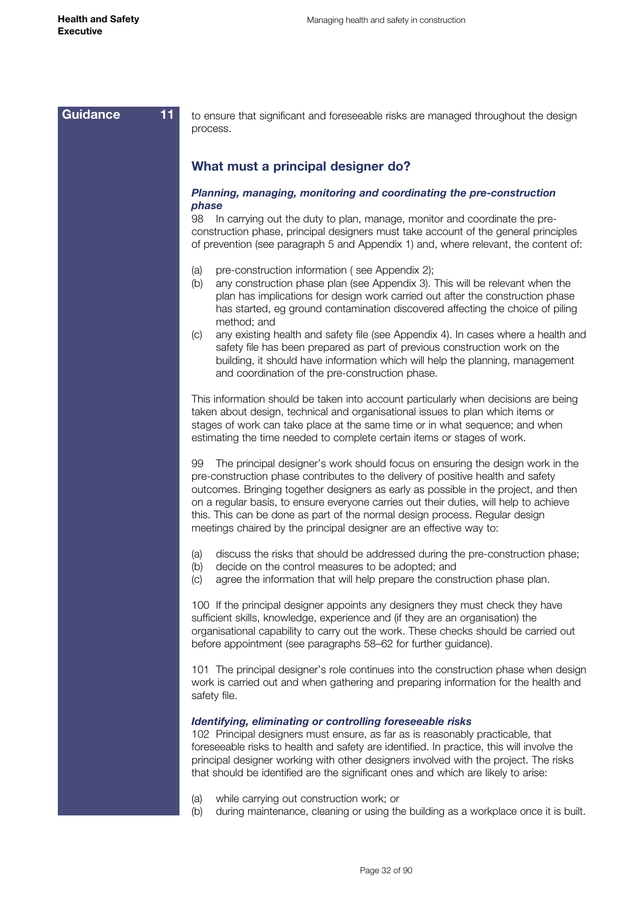**Guidance 11**

to ensure that significant and foreseeable risks are managed throughout the design process.

## What must a principal designer do?

### *Planning, managing, monitoring and coordinating the pre-construction phase*

98 In carrying out the duty to plan, manage, monitor and coordinate the pre-construction phase, principal designers must take account of the general principles of prevention (see paragraph 5 and Appendix 1) and, where relevant, the content of:

(a) pre-construction information ( see Appendix 2);
(b) any construction phase plan (see Appendix 3). This will be relevant when the plan has implications for design work carried out after the construction phase has started, eg ground contamination discovered affecting the choice of piling method; and
(c) any existing health and safety file (see Appendix 4). In cases where a health and safety file has been prepared as part of previous construction work on the building, it should have information which will help the planning, management and coordination of the pre-construction phase.

This information should be taken into account particularly when decisions are being taken about design, technical and organisational issues to plan which items or stages of work can take place at the same time or in what sequence; and when estimating the time needed to complete certain items or stages of work.

99 The principal designer's work should focus on ensuring the design work in the pre-construction phase contributes to the delivery of positive health and safety outcomes. Bringing together designers as early as possible in the project, and then on a regular basis, to ensure everyone carries out their duties, will help to achieve this. This can be done as part of the normal design process. Regular design meetings chaired by the principal designer are an effective way to:

(a) discuss the risks that should be addressed during the pre-construction phase;
(b) decide on the control measures to be adopted; and
(c) agree the information that will help prepare the construction phase plan.

100 If the principal designer appoints any designers they must check they have sufficient skills, knowledge, experience and (if they are an organisation) the organisational capability to carry out the work. These checks should be carried out before appointment (see paragraphs 58–62 for further guidance).

101 The principal designer's role continues into the construction phase when design work is carried out and when gathering and preparing information for the health and safety file.

### *Identifying, eliminating or controlling foreseeable risks*

102 Principal designers must ensure, as far as is reasonably practicable, that foreseeable risks to health and safety are identified. In practice, this will involve the principal designer working with other designers involved with the project. The risks that should be identified are the significant ones and which are likely to arise:

(a) while carrying out construction work; or
(b) during maintenance, cleaning or using the building as a workplace once it is built.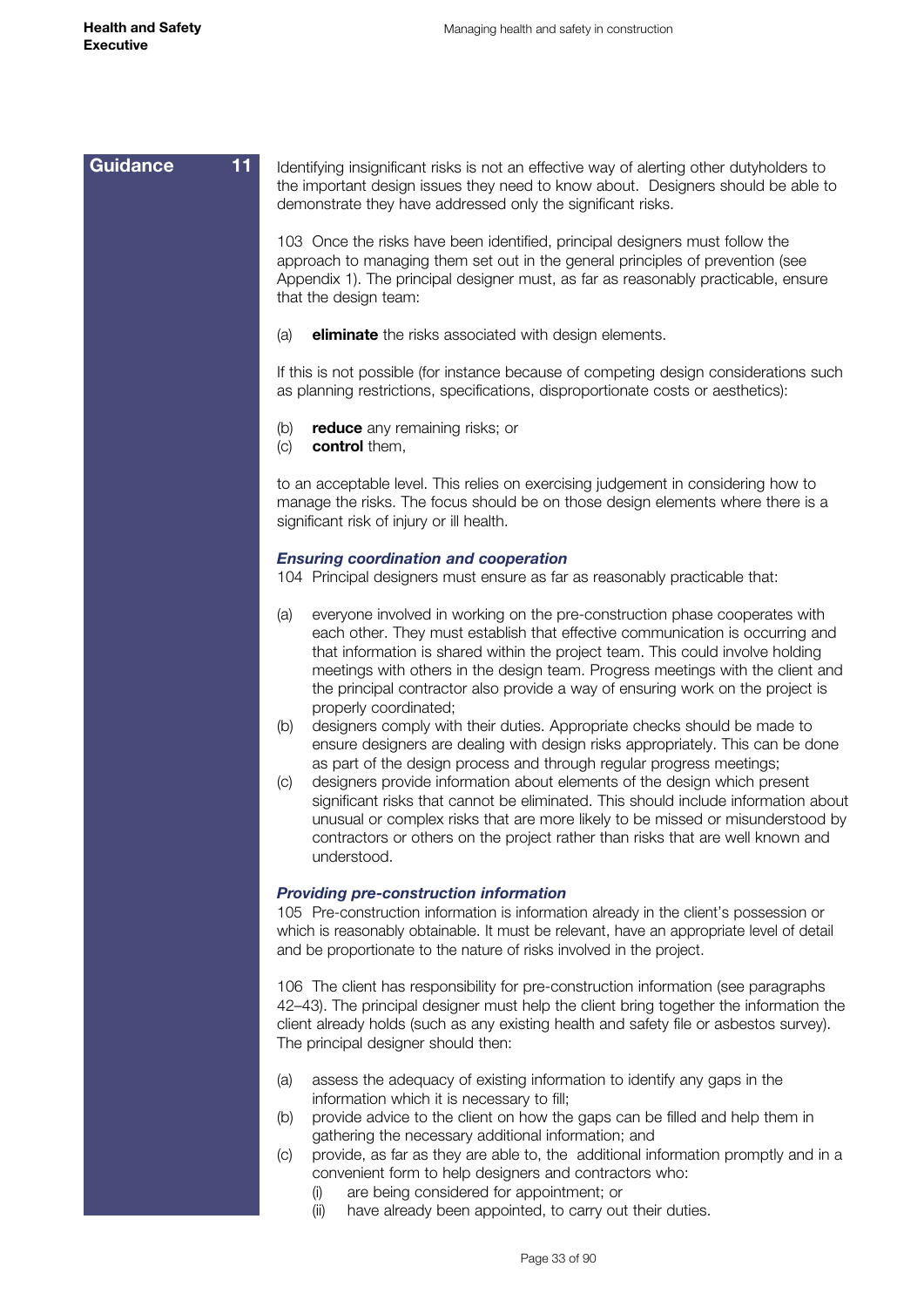**Guidance 11**

Identifying insignificant risks is not an effective way of alerting other dutyholders to the important design issues they need to know about. Designers should be able to demonstrate they have addressed only the significant risks.

103 Once the risks have been identified, principal designers must follow the approach to managing them set out in the general principles of prevention (see Appendix 1). The principal designer must, as far as reasonably practicable, ensure that the design team:

(a) **eliminate** the risks associated with design elements.

If this is not possible (for instance because of competing design considerations such as planning restrictions, specifications, disproportionate costs or aesthetics):

(b) **reduce** any remaining risks; or
(c) **control** them,

to an acceptable level. This relies on exercising judgement in considering how to manage the risks. The focus should be on those design elements where there is a significant risk of injury or ill health.

### *Ensuring coordination and cooperation*

104 Principal designers must ensure as far as reasonably practicable that:

(a) everyone involved in working on the pre-construction phase cooperates with each other. They must establish that effective communication is occurring and that information is shared within the project team. This could involve holding meetings with others in the design team. Progress meetings with the client and the principal contractor also provide a way of ensuring work on the project is properly coordinated;
(b) designers comply with their duties. Appropriate checks should be made to ensure designers are dealing with design risks appropriately. This can be done as part of the design process and through regular progress meetings;
(c) designers provide information about elements of the design which present significant risks that cannot be eliminated. This should include information about unusual or complex risks that are more likely to be missed or misunderstood by contractors or others on the project rather than risks that are well known and understood.

### *Providing pre-construction information*

105 Pre-construction information is information already in the client's possession or which is reasonably obtainable. It must be relevant, have an appropriate level of detail and be proportionate to the nature of risks involved in the project.

106 The client has responsibility for pre-construction information (see paragraphs 42–43). The principal designer must help the client bring together the information the client already holds (such as any existing health and safety file or asbestos survey). The principal designer should then:

(a) assess the adequacy of existing information to identify any gaps in the information which it is necessary to fill;
(b) provide advice to the client on how the gaps can be filled and help them in gathering the necessary additional information; and
(c) provide, as far as they are able to, the additional information promptly and in a convenient form to help designers and contractors who:
    (i) are being considered for appointment; or
    (ii) have already been appointed, to carry out their duties.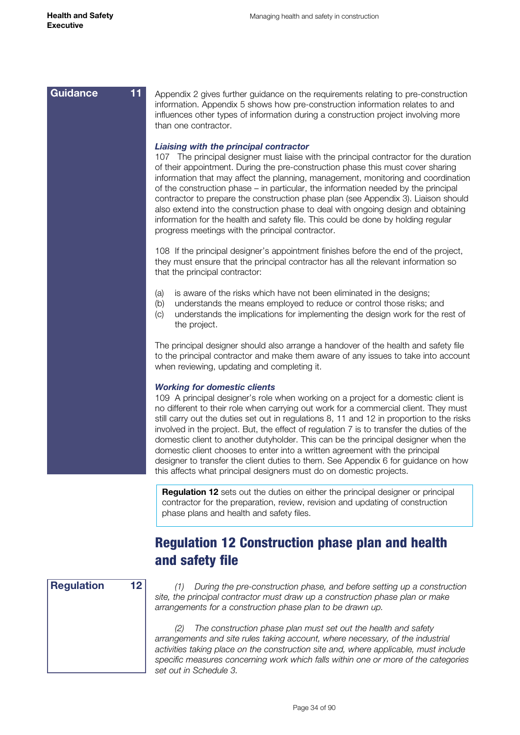**Guidance 11**

Appendix 2 gives further guidance on the requirements relating to pre-construction information. Appendix 5 shows how pre-construction information relates to and influences other types of information during a construction project involving more than one contractor.

***Liaising with the principal contractor***

107 The principal designer must liaise with the principal contractor for the duration of their appointment. During the pre-construction phase this must cover sharing information that may affect the planning, management, monitoring and coordination of the construction phase – in particular, the information needed by the principal contractor to prepare the construction phase plan (see Appendix 3). Liaison should also extend into the construction phase to deal with ongoing design and obtaining information for the health and safety file. This could be done by holding regular progress meetings with the principal contractor.

108 If the principal designer's appointment finishes before the end of the project, they must ensure that the principal contractor has all the relevant information so that the principal contractor:

(a) is aware of the risks which have not been eliminated in the designs;
(b) understands the means employed to reduce or control those risks; and
(c) understands the implications for implementing the design work for the rest of the project.

The principal designer should also arrange a handover of the health and safety file to the principal contractor and make them aware of any issues to take into account when reviewing, updating and completing it.

***Working for domestic clients***

109 A principal designer's role when working on a project for a domestic client is no different to their role when carrying out work for a commercial client. They must still carry out the duties set out in regulations 8, 11 and 12 in proportion to the risks involved in the project. But, the effect of regulation 7 is to transfer the duties of the domestic client to another dutyholder. This can be the principal designer when the domestic client chooses to enter into a written agreement with the principal designer to transfer the client duties to them. See Appendix 6 for guidance on how this affects what principal designers must do on domestic projects.

**Regulation 12** sets out the duties on either the principal designer or principal contractor for the preparation, review, revision and updating of construction phase plans and health and safety files.

## Regulation 12 Construction phase plan and health and safety file

**Regulation 12**

*(1) During the pre-construction phase, and before setting up a construction site, the principal contractor must draw up a construction phase plan or make arrangements for a construction phase plan to be drawn up.*

*(2) The construction phase plan must set out the health and safety arrangements and site rules taking account, where necessary, of the industrial activities taking place on the construction site and, where applicable, must include specific measures concerning work which falls within one or more of the categories set out in Schedule 3.*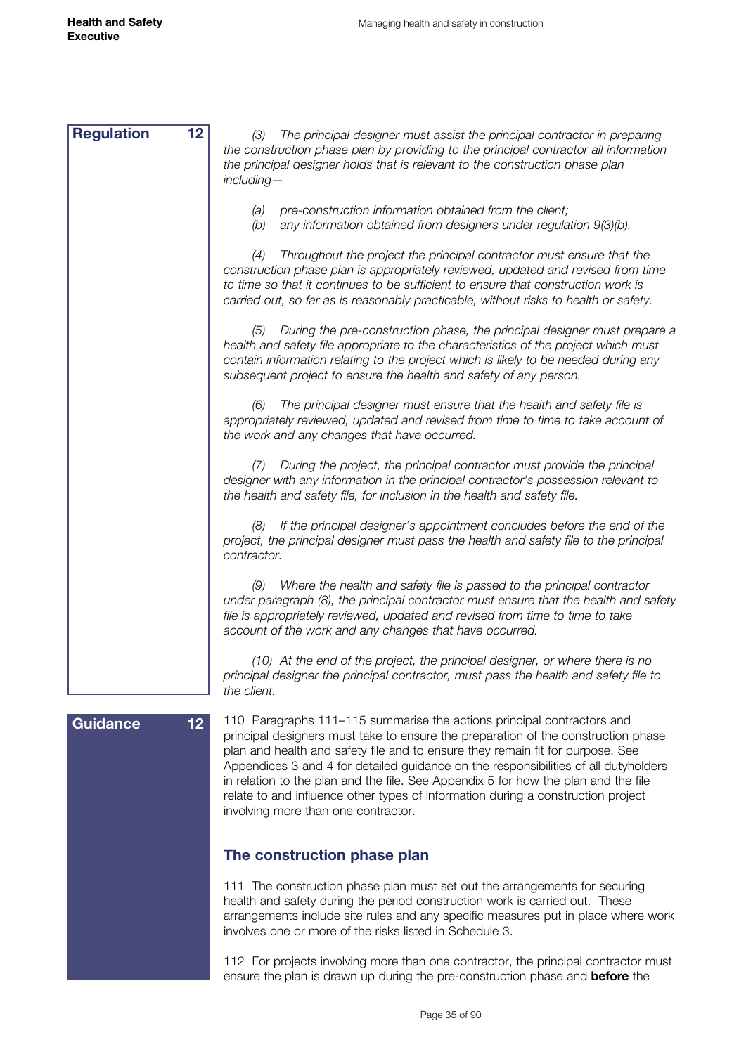**Regulation 12**

*(3) The principal designer must assist the principal contractor in preparing the construction phase plan by providing to the principal contractor all information the principal designer holds that is relevant to the construction phase plan including—*

*(a) pre-construction information obtained from the client;*
*(b) any information obtained from designers under regulation 9(3)(b).*

*(4) Throughout the project the principal contractor must ensure that the construction phase plan is appropriately reviewed, updated and revised from time to time so that it continues to be sufficient to ensure that construction work is carried out, so far as is reasonably practicable, without risks to health or safety.*

*(5) During the pre-construction phase, the principal designer must prepare a health and safety file appropriate to the characteristics of the project which must contain information relating to the project which is likely to be needed during any subsequent project to ensure the health and safety of any person.*

*(6) The principal designer must ensure that the health and safety file is appropriately reviewed, updated and revised from time to time to take account of the work and any changes that have occurred.*

*(7) During the project, the principal contractor must provide the principal designer with any information in the principal contractor's possession relevant to the health and safety file, for inclusion in the health and safety file.*

*(8) If the principal designer's appointment concludes before the end of the project, the principal designer must pass the health and safety file to the principal contractor.*

*(9) Where the health and safety file is passed to the principal contractor under paragraph (8), the principal contractor must ensure that the health and safety file is appropriately reviewed, updated and revised from time to time to take account of the work and any changes that have occurred.*

*(10) At the end of the project, the principal designer, or where there is no principal designer the principal contractor, must pass the health and safety file to the client.*

**Guidance 12**

110 Paragraphs 111–115 summarise the actions principal contractors and principal designers must take to ensure the preparation of the construction phase plan and health and safety file and to ensure they remain fit for purpose. See Appendices 3 and 4 for detailed guidance on the responsibilities of all dutyholders in relation to the plan and the file. See Appendix 5 for how the plan and the file relate to and influence other types of information during a construction project involving more than one contractor.

## The construction phase plan

111 The construction phase plan must set out the arrangements for securing health and safety during the period construction work is carried out. These arrangements include site rules and any specific measures put in place where work involves one or more of the risks listed in Schedule 3.

112 For projects involving more than one contractor, the principal contractor must ensure the plan is drawn up during the pre-construction phase and **before** the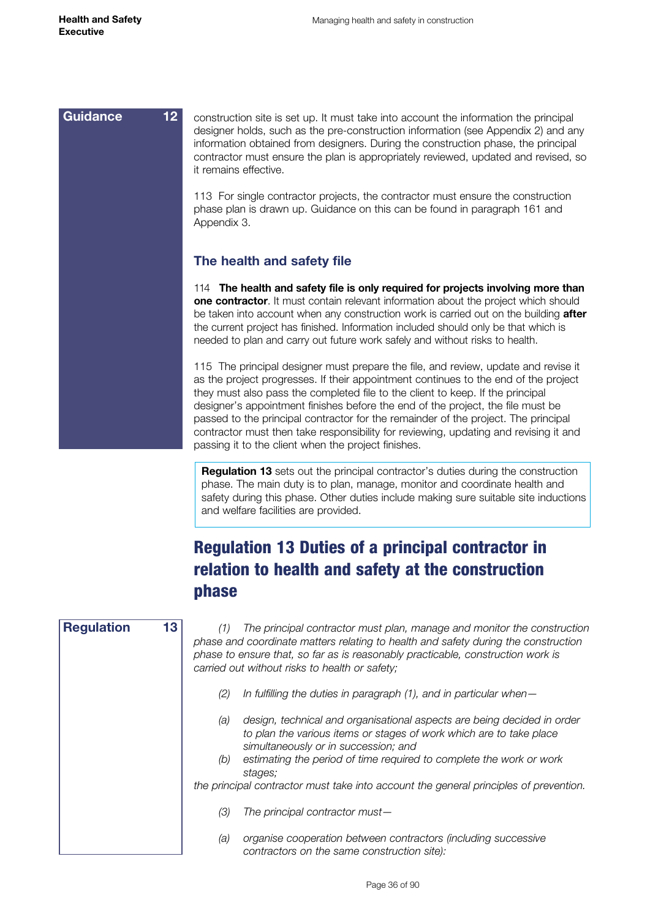**Guidance 12**

construction site is set up. It must take into account the information the principal designer holds, such as the pre-construction information (see Appendix 2) and any information obtained from designers. During the construction phase, the principal contractor must ensure the plan is appropriately reviewed, updated and revised, so it remains effective.

113 For single contractor projects, the contractor must ensure the construction phase plan is drawn up. Guidance on this can be found in paragraph 161 and Appendix 3.

### The health and safety file

114 **The health and safety file is only required for projects involving more than one contractor**. It must contain relevant information about the project which should be taken into account when any construction work is carried out on the building **after** the current project has finished. Information included should only be that which is needed to plan and carry out future work safely and without risks to health.

115 The principal designer must prepare the file, and review, update and revise it as the project progresses. If their appointment continues to the end of the project they must also pass the completed file to the client to keep. If the principal designer's appointment finishes before the end of the project, the file must be passed to the principal contractor for the remainder of the project. The principal contractor must then take responsibility for reviewing, updating and revising it and passing it to the client when the project finishes.

> **Regulation 13** sets out the principal contractor's duties during the construction phase. The main duty is to plan, manage, monitor and coordinate health and safety during this phase. Other duties include making sure suitable site inductions and welfare facilities are provided.

## Regulation 13 Duties of a principal contractor in relation to health and safety at the construction phase

**Regulation 13**

*(1) The principal contractor must plan, manage and monitor the construction phase and coordinate matters relating to health and safety during the construction phase to ensure that, so far as is reasonably practicable, construction work is carried out without risks to health or safety;*

*(2) In fulfilling the duties in paragraph (1), and in particular when—*

*(a) design, technical and organisational aspects are being decided in order to plan the various items or stages of work which are to take place simultaneously or in succession; and*

*(b) estimating the period of time required to complete the work or work stages;*

*the principal contractor must take into account the general principles of prevention.*

*(3) The principal contractor must—*

*(a) organise cooperation between contractors (including successive contractors on the same construction site):*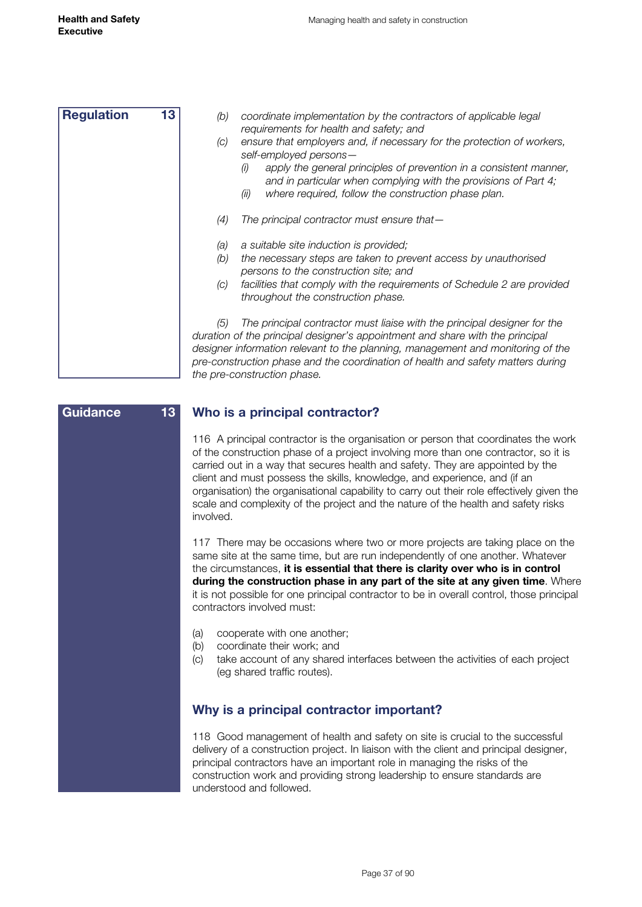**Regulation 13**

*(b) coordinate implementation by the contractors of applicable legal requirements for health and safety; and*

*(c) ensure that employers and, if necessary for the protection of workers, self-employed persons—*

*(i) apply the general principles of prevention in a consistent manner, and in particular when complying with the provisions of Part 4;*

*(ii) where required, follow the construction phase plan.*

*(4) The principal contractor must ensure that—*

*(a) a suitable site induction is provided;*

*(b) the necessary steps are taken to prevent access by unauthorised persons to the construction site; and*

*(c) facilities that comply with the requirements of Schedule 2 are provided throughout the construction phase.*

*(5) The principal contractor must liaise with the principal designer for the duration of the principal designer's appointment and share with the principal designer information relevant to the planning, management and monitoring of the pre-construction phase and the coordination of health and safety matters during the pre-construction phase.*

**Guidance 13**

## Who is a principal contractor?

116 A principal contractor is the organisation or person that coordinates the work of the construction phase of a project involving more than one contractor, so it is carried out in a way that secures health and safety. They are appointed by the client and must possess the skills, knowledge, and experience, and (if an organisation) the organisational capability to carry out their role effectively given the scale and complexity of the project and the nature of the health and safety risks involved.

117 There may be occasions where two or more projects are taking place on the same site at the same time, but are run independently of one another. Whatever the circumstances, **it is essential that there is clarity over who is in control during the construction phase in any part of the site at any given time**. Where it is not possible for one principal contractor to be in overall control, those principal contractors involved must:

(a) cooperate with one another;
(b) coordinate their work; and
(c) take account of any shared interfaces between the activities of each project (eg shared traffic routes).

## Why is a principal contractor important?

118 Good management of health and safety on site is crucial to the successful delivery of a construction project. In liaison with the client and principal designer, principal contractors have an important role in managing the risks of the construction work and providing strong leadership to ensure standards are understood and followed.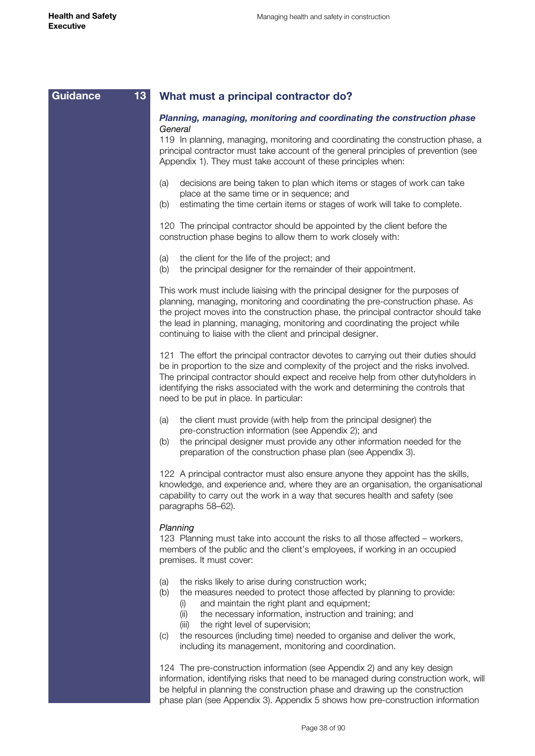Guidance 13

## What must a principal contractor do?

### *Planning, managing, monitoring and coordinating the construction phase*

*General*

119 In planning, managing, monitoring and coordinating the construction phase, a principal contractor must take account of the general principles of prevention (see Appendix 1). They must take account of these principles when:

(a) decisions are being taken to plan which items or stages of work can take place at the same time or in sequence; and
(b) estimating the time certain items or stages of work will take to complete.

120 The principal contractor should be appointed by the client before the construction phase begins to allow them to work closely with:

(a) the client for the life of the project; and
(b) the principal designer for the remainder of their appointment.

This work must include liaising with the principal designer for the purposes of planning, managing, monitoring and coordinating the pre-construction phase. As the project moves into the construction phase, the principal contractor should take the lead in planning, managing, monitoring and coordinating the project while continuing to liaise with the client and principal designer.

121 The effort the principal contractor devotes to carrying out their duties should be in proportion to the size and complexity of the project and the risks involved. The principal contractor should expect and receive help from other dutyholders in identifying the risks associated with the work and determining the controls that need to be put in place. In particular:

(a) the client must provide (with help from the principal designer) the pre-construction information (see Appendix 2); and
(b) the principal designer must provide any other information needed for the preparation of the construction phase plan (see Appendix 3).

122 A principal contractor must also ensure anyone they appoint has the skills, knowledge, and experience and, where they are an organisation, the organisational capability to carry out the work in a way that secures health and safety (see paragraphs 58–62).

*Planning*

123 Planning must take into account the risks to all those affected – workers, members of the public and the client's employees, if working in an occupied premises. It must cover:

(a) the risks likely to arise during construction work;
(b) the measures needed to protect those affected by planning to provide:
    (i) and maintain the right plant and equipment;
    (ii) the necessary information, instruction and training; and
    (iii) the right level of supervision;
(c) the resources (including time) needed to organise and deliver the work, including its management, monitoring and coordination.

124 The pre-construction information (see Appendix 2) and any key design information, identifying risks that need to be managed during construction work, will be helpful in planning the construction phase and drawing up the construction phase plan (see Appendix 3). Appendix 5 shows how pre-construction information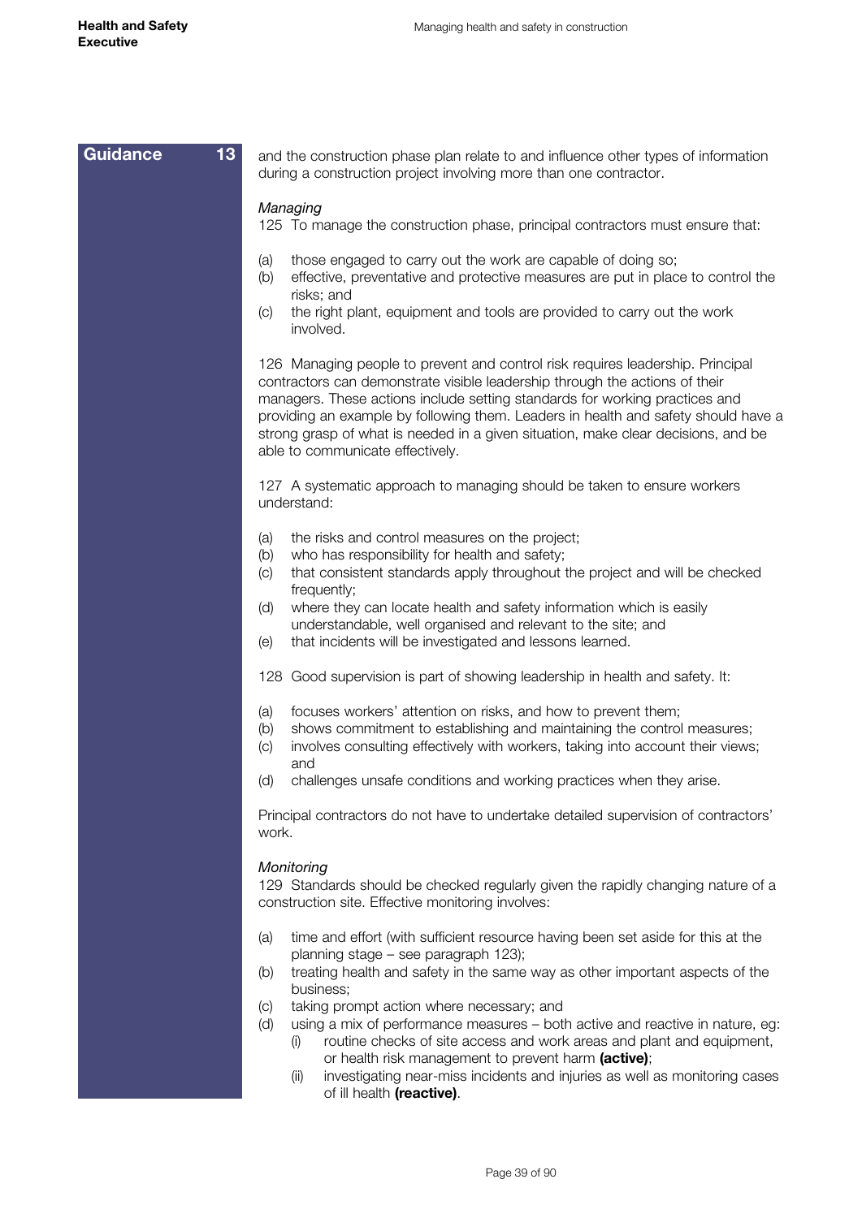**Guidance 13**

and the construction phase plan relate to and influence other types of information during a construction project involving more than one contractor.

*Managing*

125 To manage the construction phase, principal contractors must ensure that:

(a) those engaged to carry out the work are capable of doing so;
(b) effective, preventative and protective measures are put in place to control the risks; and
(c) the right plant, equipment and tools are provided to carry out the work involved.

126 Managing people to prevent and control risk requires leadership. Principal contractors can demonstrate visible leadership through the actions of their managers. These actions include setting standards for working practices and providing an example by following them. Leaders in health and safety should have a strong grasp of what is needed in a given situation, make clear decisions, and be able to communicate effectively.

127 A systematic approach to managing should be taken to ensure workers understand:

(a) the risks and control measures on the project;
(b) who has responsibility for health and safety;
(c) that consistent standards apply throughout the project and will be checked frequently;
(d) where they can locate health and safety information which is easily understandable, well organised and relevant to the site; and
(e) that incidents will be investigated and lessons learned.

128 Good supervision is part of showing leadership in health and safety. It:

(a) focuses workers' attention on risks, and how to prevent them;
(b) shows commitment to establishing and maintaining the control measures;
(c) involves consulting effectively with workers, taking into account their views; and
(d) challenges unsafe conditions and working practices when they arise.

Principal contractors do not have to undertake detailed supervision of contractors' work.

*Monitoring*

129 Standards should be checked regularly given the rapidly changing nature of a construction site. Effective monitoring involves:

(a) time and effort (with sufficient resource having been set aside for this at the planning stage – see paragraph 123);
(b) treating health and safety in the same way as other important aspects of the business;
(c) taking prompt action where necessary; and
(d) using a mix of performance measures – both active and reactive in nature, eg:
    (i) routine checks of site access and work areas and plant and equipment, or health risk management to prevent harm **(active)**;
    (ii) investigating near-miss incidents and injuries as well as monitoring cases of ill health **(reactive)**.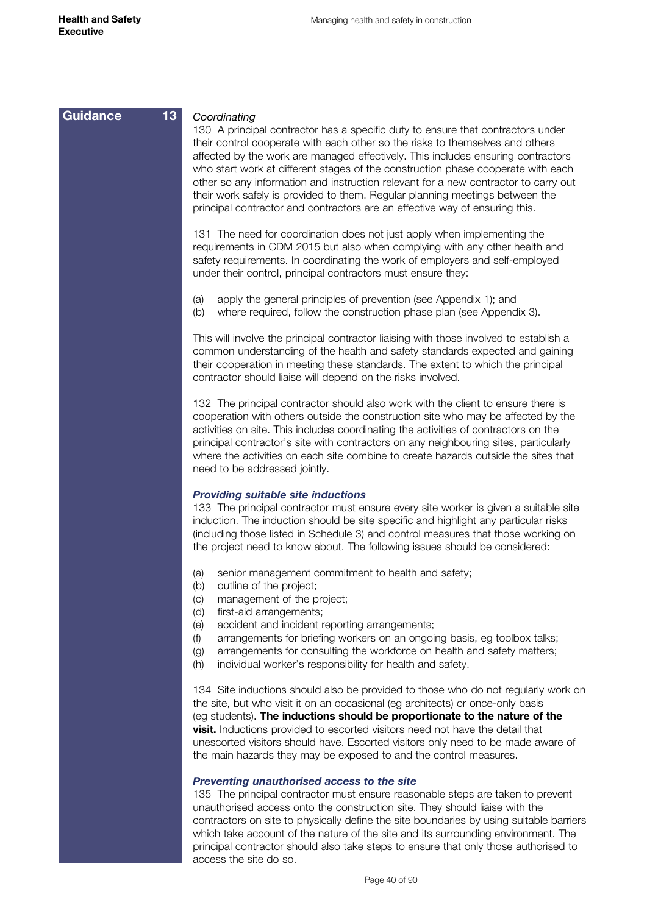**Guidance 13**

*Coordinating*

130 A principal contractor has a specific duty to ensure that contractors under their control cooperate with each other so the risks to themselves and others affected by the work are managed effectively. This includes ensuring contractors who start work at different stages of the construction phase cooperate with each other so any information and instruction relevant for a new contractor to carry out their work safely is provided to them. Regular planning meetings between the principal contractor and contractors are an effective way of ensuring this.

131 The need for coordination does not just apply when implementing the requirements in CDM 2015 but also when complying with any other health and safety requirements. In coordinating the work of employers and self-employed under their control, principal contractors must ensure they:

(a) apply the general principles of prevention (see Appendix 1); and
(b) where required, follow the construction phase plan (see Appendix 3).

This will involve the principal contractor liaising with those involved to establish a common understanding of the health and safety standards expected and gaining their cooperation in meeting these standards. The extent to which the principal contractor should liaise will depend on the risks involved.

132 The principal contractor should also work with the client to ensure there is cooperation with others outside the construction site who may be affected by the activities on site. This includes coordinating the activities of contractors on the principal contractor's site with contractors on any neighbouring sites, particularly where the activities on each site combine to create hazards outside the sites that need to be addressed jointly.

***Providing suitable site inductions***

133 The principal contractor must ensure every site worker is given a suitable site induction. The induction should be site specific and highlight any particular risks (including those listed in Schedule 3) and control measures that those working on the project need to know about. The following issues should be considered:

(a) senior management commitment to health and safety;
(b) outline of the project;
(c) management of the project;
(d) first-aid arrangements;
(e) accident and incident reporting arrangements;
(f) arrangements for briefing workers on an ongoing basis, eg toolbox talks;
(g) arrangements for consulting the workforce on health and safety matters;
(h) individual worker's responsibility for health and safety.

134 Site inductions should also be provided to those who do not regularly work on the site, but who visit it on an occasional (eg architects) or once-only basis (eg students). **The inductions should be proportionate to the nature of the visit.** Inductions provided to escorted visitors need not have the detail that unescorted visitors should have. Escorted visitors only need to be made aware of the main hazards they may be exposed to and the control measures.

***Preventing unauthorised access to the site***

135 The principal contractor must ensure reasonable steps are taken to prevent unauthorised access onto the construction site. They should liaise with the contractors on site to physically define the site boundaries by using suitable barriers which take account of the nature of the site and its surrounding environment. The principal contractor should also take steps to ensure that only those authorised to access the site do so.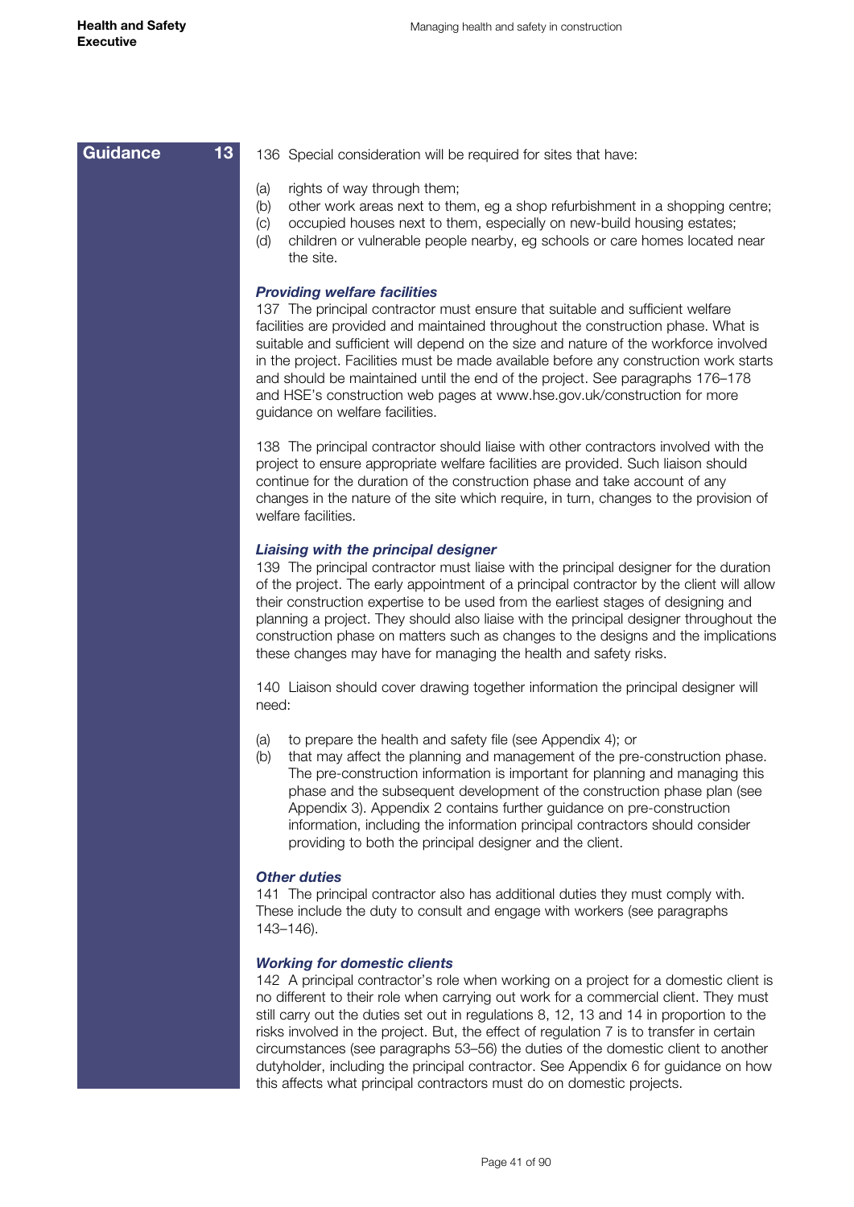**Guidance 13**

136 Special consideration will be required for sites that have:

(a) rights of way through them;
(b) other work areas next to them, eg a shop refurbishment in a shopping centre;
(c) occupied houses next to them, especially on new-build housing estates;
(d) children or vulnerable people nearby, eg schools or care homes located near the site.

***Providing welfare facilities***

137 The principal contractor must ensure that suitable and sufficient welfare facilities are provided and maintained throughout the construction phase. What is suitable and sufficient will depend on the size and nature of the workforce involved in the project. Facilities must be made available before any construction work starts and should be maintained until the end of the project. See paragraphs 176–178 and HSE's construction web pages at www.hse.gov.uk/construction for more guidance on welfare facilities.

138 The principal contractor should liaise with other contractors involved with the project to ensure appropriate welfare facilities are provided. Such liaison should continue for the duration of the construction phase and take account of any changes in the nature of the site which require, in turn, changes to the provision of welfare facilities.

***Liaising with the principal designer***

139 The principal contractor must liaise with the principal designer for the duration of the project. The early appointment of a principal contractor by the client will allow their construction expertise to be used from the earliest stages of designing and planning a project. They should also liaise with the principal designer throughout the construction phase on matters such as changes to the designs and the implications these changes may have for managing the health and safety risks.

140 Liaison should cover drawing together information the principal designer will need:

(a) to prepare the health and safety file (see Appendix 4); or
(b) that may affect the planning and management of the pre-construction phase. The pre-construction information is important for planning and managing this phase and the subsequent development of the construction phase plan (see Appendix 3). Appendix 2 contains further guidance on pre-construction information, including the information principal contractors should consider providing to both the principal designer and the client.

***Other duties***

141 The principal contractor also has additional duties they must comply with. These include the duty to consult and engage with workers (see paragraphs 143–146).

***Working for domestic clients***

142 A principal contractor's role when working on a project for a domestic client is no different to their role when carrying out work for a commercial client. They must still carry out the duties set out in regulations 8, 12, 13 and 14 in proportion to the risks involved in the project. But, the effect of regulation 7 is to transfer in certain circumstances (see paragraphs 53–56) the duties of the domestic client to another dutyholder, including the principal contractor. See Appendix 6 for guidance on how this affects what principal contractors must do on domestic projects.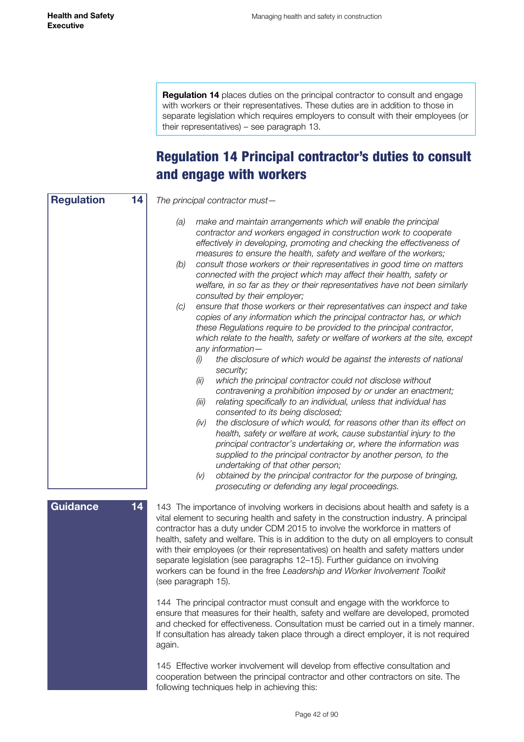**Regulation 14** places duties on the principal contractor to consult and engage with workers or their representatives. These duties are in addition to those in separate legislation which requires employers to consult with their employees (or their representatives) – see paragraph 13.

## Regulation 14 Principal contractor's duties to consult and engage with workers

**Regulation 14**

*The principal contractor must—*

*(a) make and maintain arrangements which will enable the principal contractor and workers engaged in construction work to cooperate effectively in developing, promoting and checking the effectiveness of measures to ensure the health, safety and welfare of the workers;*

*(b) consult those workers or their representatives in good time on matters connected with the project which may affect their health, safety or welfare, in so far as they or their representatives have not been similarly consulted by their employer;*

*(c) ensure that those workers or their representatives can inspect and take copies of any information which the principal contractor has, or which these Regulations require to be provided to the principal contractor, which relate to the health, safety or welfare of workers at the site, except any information—*

*(i) the disclosure of which would be against the interests of national security;*

*(ii) which the principal contractor could not disclose without contravening a prohibition imposed by or under an enactment;*

*(iii) relating specifically to an individual, unless that individual has consented to its being disclosed;*

*(iv) the disclosure of which would, for reasons other than its effect on health, safety or welfare at work, cause substantial injury to the principal contractor's undertaking or, where the information was supplied to the principal contractor by another person, to the undertaking of that other person;*

*(v) obtained by the principal contractor for the purpose of bringing, prosecuting or defending any legal proceedings.*

**Guidance 14**

143 The importance of involving workers in decisions about health and safety is a vital element to securing health and safety in the construction industry. A principal contractor has a duty under CDM 2015 to involve the workforce in matters of health, safety and welfare. This is in addition to the duty on all employers to consult with their employees (or their representatives) on health and safety matters under separate legislation (see paragraphs 12–15). Further guidance on involving workers can be found in the free *Leadership and Worker Involvement Toolkit* (see paragraph 15).

144 The principal contractor must consult and engage with the workforce to ensure that measures for their health, safety and welfare are developed, promoted and checked for effectiveness. Consultation must be carried out in a timely manner. If consultation has already taken place through a direct employer, it is not required again.

145 Effective worker involvement will develop from effective consultation and cooperation between the principal contractor and other contractors on site. The following techniques help in achieving this: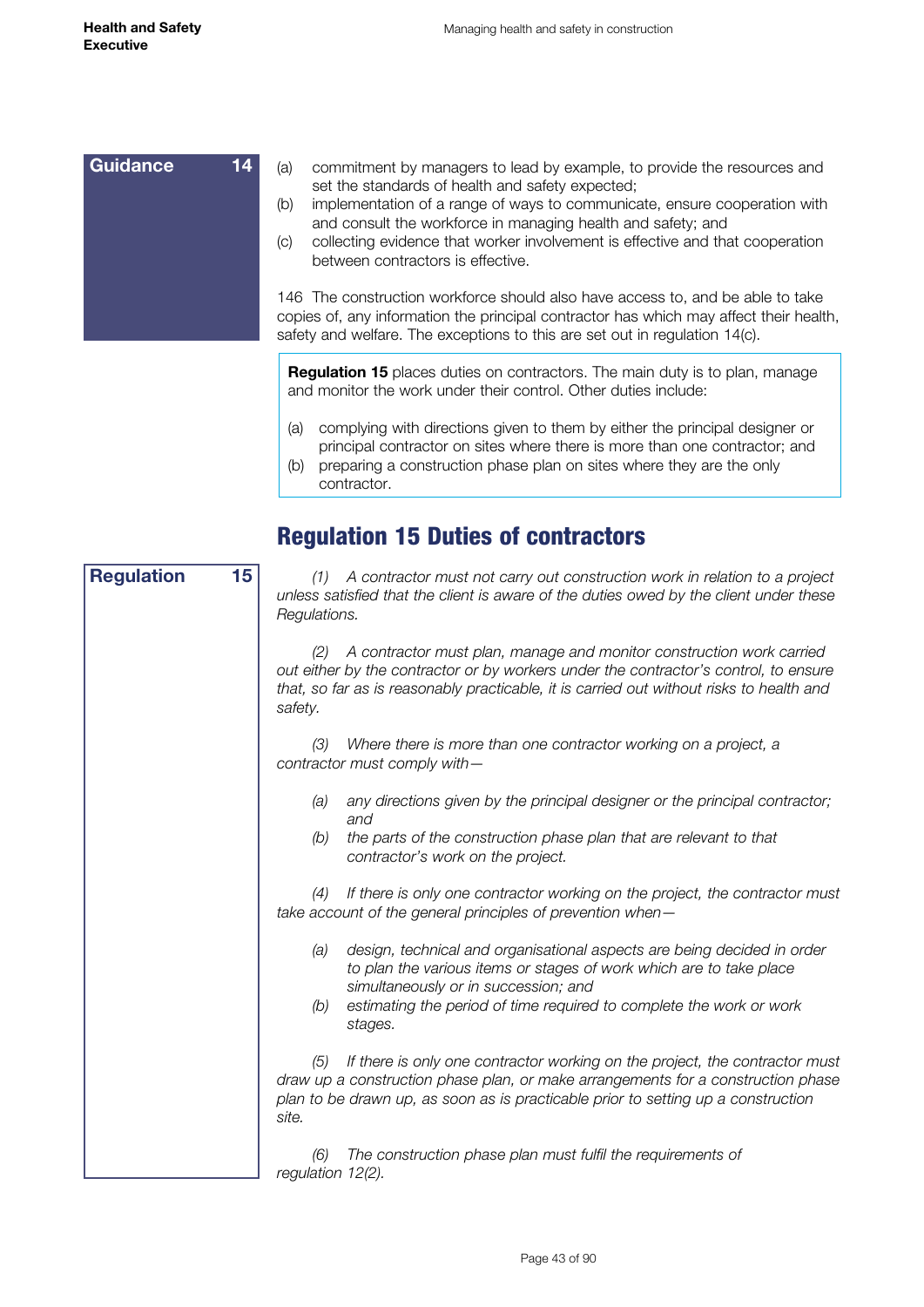**Guidance 14**

(a) commitment by managers to lead by example, to provide the resources and set the standards of health and safety expected;
(b) implementation of a range of ways to communicate, ensure cooperation with and consult the workforce in managing health and safety; and
(c) collecting evidence that worker involvement is effective and that cooperation between contractors is effective.

146 The construction workforce should also have access to, and be able to take copies of, any information the principal contractor has which may affect their health, safety and welfare. The exceptions to this are set out in regulation 14(c).

> **Regulation 15** places duties on contractors. The main duty is to plan, manage and monitor the work under their control. Other duties include:
>
> (a) complying with directions given to them by either the principal designer or principal contractor on sites where there is more than one contractor; and
> (b) preparing a construction phase plan on sites where they are the only contractor.

## Regulation 15 Duties of contractors

**Regulation 15**

*(1) A contractor must not carry out construction work in relation to a project unless satisfied that the client is aware of the duties owed by the client under these Regulations.*

*(2) A contractor must plan, manage and monitor construction work carried out either by the contractor or by workers under the contractor's control, to ensure that, so far as is reasonably practicable, it is carried out without risks to health and safety.*

*(3) Where there is more than one contractor working on a project, a contractor must comply with—*

*(a) any directions given by the principal designer or the principal contractor; and*
*(b) the parts of the construction phase plan that are relevant to that contractor's work on the project.*

*(4) If there is only one contractor working on the project, the contractor must take account of the general principles of prevention when—*

*(a) design, technical and organisational aspects are being decided in order to plan the various items or stages of work which are to take place simultaneously or in succession; and*
*(b) estimating the period of time required to complete the work or work stages.*

*(5) If there is only one contractor working on the project, the contractor must draw up a construction phase plan, or make arrangements for a construction phase plan to be drawn up, as soon as is practicable prior to setting up a construction site.*

*(6) The construction phase plan must fulfil the requirements of regulation 12(2).*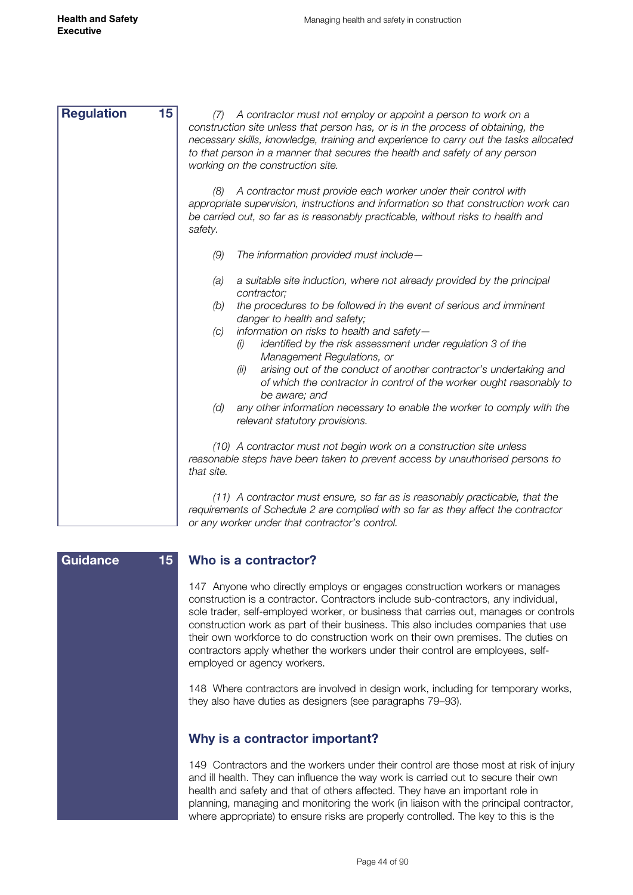**Regulation 15**

*(7) A contractor must not employ or appoint a person to work on a construction site unless that person has, or is in the process of obtaining, the necessary skills, knowledge, training and experience to carry out the tasks allocated to that person in a manner that secures the health and safety of any person working on the construction site.*

*(8) A contractor must provide each worker under their control with appropriate supervision, instructions and information so that construction work can be carried out, so far as is reasonably practicable, without risks to health and safety.*

*(9) The information provided must include—*

*(a) a suitable site induction, where not already provided by the principal contractor;*

*(b) the procedures to be followed in the event of serious and imminent danger to health and safety;*

*(c) information on risks to health and safety—*

*(i) identified by the risk assessment under regulation 3 of the Management Regulations, or*

*(ii) arising out of the conduct of another contractor's undertaking and of which the contractor in control of the worker ought reasonably to be aware; and*

*(d) any other information necessary to enable the worker to comply with the relevant statutory provisions.*

*(10) A contractor must not begin work on a construction site unless reasonable steps have been taken to prevent access by unauthorised persons to that site.*

*(11) A contractor must ensure, so far as is reasonably practicable, that the requirements of Schedule 2 are complied with so far as they affect the contractor or any worker under that contractor's control.*

**Guidance 15**

## Who is a contractor?

147 Anyone who directly employs or engages construction workers or manages construction is a contractor. Contractors include sub-contractors, any individual, sole trader, self-employed worker, or business that carries out, manages or controls construction work as part of their business. This also includes companies that use their own workforce to do construction work on their own premises. The duties on contractors apply whether the workers under their control are employees, self-employed or agency workers.

148 Where contractors are involved in design work, including for temporary works, they also have duties as designers (see paragraphs 79–93).

## Why is a contractor important?

149 Contractors and the workers under their control are those most at risk of injury and ill health. They can influence the way work is carried out to secure their own health and safety and that of others affected. They have an important role in planning, managing and monitoring the work (in liaison with the principal contractor, where appropriate) to ensure risks are properly controlled. The key to this is the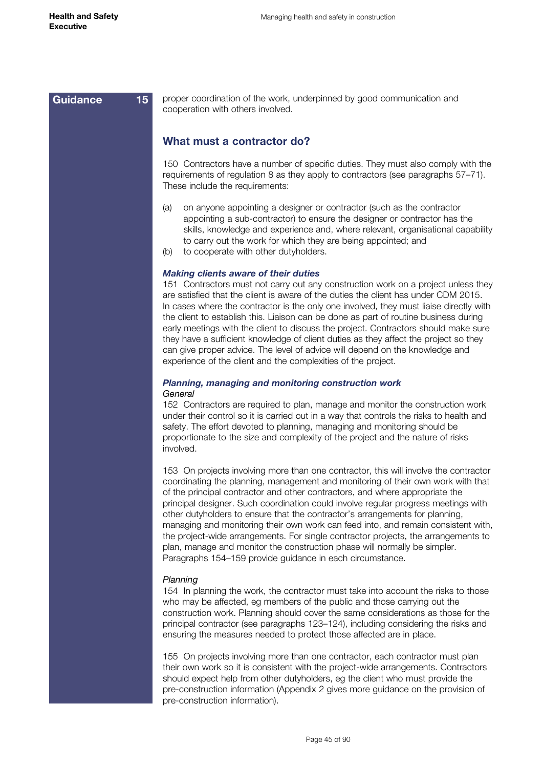**Guidance 15**

proper coordination of the work, underpinned by good communication and cooperation with others involved.

## What must a contractor do?

150 Contractors have a number of specific duties. They must also comply with the requirements of regulation 8 as they apply to contractors (see paragraphs 57–71). These include the requirements:

(a) on anyone appointing a designer or contractor (such as the contractor appointing a sub-contractor) to ensure the designer or contractor has the skills, knowledge and experience and, where relevant, organisational capability to carry out the work for which they are being appointed; and

(b) to cooperate with other dutyholders.

### *Making clients aware of their duties*

151 Contractors must not carry out any construction work on a project unless they are satisfied that the client is aware of the duties the client has under CDM 2015. In cases where the contractor is the only one involved, they must liaise directly with the client to establish this. Liaison can be done as part of routine business during early meetings with the client to discuss the project. Contractors should make sure they have a sufficient knowledge of client duties as they affect the project so they can give proper advice. The level of advice will depend on the knowledge and experience of the client and the complexities of the project.

### *Planning, managing and monitoring construction work*

*General*

152 Contractors are required to plan, manage and monitor the construction work under their control so it is carried out in a way that controls the risks to health and safety. The effort devoted to planning, managing and monitoring should be proportionate to the size and complexity of the project and the nature of risks involved.

153 On projects involving more than one contractor, this will involve the contractor coordinating the planning, management and monitoring of their own work with that of the principal contractor and other contractors, and where appropriate the principal designer. Such coordination could involve regular progress meetings with other dutyholders to ensure that the contractor's arrangements for planning, managing and monitoring their own work can feed into, and remain consistent with, the project-wide arrangements. For single contractor projects, the arrangements to plan, manage and monitor the construction phase will normally be simpler. Paragraphs 154–159 provide guidance in each circumstance.

*Planning*

154 In planning the work, the contractor must take into account the risks to those who may be affected, eg members of the public and those carrying out the construction work. Planning should cover the same considerations as those for the principal contractor (see paragraphs 123–124), including considering the risks and ensuring the measures needed to protect those affected are in place.

155 On projects involving more than one contractor, each contractor must plan their own work so it is consistent with the project-wide arrangements. Contractors should expect help from other dutyholders, eg the client who must provide the pre-construction information (Appendix 2 gives more guidance on the provision of pre-construction information).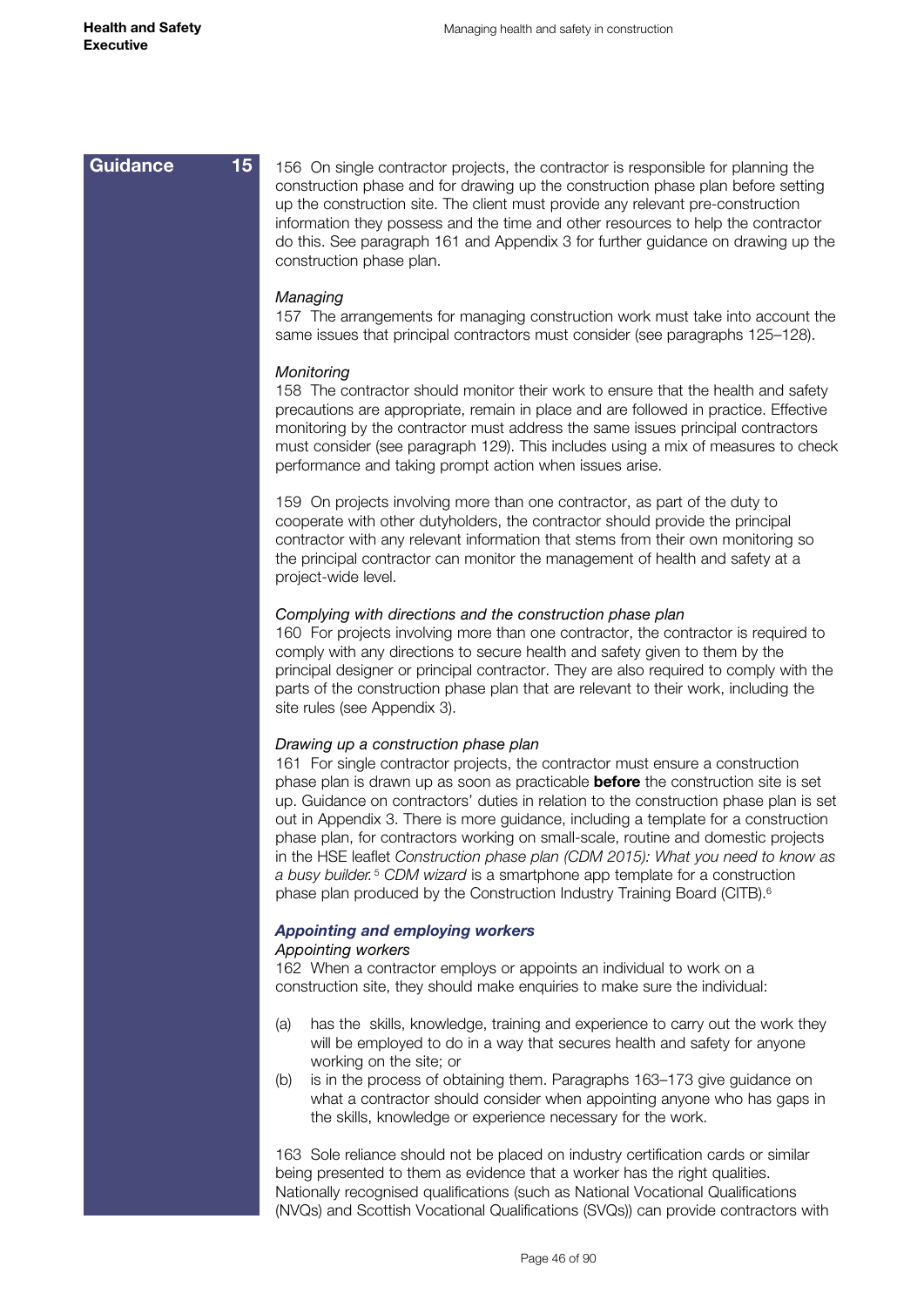**Guidance 15**

156 On single contractor projects, the contractor is responsible for planning the construction phase and for drawing up the construction phase plan before setting up the construction site. The client must provide any relevant pre-construction information they possess and the time and other resources to help the contractor do this. See paragraph 161 and Appendix 3 for further guidance on drawing up the construction phase plan.

*Managing*

157 The arrangements for managing construction work must take into account the same issues that principal contractors must consider (see paragraphs 125–128).

*Monitoring*

158 The contractor should monitor their work to ensure that the health and safety precautions are appropriate, remain in place and are followed in practice. Effective monitoring by the contractor must address the same issues principal contractors must consider (see paragraph 129). This includes using a mix of measures to check performance and taking prompt action when issues arise.

159 On projects involving more than one contractor, as part of the duty to cooperate with other dutyholders, the contractor should provide the principal contractor with any relevant information that stems from their own monitoring so the principal contractor can monitor the management of health and safety at a project-wide level.

*Complying with directions and the construction phase plan*

160 For projects involving more than one contractor, the contractor is required to comply with any directions to secure health and safety given to them by the principal designer or principal contractor. They are also required to comply with the parts of the construction phase plan that are relevant to their work, including the site rules (see Appendix 3).

*Drawing up a construction phase plan*

161 For single contractor projects, the contractor must ensure a construction phase plan is drawn up as soon as practicable **before** the construction site is set up. Guidance on contractors' duties in relation to the construction phase plan is set out in Appendix 3. There is more guidance, including a template for a construction phase plan, for contractors working on small-scale, routine and domestic projects in the HSE leaflet *Construction phase plan (CDM 2015): What you need to know as a busy builder.*[5] *CDM wizard* is a smartphone app template for a construction phase plan produced by the Construction Industry Training Board (CITB).[6]

### *Appointing and employing workers*

*Appointing workers*

162 When a contractor employs or appoints an individual to work on a construction site, they should make enquiries to make sure the individual:

(a) has the skills, knowledge, training and experience to carry out the work they will be employed to do in a way that secures health and safety for anyone working on the site; or

(b) is in the process of obtaining them. Paragraphs 163–173 give guidance on what a contractor should consider when appointing anyone who has gaps in the skills, knowledge or experience necessary for the work.

163 Sole reliance should not be placed on industry certification cards or similar being presented to them as evidence that a worker has the right qualities. Nationally recognised qualifications (such as National Vocational Qualifications (NVQs) and Scottish Vocational Qualifications (SVQs)) can provide contractors with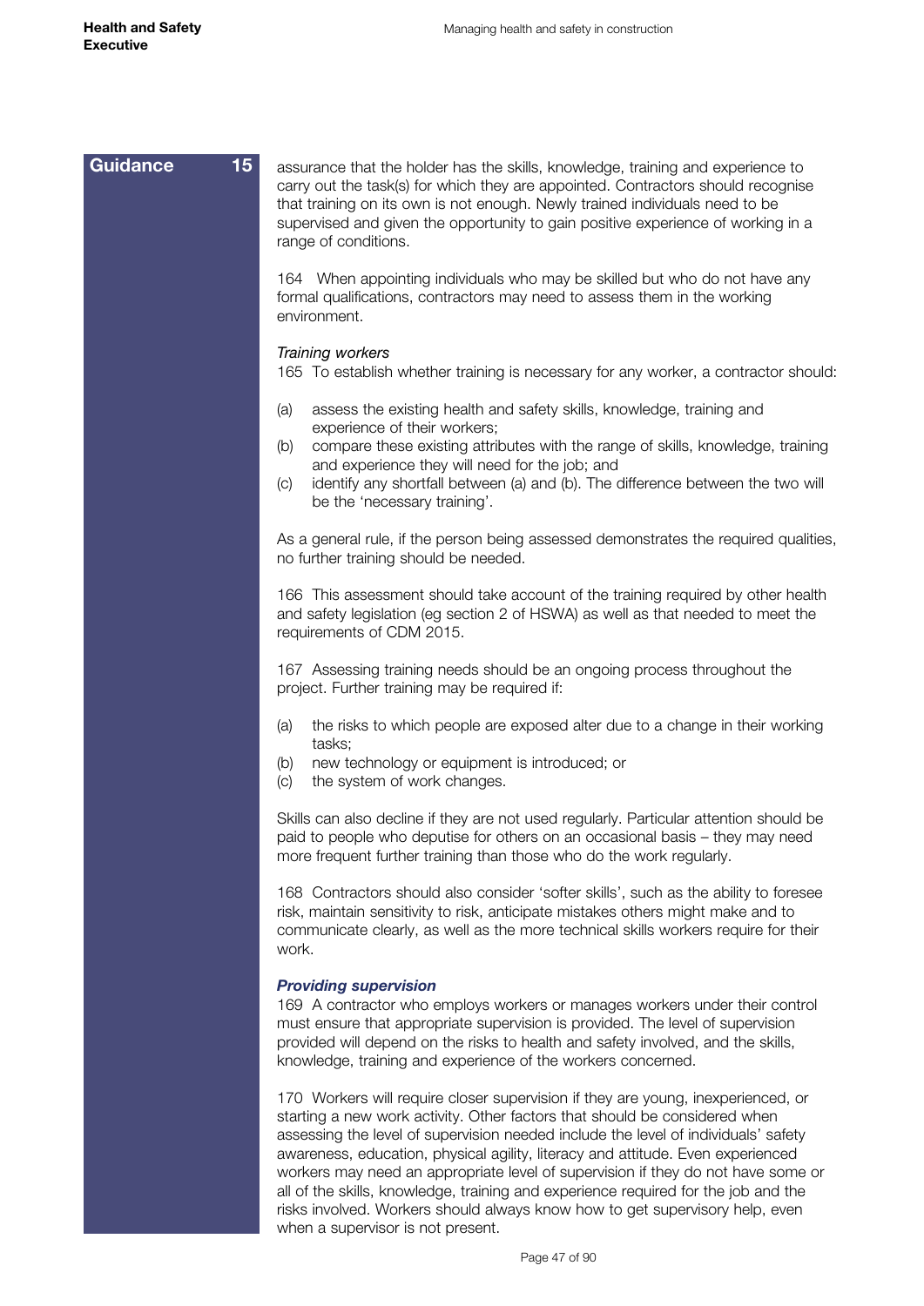**Guidance 15**

assurance that the holder has the skills, knowledge, training and experience to carry out the task(s) for which they are appointed. Contractors should recognise that training on its own is not enough. Newly trained individuals need to be supervised and given the opportunity to gain positive experience of working in a range of conditions.

164 When appointing individuals who may be skilled but who do not have any formal qualifications, contractors may need to assess them in the working environment.

*Training workers*

165 To establish whether training is necessary for any worker, a contractor should:

(a) assess the existing health and safety skills, knowledge, training and experience of their workers;
(b) compare these existing attributes with the range of skills, knowledge, training and experience they will need for the job; and
(c) identify any shortfall between (a) and (b). The difference between the two will be the 'necessary training'.

As a general rule, if the person being assessed demonstrates the required qualities, no further training should be needed.

166 This assessment should take account of the training required by other health and safety legislation (eg section 2 of HSWA) as well as that needed to meet the requirements of CDM 2015.

167 Assessing training needs should be an ongoing process throughout the project. Further training may be required if:

(a) the risks to which people are exposed alter due to a change in their working tasks;
(b) new technology or equipment is introduced; or
(c) the system of work changes.

Skills can also decline if they are not used regularly. Particular attention should be paid to people who deputise for others on an occasional basis – they may need more frequent further training than those who do the work regularly.

168 Contractors should also consider 'softer skills', such as the ability to foresee risk, maintain sensitivity to risk, anticipate mistakes others might make and to communicate clearly, as well as the more technical skills workers require for their work.

***Providing supervision***

169 A contractor who employs workers or manages workers under their control must ensure that appropriate supervision is provided. The level of supervision provided will depend on the risks to health and safety involved, and the skills, knowledge, training and experience of the workers concerned.

170 Workers will require closer supervision if they are young, inexperienced, or starting a new work activity. Other factors that should be considered when assessing the level of supervision needed include the level of individuals' safety awareness, education, physical agility, literacy and attitude. Even experienced workers may need an appropriate level of supervision if they do not have some or all of the skills, knowledge, training and experience required for the job and the risks involved. Workers should always know how to get supervisory help, even when a supervisor is not present.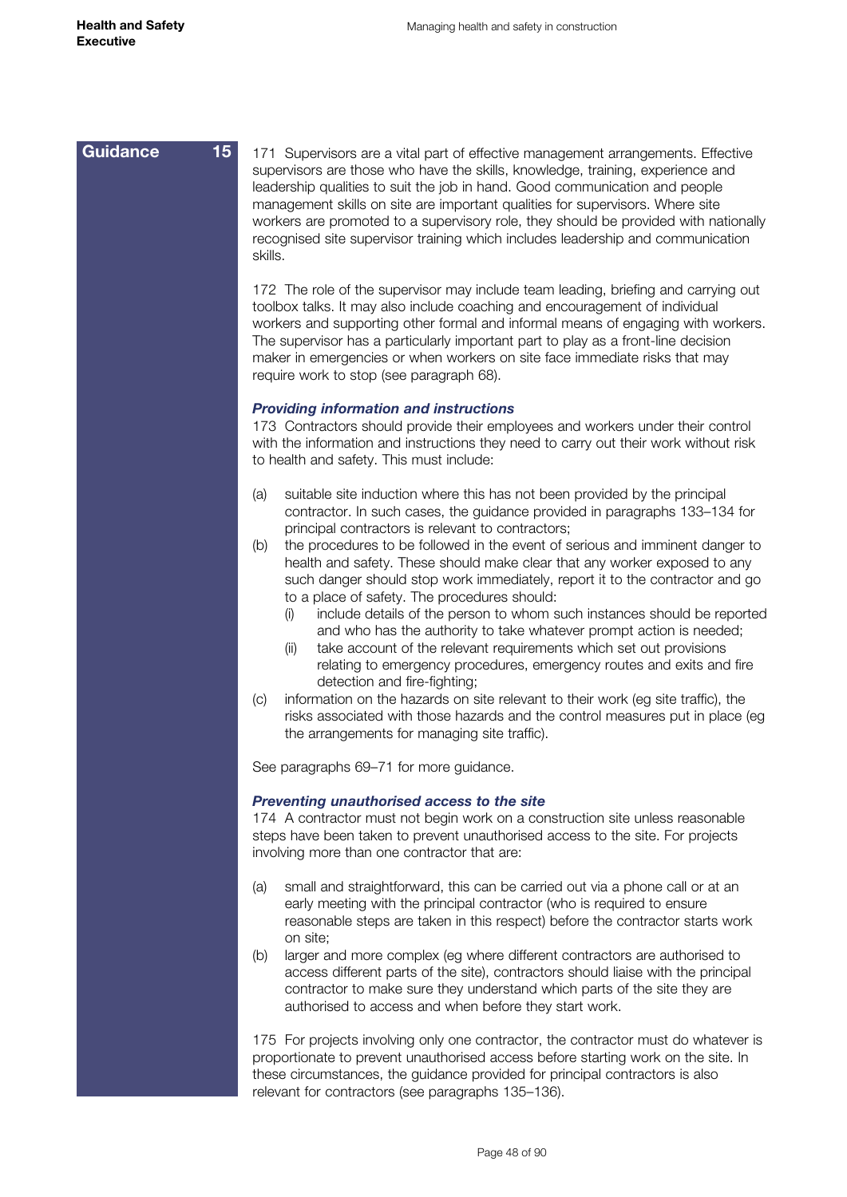**Guidance 15**

171 Supervisors are a vital part of effective management arrangements. Effective supervisors are those who have the skills, knowledge, training, experience and leadership qualities to suit the job in hand. Good communication and people management skills on site are important qualities for supervisors. Where site workers are promoted to a supervisory role, they should be provided with nationally recognised site supervisor training which includes leadership and communication skills.

172 The role of the supervisor may include team leading, briefing and carrying out toolbox talks. It may also include coaching and encouragement of individual workers and supporting other formal and informal means of engaging with workers. The supervisor has a particularly important part to play as a front-line decision maker in emergencies or when workers on site face immediate risks that may require work to stop (see paragraph 68).

***Providing information and instructions***

173 Contractors should provide their employees and workers under their control with the information and instructions they need to carry out their work without risk to health and safety. This must include:

(a) suitable site induction where this has not been provided by the principal contractor. In such cases, the guidance provided in paragraphs 133–134 for principal contractors is relevant to contractors;
(b) the procedures to be followed in the event of serious and imminent danger to health and safety. These should make clear that any worker exposed to any such danger should stop work immediately, report it to the contractor and go to a place of safety. The procedures should:
  (i) include details of the person to whom such instances should be reported and who has the authority to take whatever prompt action is needed;
  (ii) take account of the relevant requirements which set out provisions relating to emergency procedures, emergency routes and exits and fire detection and fire-fighting;
(c) information on the hazards on site relevant to their work (eg site traffic), the risks associated with those hazards and the control measures put in place (eg the arrangements for managing site traffic).

See paragraphs 69–71 for more guidance.

***Preventing unauthorised access to the site***

174 A contractor must not begin work on a construction site unless reasonable steps have been taken to prevent unauthorised access to the site. For projects involving more than one contractor that are:

(a) small and straightforward, this can be carried out via a phone call or at an early meeting with the principal contractor (who is required to ensure reasonable steps are taken in this respect) before the contractor starts work on site;
(b) larger and more complex (eg where different contractors are authorised to access different parts of the site), contractors should liaise with the principal contractor to make sure they understand which parts of the site they are authorised to access and when before they start work.

175 For projects involving only one contractor, the contractor must do whatever is proportionate to prevent unauthorised access before starting work on the site. In these circumstances, the guidance provided for principal contractors is also relevant for contractors (see paragraphs 135–136).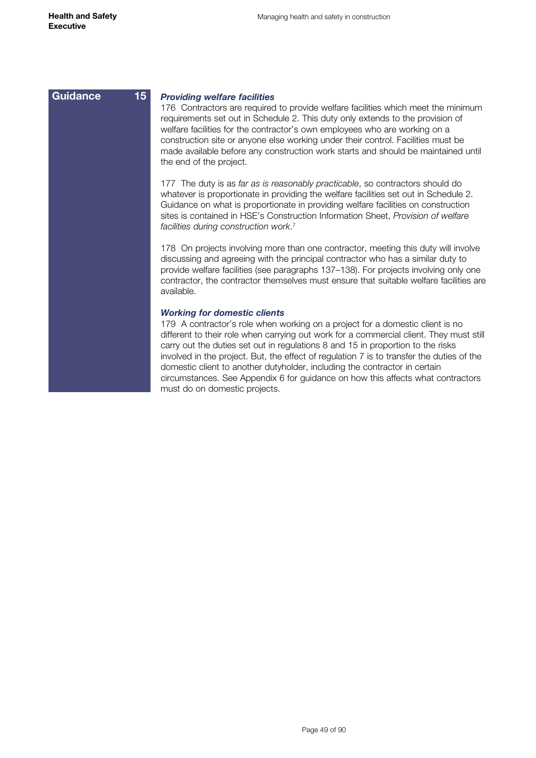Guidance 15

### *Providing welfare facilities*

176 Contractors are required to provide welfare facilities which meet the minimum requirements set out in Schedule 2. This duty only extends to the provision of welfare facilities for the contractor's own employees who are working on a construction site or anyone else working under their control. Facilities must be made available before any construction work starts and should be maintained until the end of the project.

177 The duty is as *far as is reasonably practicable*, so contractors should do whatever is proportionate in providing the welfare facilities set out in Schedule 2. Guidance on what is proportionate in providing welfare facilities on construction sites is contained in HSE's Construction Information Sheet, *Provision of welfare facilities during construction work*.[7]

178 On projects involving more than one contractor, meeting this duty will involve discussing and agreeing with the principal contractor who has a similar duty to provide welfare facilities (see paragraphs 137–138). For projects involving only one contractor, the contractor themselves must ensure that suitable welfare facilities are available.

### *Working for domestic clients*

179 A contractor's role when working on a project for a domestic client is no different to their role when carrying out work for a commercial client. They must still carry out the duties set out in regulations 8 and 15 in proportion to the risks involved in the project. But, the effect of regulation 7 is to transfer the duties of the domestic client to another dutyholder, including the contractor in certain circumstances. See Appendix 6 for guidance on how this affects what contractors must do on domestic projects.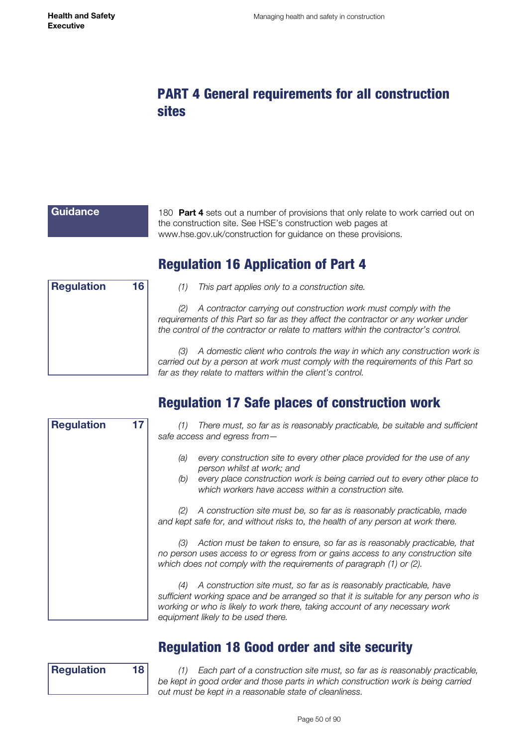# PART 4 General requirements for all construction sites

**Guidance**

180 **Part 4** sets out a number of provisions that only relate to work carried out on the construction site. See HSE's construction web pages at www.hse.gov.uk/construction for guidance on these provisions.

## Regulation 16 Application of Part 4

**Regulation 16**

*(1) This part applies only to a construction site.*

*(2) A contractor carrying out construction work must comply with the requirements of this Part so far as they affect the contractor or any worker under the control of the contractor or relate to matters within the contractor's control.*

*(3) A domestic client who controls the way in which any construction work is carried out by a person at work must comply with the requirements of this Part so far as they relate to matters within the client's control.*

## Regulation 17 Safe places of construction work

**Regulation 17**

*(1) There must, so far as is reasonably practicable, be suitable and sufficient safe access and egress from—*

- *(a) every construction site to every other place provided for the use of any person whilst at work; and*
- *(b) every place construction work is being carried out to every other place to which workers have access within a construction site.*

*(2) A construction site must be, so far as is reasonably practicable, made and kept safe for, and without risks to, the health of any person at work there.*

*(3) Action must be taken to ensure, so far as is reasonably practicable, that no person uses access to or egress from or gains access to any construction site which does not comply with the requirements of paragraph (1) or (2).*

*(4) A construction site must, so far as is reasonably practicable, have sufficient working space and be arranged so that it is suitable for any person who is working or who is likely to work there, taking account of any necessary work equipment likely to be used there.*

## Regulation 18 Good order and site security

**Regulation 18**

*(1) Each part of a construction site must, so far as is reasonably practicable, be kept in good order and those parts in which construction work is being carried out must be kept in a reasonable state of cleanliness.*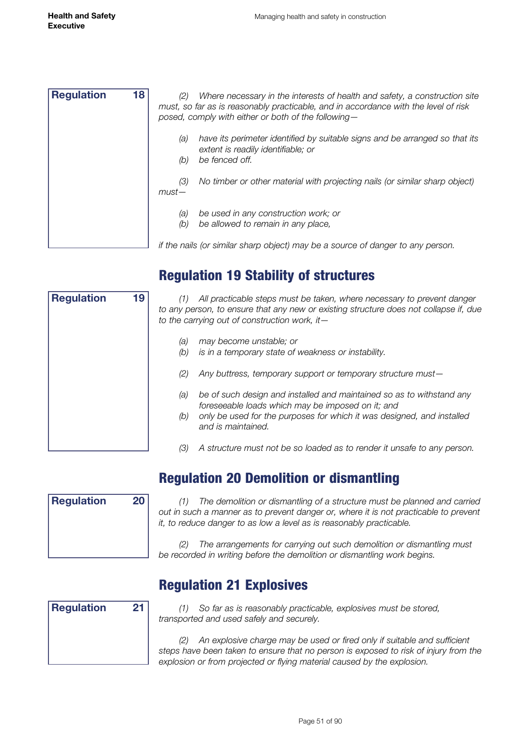**Regulation 18**

*(2) Where necessary in the interests of health and safety, a construction site must, so far as is reasonably practicable, and in accordance with the level of risk posed, comply with either or both of the following—*

*(a) have its perimeter identified by suitable signs and be arranged so that its extent is readily identifiable; or*
*(b) be fenced off.*

*(3) No timber or other material with projecting nails (or similar sharp object) must—*

*(a) be used in any construction work; or*
*(b) be allowed to remain in any place,*

*if the nails (or similar sharp object) may be a source of danger to any person.*

## Regulation 19 Stability of structures

**Regulation 19**

*(1) All practicable steps must be taken, where necessary to prevent danger to any person, to ensure that any new or existing structure does not collapse if, due to the carrying out of construction work, it—*

*(a) may become unstable; or*
*(b) is in a temporary state of weakness or instability.*

*(2) Any buttress, temporary support or temporary structure must—*

*(a) be of such design and installed and maintained so as to withstand any foreseeable loads which may be imposed on it; and*
*(b) only be used for the purposes for which it was designed, and installed and is maintained.*

*(3) A structure must not be so loaded as to render it unsafe to any person.*

## Regulation 20 Demolition or dismantling

**Regulation 20**

*(1) The demolition or dismantling of a structure must be planned and carried out in such a manner as to prevent danger or, where it is not practicable to prevent it, to reduce danger to as low a level as is reasonably practicable.*

*(2) The arrangements for carrying out such demolition or dismantling must be recorded in writing before the demolition or dismantling work begins.*

## Regulation 21 Explosives

**Regulation 21**

*(1) So far as is reasonably practicable, explosives must be stored, transported and used safely and securely.*

*(2) An explosive charge may be used or fired only if suitable and sufficient steps have been taken to ensure that no person is exposed to risk of injury from the explosion or from projected or flying material caused by the explosion.*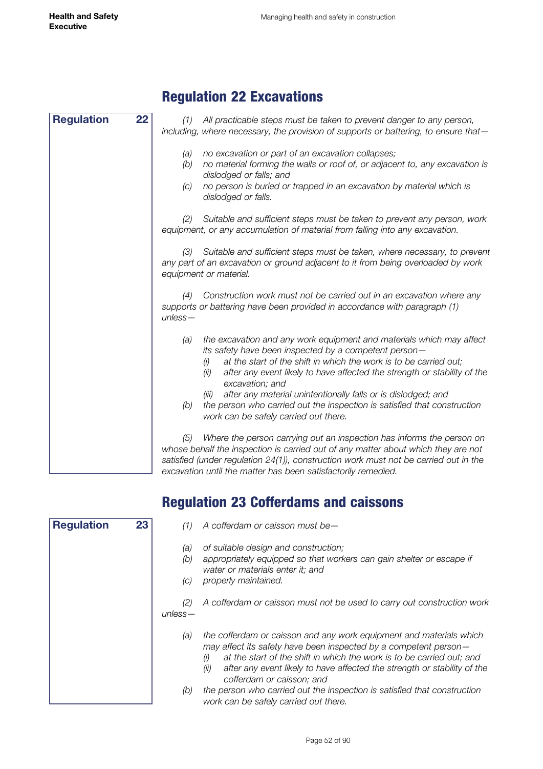## Regulation 22 Excavations

**Regulation 22**

*(1) All practicable steps must be taken to prevent danger to any person, including, where necessary, the provision of supports or battering, to ensure that—*

*(a) no excavation or part of an excavation collapses;*
*(b) no material forming the walls or roof of, or adjacent to, any excavation is dislodged or falls; and*
*(c) no person is buried or trapped in an excavation by material which is dislodged or falls.*

*(2) Suitable and sufficient steps must be taken to prevent any person, work equipment, or any accumulation of material from falling into any excavation.*

*(3) Suitable and sufficient steps must be taken, where necessary, to prevent any part of an excavation or ground adjacent to it from being overloaded by work equipment or material.*

*(4) Construction work must not be carried out in an excavation where any supports or battering have been provided in accordance with paragraph (1) unless—*

*(a) the excavation and any work equipment and materials which may affect its safety have been inspected by a competent person—*
  *(i) at the start of the shift in which the work is to be carried out;*
  *(ii) after any event likely to have affected the strength or stability of the excavation; and*
  *(iii) after any material unintentionally falls or is dislodged; and*
*(b) the person who carried out the inspection is satisfied that construction work can be safely carried out there.*

*(5) Where the person carrying out an inspection has informs the person on whose behalf the inspection is carried out of any matter about which they are not satisfied (under regulation 24(1)), construction work must not be carried out in the excavation until the matter has been satisfactorily remedied.*

## Regulation 23 Cofferdams and caissons

**Regulation 23**

*(1) A cofferdam or caisson must be—*

*(a) of suitable design and construction;*
*(b) appropriately equipped so that workers can gain shelter or escape if water or materials enter it; and*
*(c) properly maintained.*

*(2) A cofferdam or caisson must not be used to carry out construction work unless—*

*(a) the cofferdam or caisson and any work equipment and materials which may affect its safety have been inspected by a competent person—*
  *(i) at the start of the shift in which the work is to be carried out; and*
  *(ii) after any event likely to have affected the strength or stability of the cofferdam or caisson; and*
*(b) the person who carried out the inspection is satisfied that construction work can be safely carried out there.*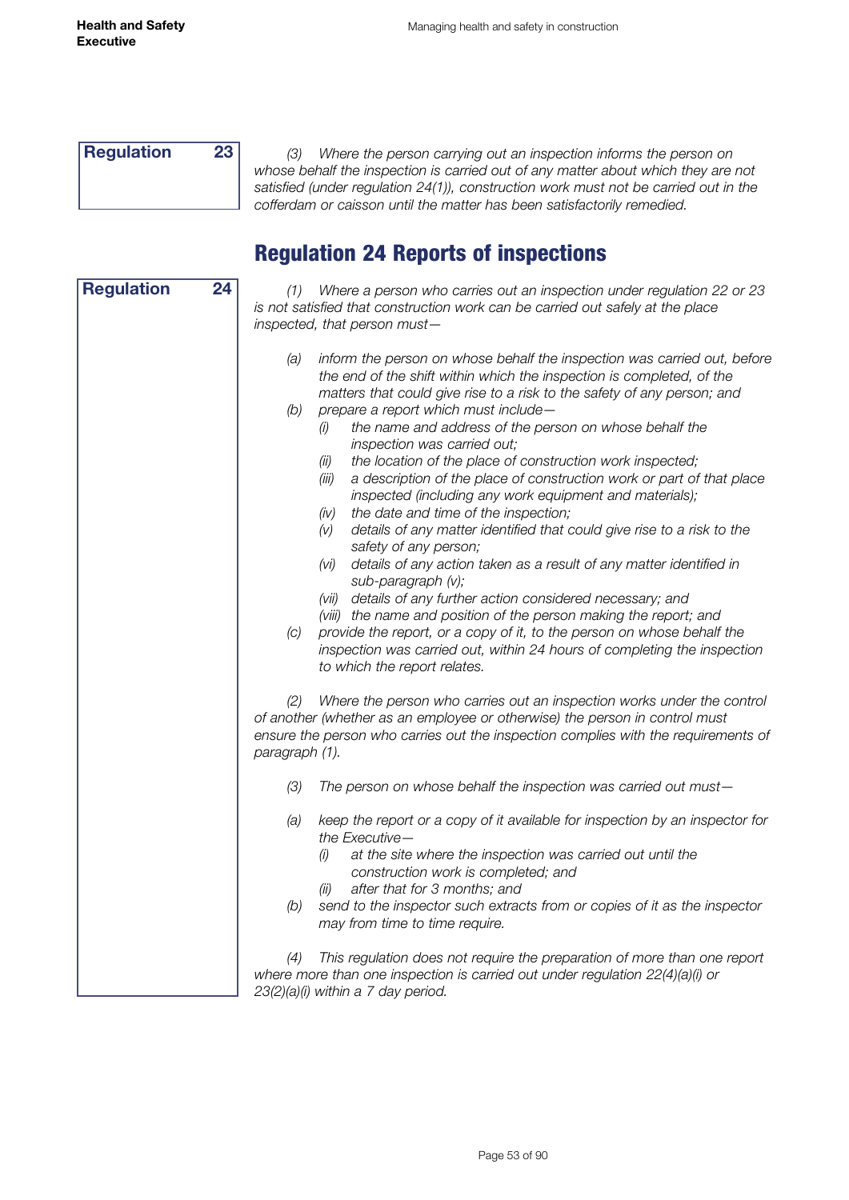**Regulation 23**

*(3) Where the person carrying out an inspection informs the person on whose behalf the inspection is carried out of any matter about which they are not satisfied (under regulation 24(1)), construction work must not be carried out in the cofferdam or caisson until the matter has been satisfactorily remedied.*

## Regulation 24 Reports of inspections

**Regulation 24**

*(1) Where a person who carries out an inspection under regulation 22 or 23 is not satisfied that construction work can be carried out safely at the place inspected, that person must—*

*(a) inform the person on whose behalf the inspection was carried out, before the end of the shift within which the inspection is completed, of the matters that could give rise to a risk to the safety of any person; and*

*(b) prepare a report which must include—*
  - *(i) the name and address of the person on whose behalf the inspection was carried out;*
  - *(ii) the location of the place of construction work inspected;*
  - *(iii) a description of the place of construction work or part of that place inspected (including any work equipment and materials);*
  - *(iv) the date and time of the inspection;*
  - *(v) details of any matter identified that could give rise to a risk to the safety of any person;*
  - *(vi) details of any action taken as a result of any matter identified in sub-paragraph (v);*
  - *(vii) details of any further action considered necessary; and*
  - *(viii) the name and position of the person making the report; and*

*(c) provide the report, or a copy of it, to the person on whose behalf the inspection was carried out, within 24 hours of completing the inspection to which the report relates.*

*(2) Where the person who carries out an inspection works under the control of another (whether as an employee or otherwise) the person in control must ensure the person who carries out the inspection complies with the requirements of paragraph (1).*

*(3) The person on whose behalf the inspection was carried out must—*

*(a) keep the report or a copy of it available for inspection by an inspector for the Executive—*
  - *(i) at the site where the inspection was carried out until the construction work is completed; and*
  - *(ii) after that for 3 months; and*

*(b) send to the inspector such extracts from or copies of it as the inspector may from time to time require.*

*(4) This regulation does not require the preparation of more than one report where more than one inspection is carried out under regulation 22(4)(a)(i) or 23(2)(a)(i) within a 7 day period.*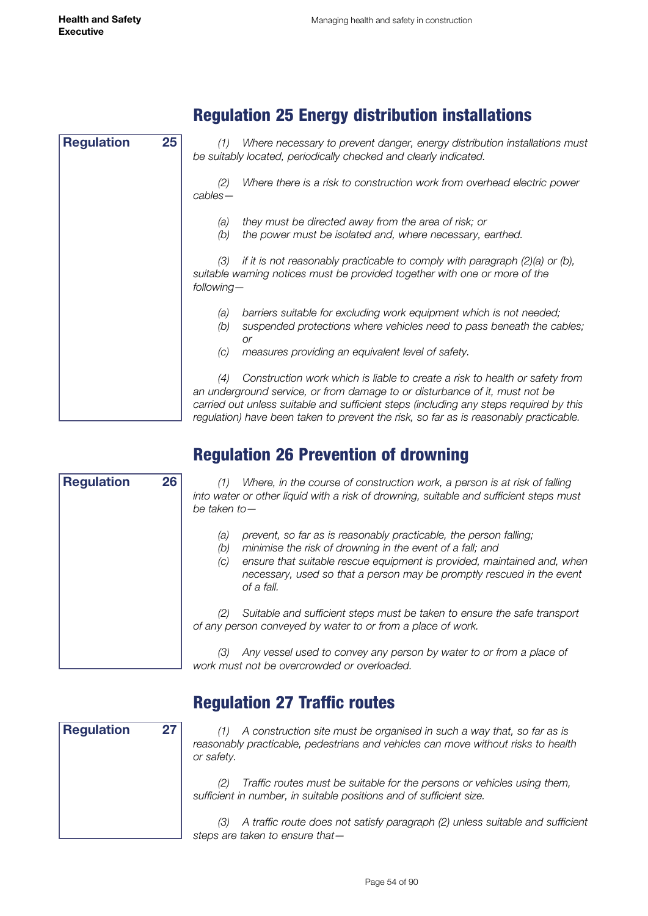## Regulation 25 Energy distribution installations

**Regulation 25**

*(1) Where necessary to prevent danger, energy distribution installations must be suitably located, periodically checked and clearly indicated.*

*(2) Where there is a risk to construction work from overhead electric power cables—*

*(a) they must be directed away from the area of risk; or*
*(b) the power must be isolated and, where necessary, earthed.*

*(3) if it is not reasonably practicable to comply with paragraph (2)(a) or (b), suitable warning notices must be provided together with one or more of the following—*

*(a) barriers suitable for excluding work equipment which is not needed;*
*(b) suspended protections where vehicles need to pass beneath the cables; or*
*(c) measures providing an equivalent level of safety.*

*(4) Construction work which is liable to create a risk to health or safety from an underground service, or from damage to or disturbance of it, must not be carried out unless suitable and sufficient steps (including any steps required by this regulation) have been taken to prevent the risk, so far as is reasonably practicable.*

## Regulation 26 Prevention of drowning

**Regulation 26**

*(1) Where, in the course of construction work, a person is at risk of falling into water or other liquid with a risk of drowning, suitable and sufficient steps must be taken to—*

*(a) prevent, so far as is reasonably practicable, the person falling;*
*(b) minimise the risk of drowning in the event of a fall; and*
*(c) ensure that suitable rescue equipment is provided, maintained and, when necessary, used so that a person may be promptly rescued in the event of a fall.*

*(2) Suitable and sufficient steps must be taken to ensure the safe transport of any person conveyed by water to or from a place of work.*

*(3) Any vessel used to convey any person by water to or from a place of work must not be overcrowded or overloaded.*

## Regulation 27 Traffic routes

**Regulation 27**

*(1) A construction site must be organised in such a way that, so far as is reasonably practicable, pedestrians and vehicles can move without risks to health or safety.*

*(2) Traffic routes must be suitable for the persons or vehicles using them, sufficient in number, in suitable positions and of sufficient size.*

*(3) A traffic route does not satisfy paragraph (2) unless suitable and sufficient steps are taken to ensure that—*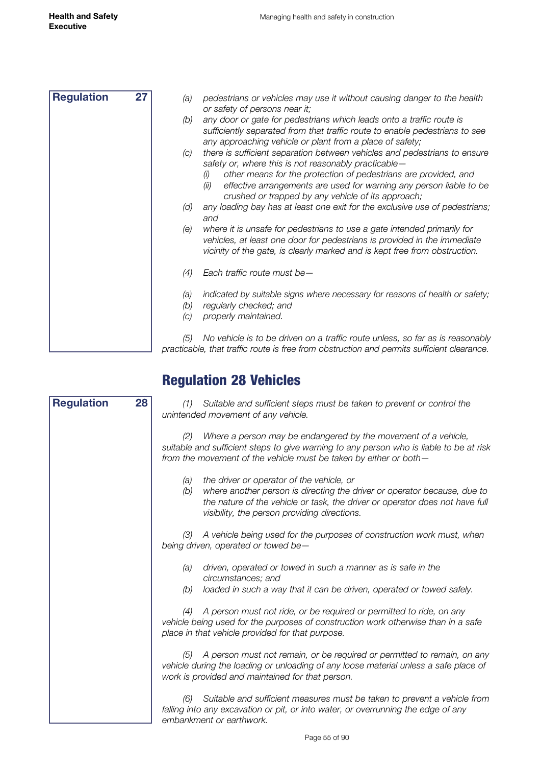**Regulation 27**

*(a) pedestrians or vehicles may use it without causing danger to the health or safety of persons near it;*

*(b) any door or gate for pedestrians which leads onto a traffic route is sufficiently separated from that traffic route to enable pedestrians to see any approaching vehicle or plant from a place of safety;*

*(c) there is sufficient separation between vehicles and pedestrians to ensure safety or, where this is not reasonably practicable—*

*(i) other means for the protection of pedestrians are provided, and*

*(ii) effective arrangements are used for warning any person liable to be crushed or trapped by any vehicle of its approach;*

*(d) any loading bay has at least one exit for the exclusive use of pedestrians; and*

*(e) where it is unsafe for pedestrians to use a gate intended primarily for vehicles, at least one door for pedestrians is provided in the immediate vicinity of the gate, is clearly marked and is kept free from obstruction.*

*(4) Each traffic route must be—*

*(a) indicated by suitable signs where necessary for reasons of health or safety;*

*(b) regularly checked; and*

*(c) properly maintained.*

*(5) No vehicle is to be driven on a traffic route unless, so far as is reasonably practicable, that traffic route is free from obstruction and permits sufficient clearance.*

## Regulation 28 Vehicles

**Regulation 28**

*(1) Suitable and sufficient steps must be taken to prevent or control the unintended movement of any vehicle.*

*(2) Where a person may be endangered by the movement of a vehicle, suitable and sufficient steps to give warning to any person who is liable to be at risk from the movement of the vehicle must be taken by either or both—*

*(a) the driver or operator of the vehicle, or*

*(b) where another person is directing the driver or operator because, due to the nature of the vehicle or task, the driver or operator does not have full visibility, the person providing directions.*

*(3) A vehicle being used for the purposes of construction work must, when being driven, operated or towed be—*

*(a) driven, operated or towed in such a manner as is safe in the circumstances; and*

*(b) loaded in such a way that it can be driven, operated or towed safely.*

*(4) A person must not ride, or be required or permitted to ride, on any vehicle being used for the purposes of construction work otherwise than in a safe place in that vehicle provided for that purpose.*

*(5) A person must not remain, or be required or permitted to remain, on any vehicle during the loading or unloading of any loose material unless a safe place of work is provided and maintained for that person.*

*(6) Suitable and sufficient measures must be taken to prevent a vehicle from falling into any excavation or pit, or into water, or overrunning the edge of any embankment or earthwork.*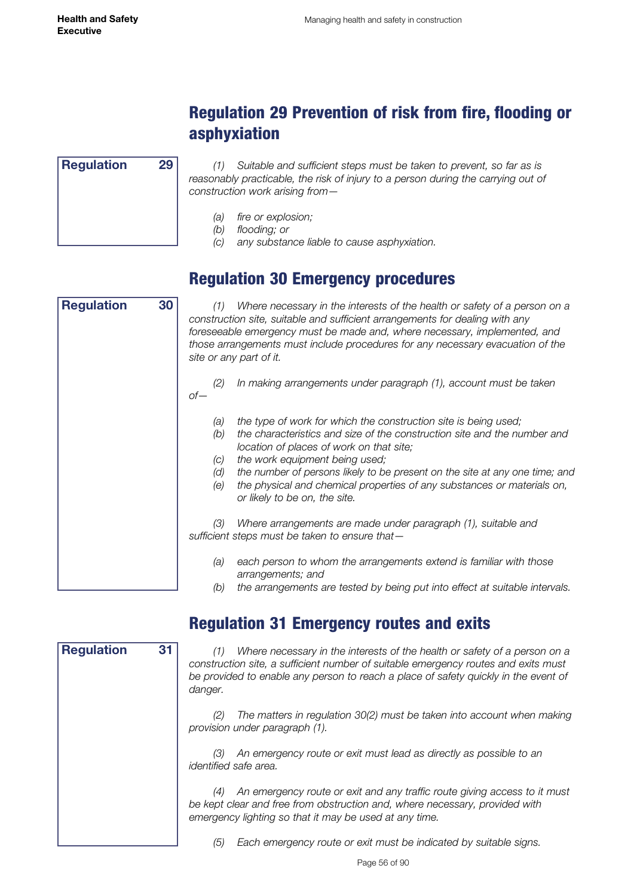## Regulation 29 Prevention of risk from fire, flooding or asphyxiation

**Regulation 29**

*(1) Suitable and sufficient steps must be taken to prevent, so far as is reasonably practicable, the risk of injury to a person during the carrying out of construction work arising from—*

*(a) fire or explosion;*
*(b) flooding; or*
*(c) any substance liable to cause asphyxiation.*

## Regulation 30 Emergency procedures

**Regulation 30**

*(1) Where necessary in the interests of the health or safety of a person on a construction site, suitable and sufficient arrangements for dealing with any foreseeable emergency must be made and, where necessary, implemented, and those arrangements must include procedures for any necessary evacuation of the site or any part of it.*

*(2) In making arrangements under paragraph (1), account must be taken of—*

*(a) the type of work for which the construction site is being used;*
*(b) the characteristics and size of the construction site and the number and location of places of work on that site;*
*(c) the work equipment being used;*
*(d) the number of persons likely to be present on the site at any one time; and*
*(e) the physical and chemical properties of any substances or materials on, or likely to be on, the site.*

*(3) Where arrangements are made under paragraph (1), suitable and sufficient steps must be taken to ensure that—*

*(a) each person to whom the arrangements extend is familiar with those arrangements; and*
*(b) the arrangements are tested by being put into effect at suitable intervals.*

## Regulation 31 Emergency routes and exits

**Regulation 31**

*(1) Where necessary in the interests of the health or safety of a person on a construction site, a sufficient number of suitable emergency routes and exits must be provided to enable any person to reach a place of safety quickly in the event of danger.*

*(2) The matters in regulation 30(2) must be taken into account when making provision under paragraph (1).*

*(3) An emergency route or exit must lead as directly as possible to an identified safe area.*

*(4) An emergency route or exit and any traffic route giving access to it must be kept clear and free from obstruction and, where necessary, provided with emergency lighting so that it may be used at any time.*

*(5) Each emergency route or exit must be indicated by suitable signs.*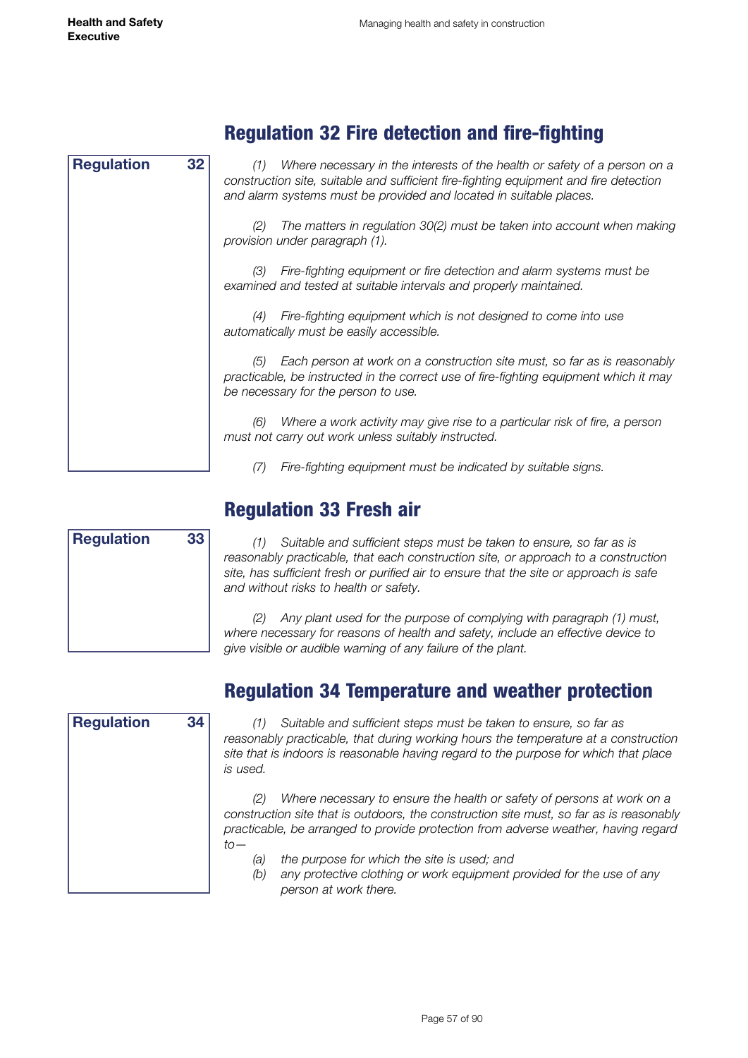## Regulation 32 Fire detection and fire-fighting

**Regulation 32**

*(1) Where necessary in the interests of the health or safety of a person on a construction site, suitable and sufficient fire-fighting equipment and fire detection and alarm systems must be provided and located in suitable places.*

*(2) The matters in regulation 30(2) must be taken into account when making provision under paragraph (1).*

*(3) Fire-fighting equipment or fire detection and alarm systems must be examined and tested at suitable intervals and properly maintained.*

*(4) Fire-fighting equipment which is not designed to come into use automatically must be easily accessible.*

*(5) Each person at work on a construction site must, so far as is reasonably practicable, be instructed in the correct use of fire-fighting equipment which it may be necessary for the person to use.*

*(6) Where a work activity may give rise to a particular risk of fire, a person must not carry out work unless suitably instructed.*

*(7) Fire-fighting equipment must be indicated by suitable signs.*

## Regulation 33 Fresh air

**Regulation 33**

*(1) Suitable and sufficient steps must be taken to ensure, so far as is reasonably practicable, that each construction site, or approach to a construction site, has sufficient fresh or purified air to ensure that the site or approach is safe and without risks to health or safety.*

*(2) Any plant used for the purpose of complying with paragraph (1) must, where necessary for reasons of health and safety, include an effective device to give visible or audible warning of any failure of the plant.*

## Regulation 34 Temperature and weather protection

**Regulation 34**

*(1) Suitable and sufficient steps must be taken to ensure, so far as reasonably practicable, that during working hours the temperature at a construction site that is indoors is reasonable having regard to the purpose for which that place is used.*

*(2) Where necessary to ensure the health or safety of persons at work on a construction site that is outdoors, the construction site must, so far as is reasonably practicable, be arranged to provide protection from adverse weather, having regard to—*

- *(a) the purpose for which the site is used; and*
- *(b) any protective clothing or work equipment provided for the use of any person at work there.*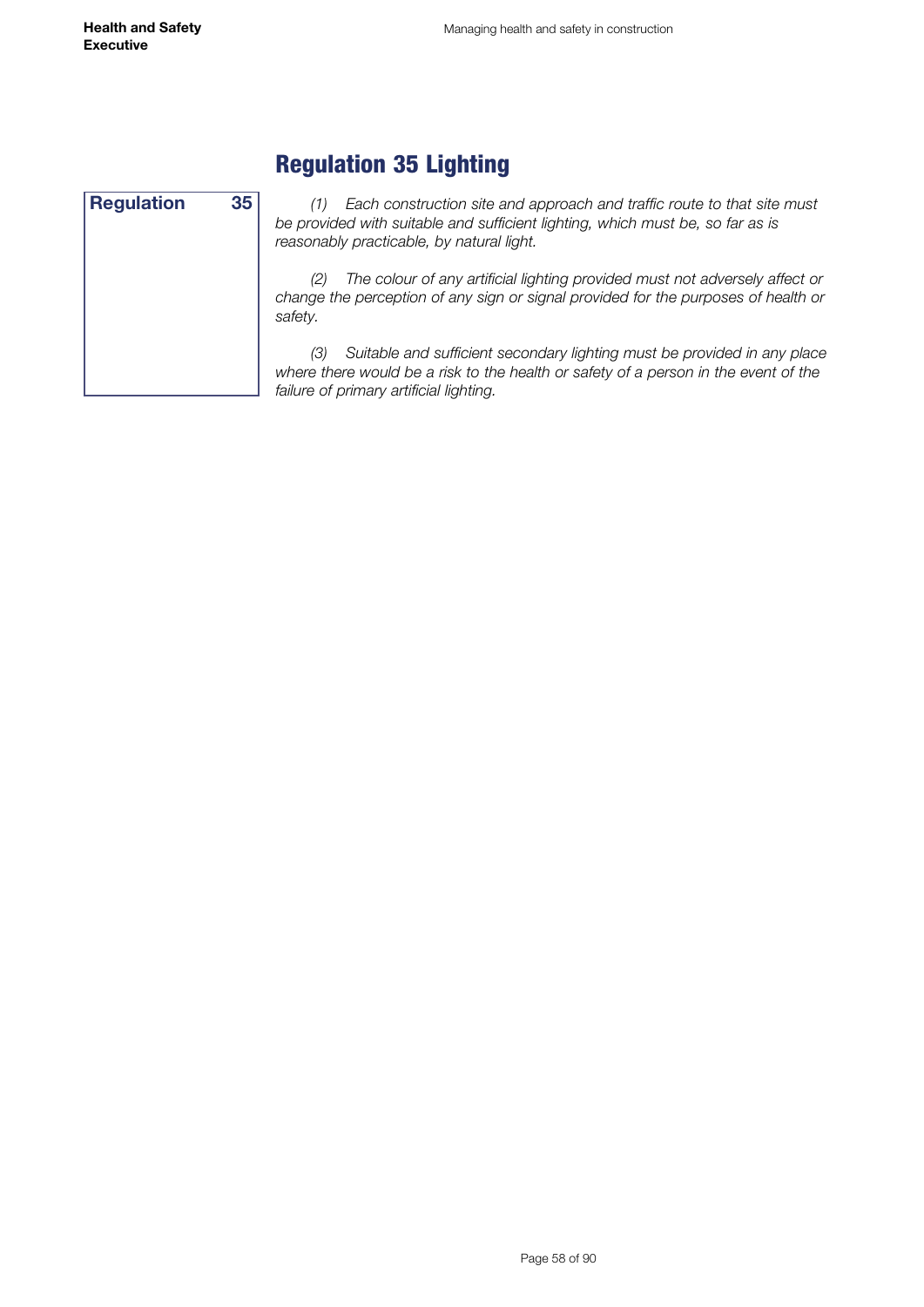## Regulation 35 Lighting

**Regulation 35**

*(1) Each construction site and approach and traffic route to that site must be provided with suitable and sufficient lighting, which must be, so far as is reasonably practicable, by natural light.*

*(2) The colour of any artificial lighting provided must not adversely affect or change the perception of any sign or signal provided for the purposes of health or safety.*

*(3) Suitable and sufficient secondary lighting must be provided in any place where there would be a risk to the health or safety of a person in the event of the failure of primary artificial lighting.*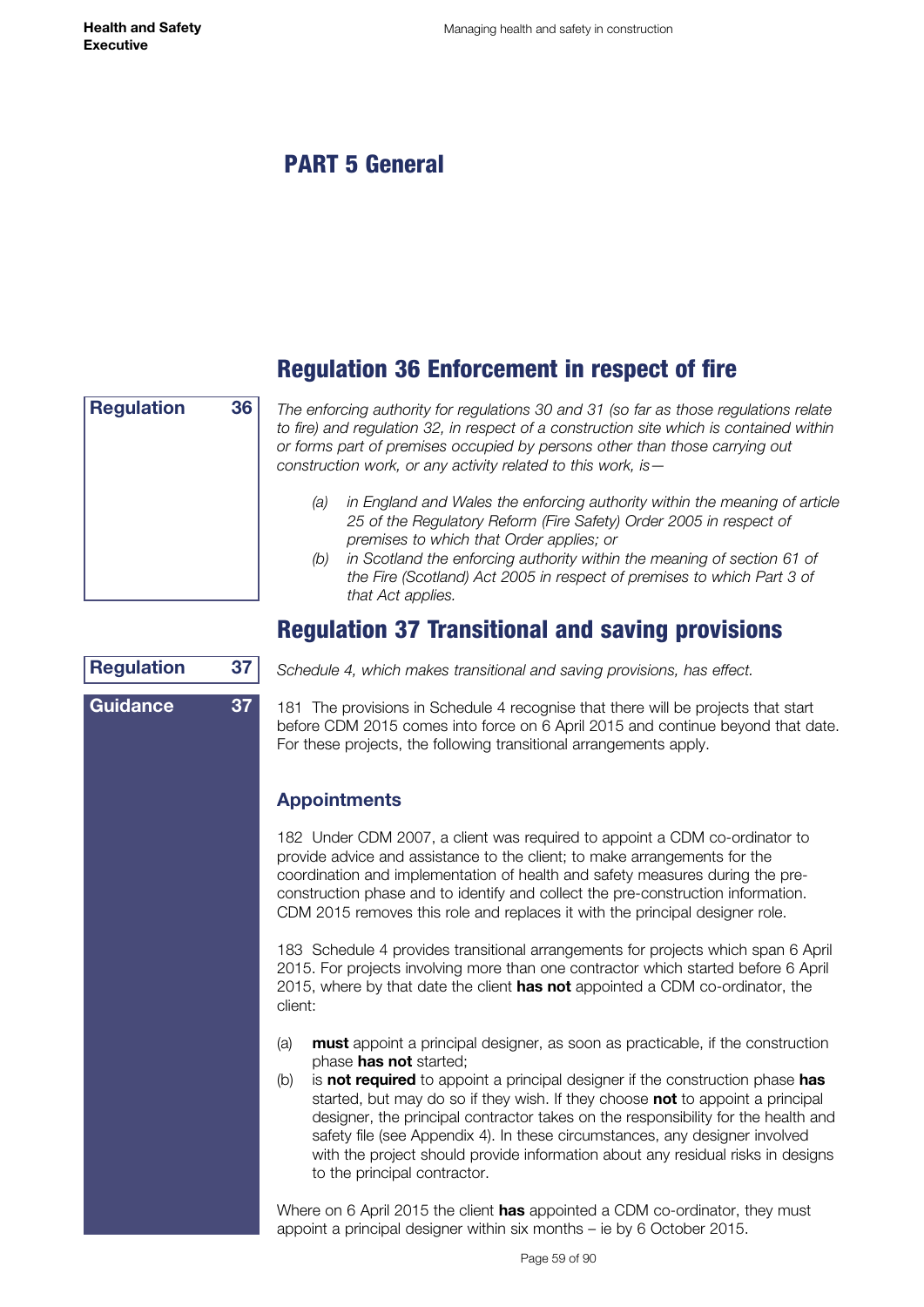# PART 5 General

## Regulation 36 Enforcement in respect of fire

**Regulation 36**

*The enforcing authority for regulations 30 and 31 (so far as those regulations relate to fire) and regulation 32, in respect of a construction site which is contained within or forms part of premises occupied by persons other than those carrying out construction work, or any activity related to this work, is—*

- *(a) in England and Wales the enforcing authority within the meaning of article 25 of the Regulatory Reform (Fire Safety) Order 2005 in respect of premises to which that Order applies; or*
- *(b) in Scotland the enforcing authority within the meaning of section 61 of the Fire (Scotland) Act 2005 in respect of premises to which Part 3 of that Act applies.*

## Regulation 37 Transitional and saving provisions

**Regulation 37**

*Schedule 4, which makes transitional and saving provisions, has effect.*

**Guidance 37**

181 The provisions in Schedule 4 recognise that there will be projects that start before CDM 2015 comes into force on 6 April 2015 and continue beyond that date. For these projects, the following transitional arrangements apply.

### Appointments

182 Under CDM 2007, a client was required to appoint a CDM co-ordinator to provide advice and assistance to the client; to make arrangements for the coordination and implementation of health and safety measures during the pre-construction phase and to identify and collect the pre-construction information. CDM 2015 removes this role and replaces it with the principal designer role.

183 Schedule 4 provides transitional arrangements for projects which span 6 April 2015. For projects involving more than one contractor which started before 6 April 2015, where by that date the client **has not** appointed a CDM co-ordinator, the client:

- (a) **must** appoint a principal designer, as soon as practicable, if the construction phase **has not** started;
- (b) is **not required** to appoint a principal designer if the construction phase **has** started, but may do so if they wish. If they choose **not** to appoint a principal designer, the principal contractor takes on the responsibility for the health and safety file (see Appendix 4). In these circumstances, any designer involved with the project should provide information about any residual risks in designs to the principal contractor.

Where on 6 April 2015 the client **has** appointed a CDM co-ordinator, they must appoint a principal designer within six months – ie by 6 October 2015.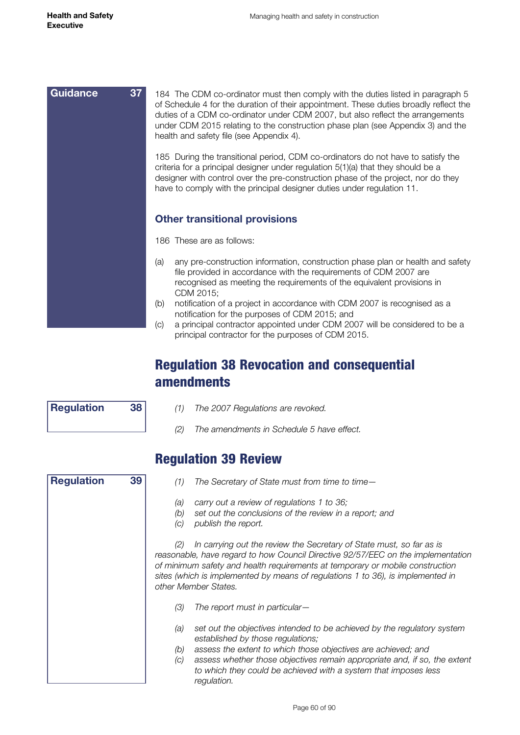**Guidance 37**

184 The CDM co-ordinator must then comply with the duties listed in paragraph 5 of Schedule 4 for the duration of their appointment. These duties broadly reflect the duties of a CDM co-ordinator under CDM 2007, but also reflect the arrangements under CDM 2015 relating to the construction phase plan (see Appendix 3) and the health and safety file (see Appendix 4).

185 During the transitional period, CDM co-ordinators do not have to satisfy the criteria for a principal designer under regulation 5(1)(a) that they should be a designer with control over the pre-construction phase of the project, nor do they have to comply with the principal designer duties under regulation 11.

### Other transitional provisions

186 These are as follows:

(a) any pre-construction information, construction phase plan or health and safety file provided in accordance with the requirements of CDM 2007 are recognised as meeting the requirements of the equivalent provisions in CDM 2015;
(b) notification of a project in accordance with CDM 2007 is recognised as a notification for the purposes of CDM 2015; and
(c) a principal contractor appointed under CDM 2007 will be considered to be a principal contractor for the purposes of CDM 2015.

## Regulation 38 Revocation and consequential amendments

**Regulation 38**

*(1) The 2007 Regulations are revoked.*

*(2) The amendments in Schedule 5 have effect.*

## Regulation 39 Review

**Regulation 39**

*(1) The Secretary of State must from time to time—*

*(a) carry out a review of regulations 1 to 36;*
*(b) set out the conclusions of the review in a report; and*
*(c) publish the report.*

*(2) In carrying out the review the Secretary of State must, so far as is reasonable, have regard to how Council Directive 92/57/EEC on the implementation of minimum safety and health requirements at temporary or mobile construction sites (which is implemented by means of regulations 1 to 36), is implemented in other Member States.*

*(3) The report must in particular—*

*(a) set out the objectives intended to be achieved by the regulatory system established by those regulations;*
*(b) assess the extent to which those objectives are achieved; and*
*(c) assess whether those objectives remain appropriate and, if so, the extent to which they could be achieved with a system that imposes less regulation.*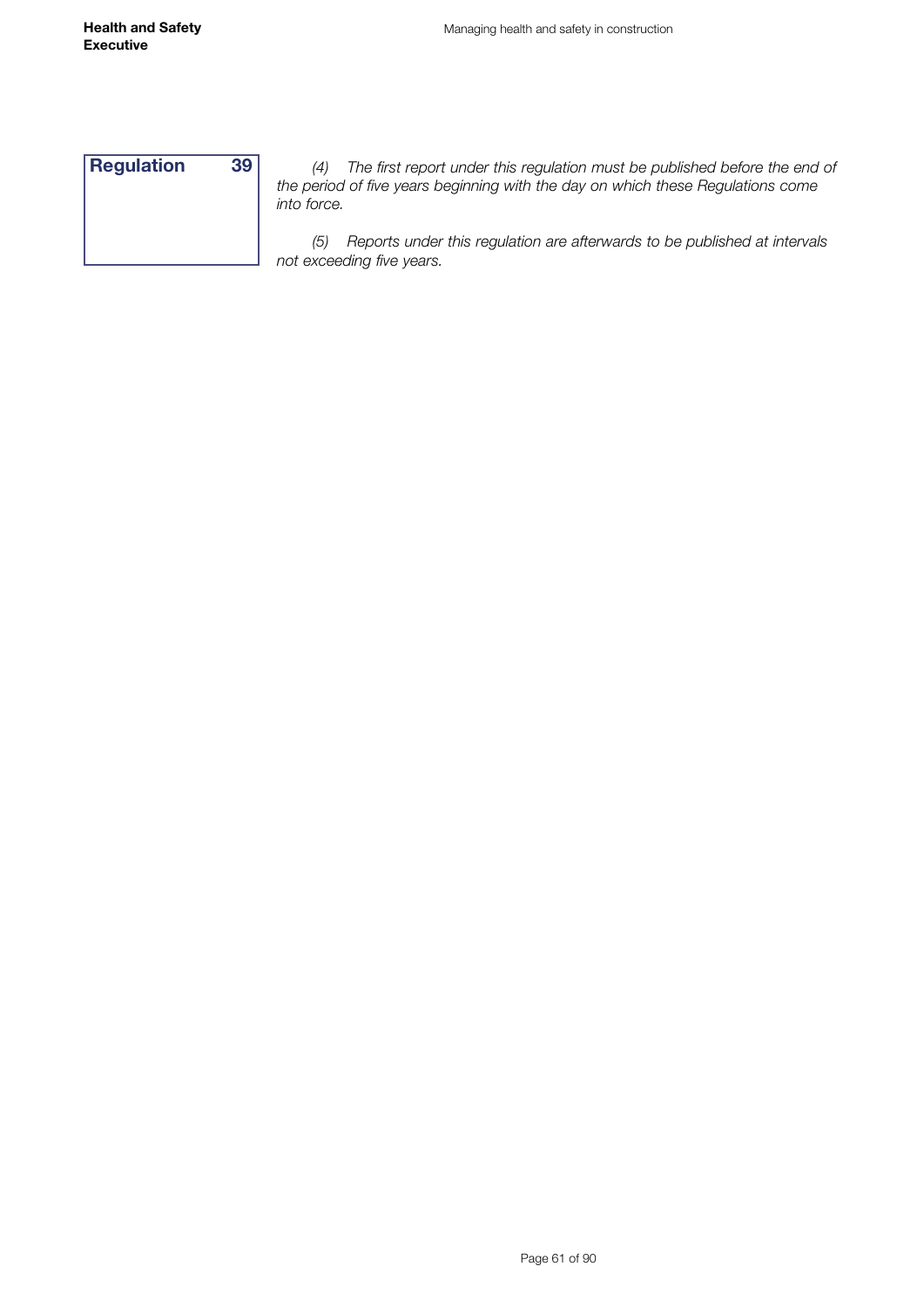**Regulation 39**

*(4) The first report under this regulation must be published before the end of the period of five years beginning with the day on which these Regulations come into force.*

*(5) Reports under this regulation are afterwards to be published at intervals not exceeding five years.*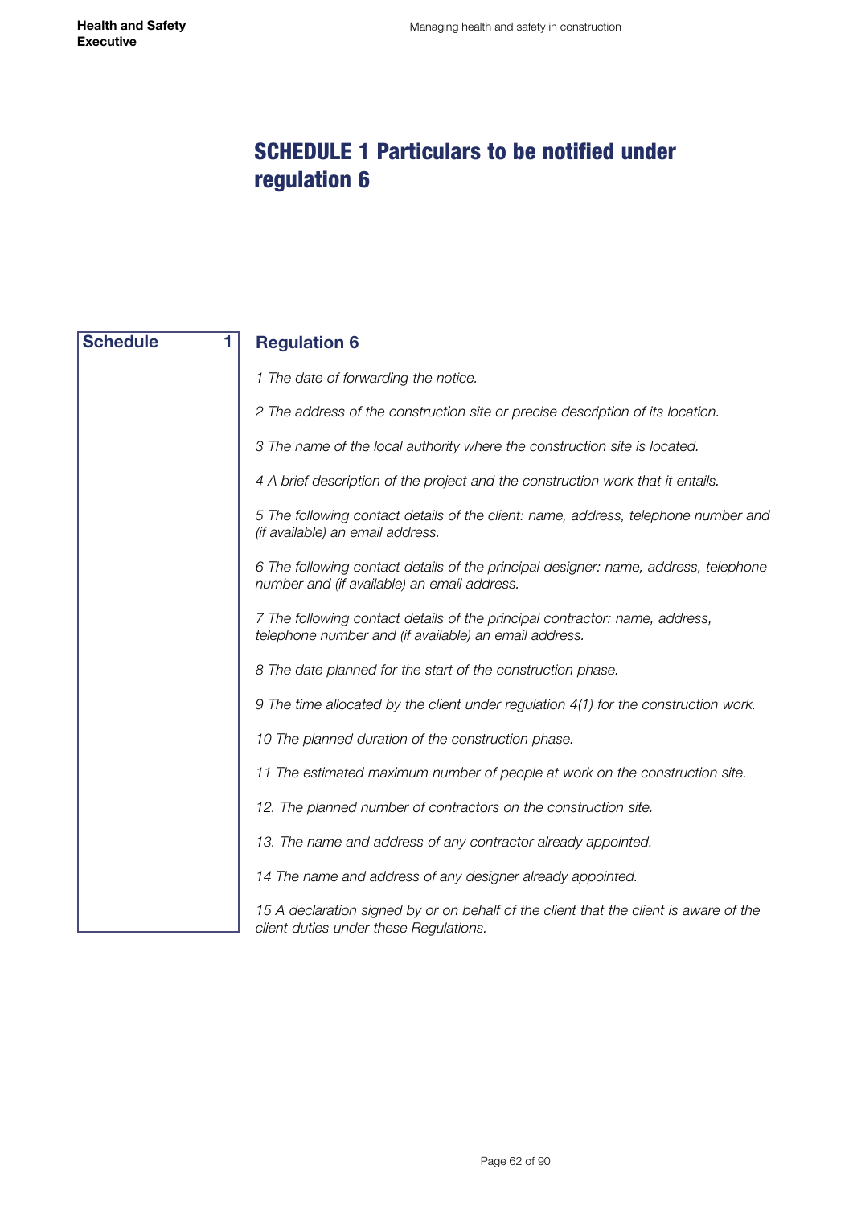# SCHEDULE 1 Particulars to be notified under regulation 6

**Schedule 1**

## Regulation 6

*1 The date of forwarding the notice.*

*2 The address of the construction site or precise description of its location.*

*3 The name of the local authority where the construction site is located.*

*4 A brief description of the project and the construction work that it entails.*

*5 The following contact details of the client: name, address, telephone number and (if available) an email address.*

*6 The following contact details of the principal designer: name, address, telephone number and (if available) an email address.*

*7 The following contact details of the principal contractor: name, address, telephone number and (if available) an email address.*

*8 The date planned for the start of the construction phase.*

*9 The time allocated by the client under regulation 4(1) for the construction work.*

*10 The planned duration of the construction phase.*

*11 The estimated maximum number of people at work on the construction site.*

*12. The planned number of contractors on the construction site.*

*13. The name and address of any contractor already appointed.*

*14 The name and address of any designer already appointed.*

*15 A declaration signed by or on behalf of the client that the client is aware of the client duties under these Regulations.*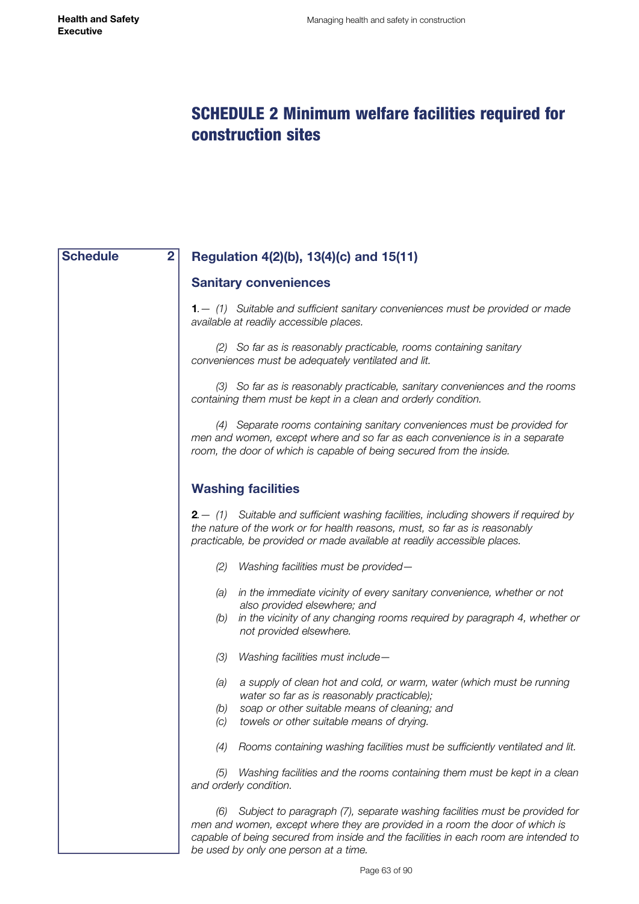# SCHEDULE 2 Minimum welfare facilities required for construction sites

**Schedule 2**

## Regulation 4(2)(b), 13(4)(c) and 15(11)

### Sanitary conveniences

**1**.— *(1) Suitable and sufficient sanitary conveniences must be provided or made available at readily accessible places.*

*(2) So far as is reasonably practicable, rooms containing sanitary conveniences must be adequately ventilated and lit.*

*(3) So far as is reasonably practicable, sanitary conveniences and the rooms containing them must be kept in a clean and orderly condition.*

*(4) Separate rooms containing sanitary conveniences must be provided for men and women, except where and so far as each convenience is in a separate room, the door of which is capable of being secured from the inside.*

### Washing facilities

**2**.— *(1) Suitable and sufficient washing facilities, including showers if required by the nature of the work or for health reasons, must, so far as is reasonably practicable, be provided or made available at readily accessible places.*

*(2) Washing facilities must be provided—*

*(a) in the immediate vicinity of every sanitary convenience, whether or not also provided elsewhere; and*
*(b) in the vicinity of any changing rooms required by paragraph 4, whether or not provided elsewhere.*

*(3) Washing facilities must include—*

*(a) a supply of clean hot and cold, or warm, water (which must be running water so far as is reasonably practicable);*
*(b) soap or other suitable means of cleaning; and*
*(c) towels or other suitable means of drying.*

*(4) Rooms containing washing facilities must be sufficiently ventilated and lit.*

*(5) Washing facilities and the rooms containing them must be kept in a clean and orderly condition.*

*(6) Subject to paragraph (7), separate washing facilities must be provided for men and women, except where they are provided in a room the door of which is capable of being secured from inside and the facilities in each room are intended to be used by only one person at a time.*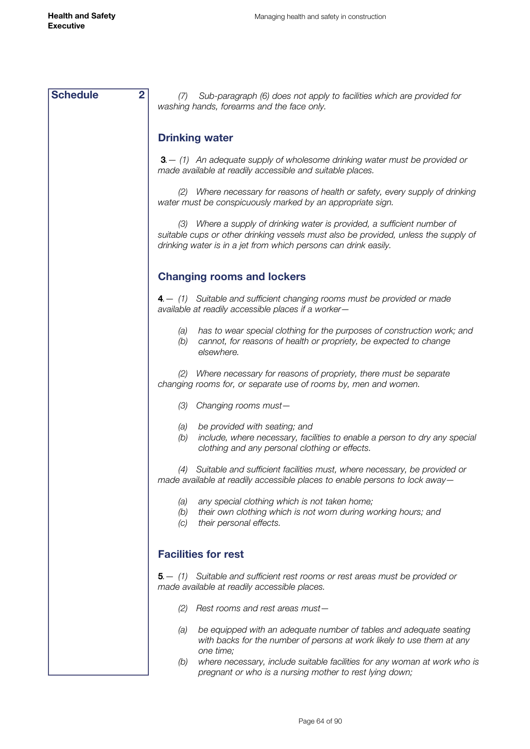**Schedule 2**

*(7) Sub-paragraph (6) does not apply to facilities which are provided for washing hands, forearms and the face only.*

## Drinking water

**3**.— *(1) An adequate supply of wholesome drinking water must be provided or made available at readily accessible and suitable places.*

*(2) Where necessary for reasons of health or safety, every supply of drinking water must be conspicuously marked by an appropriate sign.*

*(3) Where a supply of drinking water is provided, a sufficient number of suitable cups or other drinking vessels must also be provided, unless the supply of drinking water is in a jet from which persons can drink easily.*

## Changing rooms and lockers

**4**.— *(1) Suitable and sufficient changing rooms must be provided or made available at readily accessible places if a worker—*

*(a) has to wear special clothing for the purposes of construction work; and*
*(b) cannot, for reasons of health or propriety, be expected to change elsewhere.*

*(2) Where necessary for reasons of propriety, there must be separate changing rooms for, or separate use of rooms by, men and women.*

*(3) Changing rooms must—*

*(a) be provided with seating; and*
*(b) include, where necessary, facilities to enable a person to dry any special clothing and any personal clothing or effects.*

*(4) Suitable and sufficient facilities must, where necessary, be provided or made available at readily accessible places to enable persons to lock away—*

*(a) any special clothing which is not taken home;*
*(b) their own clothing which is not worn during working hours; and*
*(c) their personal effects.*

## Facilities for rest

**5**.— *(1) Suitable and sufficient rest rooms or rest areas must be provided or made available at readily accessible places.*

*(2) Rest rooms and rest areas must—*

*(a) be equipped with an adequate number of tables and adequate seating with backs for the number of persons at work likely to use them at any one time;*
*(b) where necessary, include suitable facilities for any woman at work who is pregnant or who is a nursing mother to rest lying down;*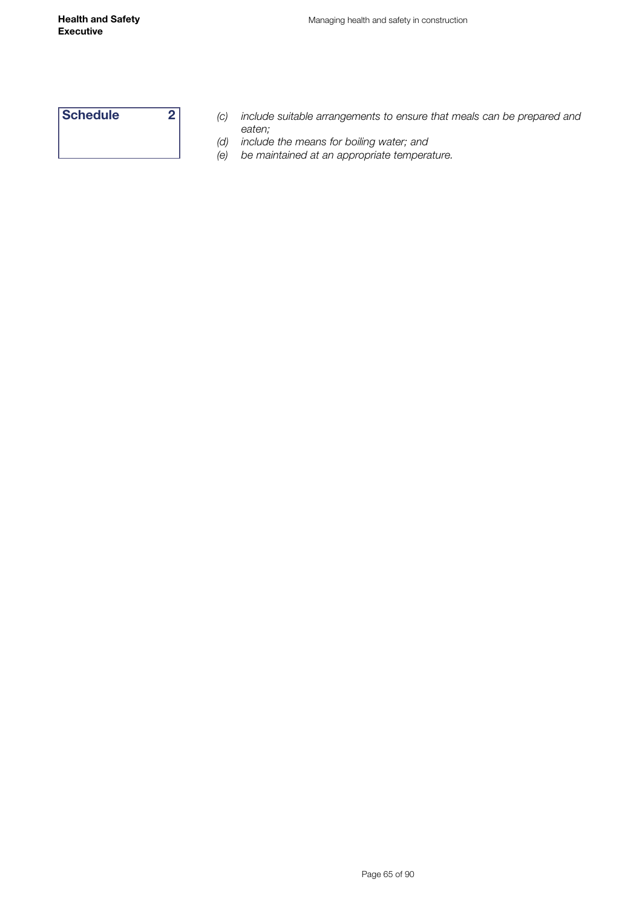**Schedule 2**

*(c) include suitable arrangements to ensure that meals can be prepared and eaten;*

*(d) include the means for boiling water; and*

*(e) be maintained at an appropriate temperature.*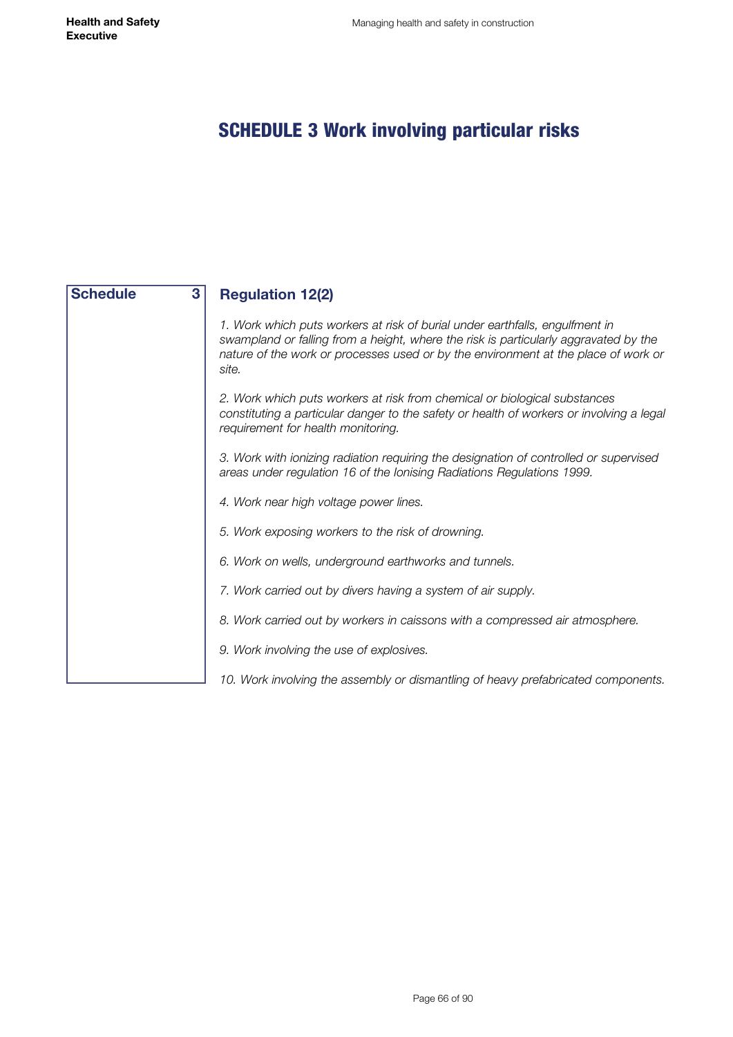# SCHEDULE 3 Work involving particular risks

**Schedule 3**

## Regulation 12(2)

*1. Work which puts workers at risk of burial under earthfalls, engulfment in swampland or falling from a height, where the risk is particularly aggravated by the nature of the work or processes used or by the environment at the place of work or site.*

*2. Work which puts workers at risk from chemical or biological substances constituting a particular danger to the safety or health of workers or involving a legal requirement for health monitoring.*

*3. Work with ionizing radiation requiring the designation of controlled or supervised areas under regulation 16 of the Ionising Radiations Regulations 1999.*

*4. Work near high voltage power lines.*

*5. Work exposing workers to the risk of drowning.*

*6. Work on wells, underground earthworks and tunnels.*

*7. Work carried out by divers having a system of air supply.*

*8. Work carried out by workers in caissons with a compressed air atmosphere.*

*9. Work involving the use of explosives.*

*10. Work involving the assembly or dismantling of heavy prefabricated components.*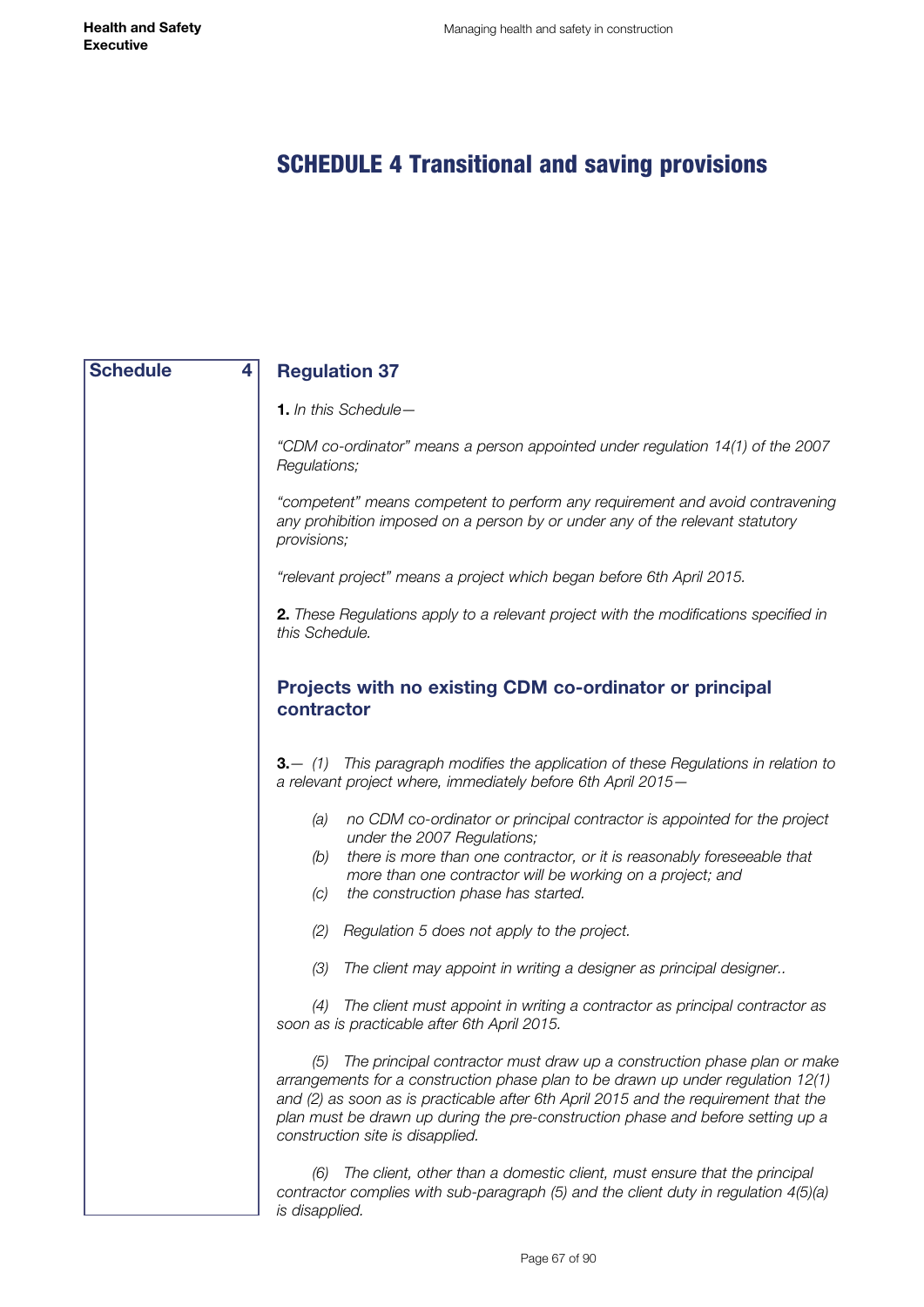# SCHEDULE 4 Transitional and saving provisions

**Schedule 4**

## Regulation 37

**1.** *In this Schedule—*

*"CDM co-ordinator" means a person appointed under regulation 14(1) of the 2007 Regulations;*

*"competent" means competent to perform any requirement and avoid contravening any prohibition imposed on a person by or under any of the relevant statutory provisions;*

*"relevant project" means a project which began before 6th April 2015.*

**2.** *These Regulations apply to a relevant project with the modifications specified in this Schedule.*

### Projects with no existing CDM co-ordinator or principal contractor

**3.**— *(1) This paragraph modifies the application of these Regulations in relation to a relevant project where, immediately before 6th April 2015—*

- *(a) no CDM co-ordinator or principal contractor is appointed for the project under the 2007 Regulations;*
- *(b) there is more than one contractor, or it is reasonably foreseeable that more than one contractor will be working on a project; and*
- *(c) the construction phase has started.*

*(2) Regulation 5 does not apply to the project.*

*(3) The client may appoint in writing a designer as principal designer..*

*(4) The client must appoint in writing a contractor as principal contractor as soon as is practicable after 6th April 2015.*

*(5) The principal contractor must draw up a construction phase plan or make arrangements for a construction phase plan to be drawn up under regulation 12(1) and (2) as soon as is practicable after 6th April 2015 and the requirement that the plan must be drawn up during the pre-construction phase and before setting up a construction site is disapplied.*

*(6) The client, other than a domestic client, must ensure that the principal contractor complies with sub-paragraph (5) and the client duty in regulation 4(5)(a) is disapplied.*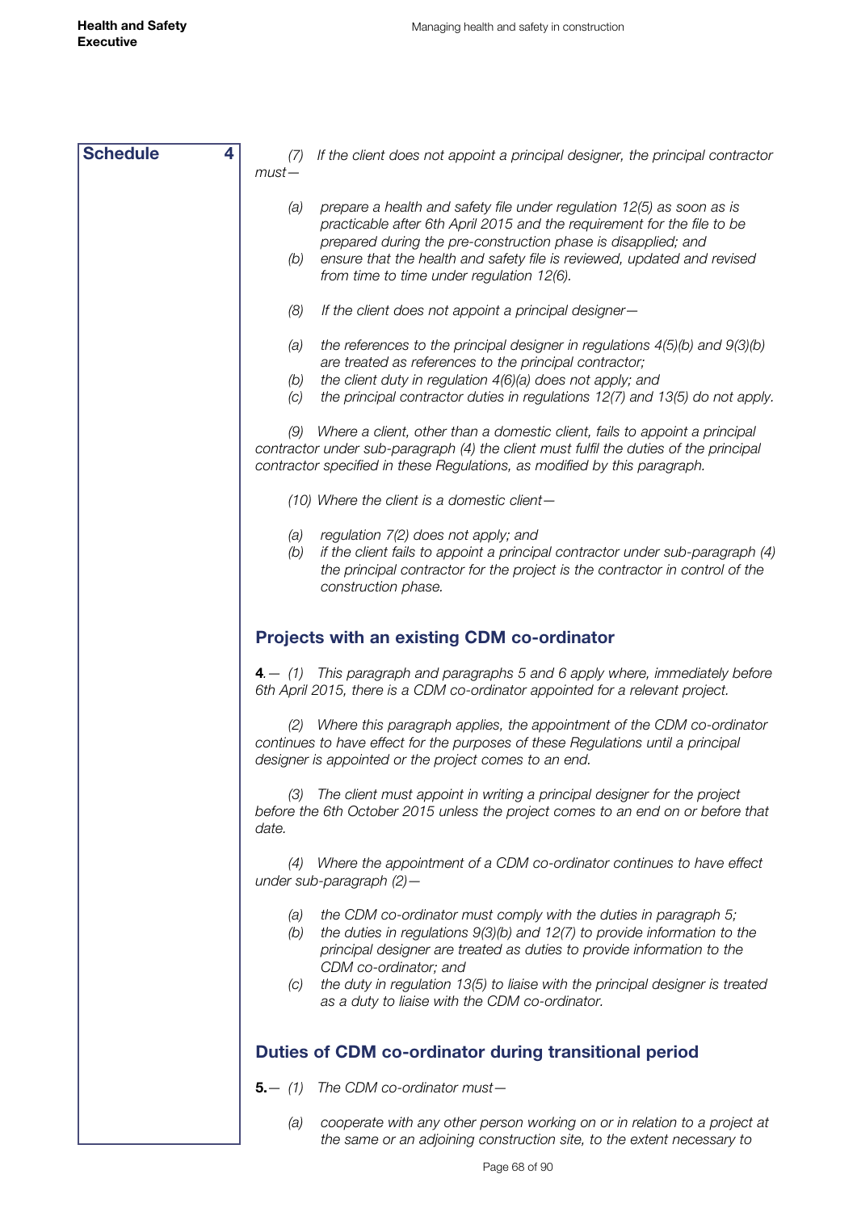**Schedule 4**

*(7) If the client does not appoint a principal designer, the principal contractor must—*

*(a) prepare a health and safety file under regulation 12(5) as soon as is practicable after 6th April 2015 and the requirement for the file to be prepared during the pre-construction phase is disapplied; and*

*(b) ensure that the health and safety file is reviewed, updated and revised from time to time under regulation 12(6).*

*(8) If the client does not appoint a principal designer—*

*(a) the references to the principal designer in regulations 4(5)(b) and 9(3)(b) are treated as references to the principal contractor;*

*(b) the client duty in regulation 4(6)(a) does not apply; and*

*(c) the principal contractor duties in regulations 12(7) and 13(5) do not apply.*

*(9) Where a client, other than a domestic client, fails to appoint a principal contractor under sub-paragraph (4) the client must fulfil the duties of the principal contractor specified in these Regulations, as modified by this paragraph.*

*(10) Where the client is a domestic client—*

*(a) regulation 7(2) does not apply; and*

*(b) if the client fails to appoint a principal contractor under sub-paragraph (4) the principal contractor for the project is the contractor in control of the construction phase.*

## Projects with an existing CDM co-ordinator

**4**.*— (1) This paragraph and paragraphs 5 and 6 apply where, immediately before 6th April 2015, there is a CDM co-ordinator appointed for a relevant project.*

*(2) Where this paragraph applies, the appointment of the CDM co-ordinator continues to have effect for the purposes of these Regulations until a principal designer is appointed or the project comes to an end.*

*(3) The client must appoint in writing a principal designer for the project before the 6th October 2015 unless the project comes to an end on or before that date.*

*(4) Where the appointment of a CDM co-ordinator continues to have effect under sub-paragraph (2)—*

*(a) the CDM co-ordinator must comply with the duties in paragraph 5;*

*(b) the duties in regulations 9(3)(b) and 12(7) to provide information to the principal designer are treated as duties to provide information to the CDM co-ordinator; and*

*(c) the duty in regulation 13(5) to liaise with the principal designer is treated as a duty to liaise with the CDM co-ordinator.*

## Duties of CDM co-ordinator during transitional period

**5.***— (1) The CDM co-ordinator must—*

*(a) cooperate with any other person working on or in relation to a project at the same or an adjoining construction site, to the extent necessary to*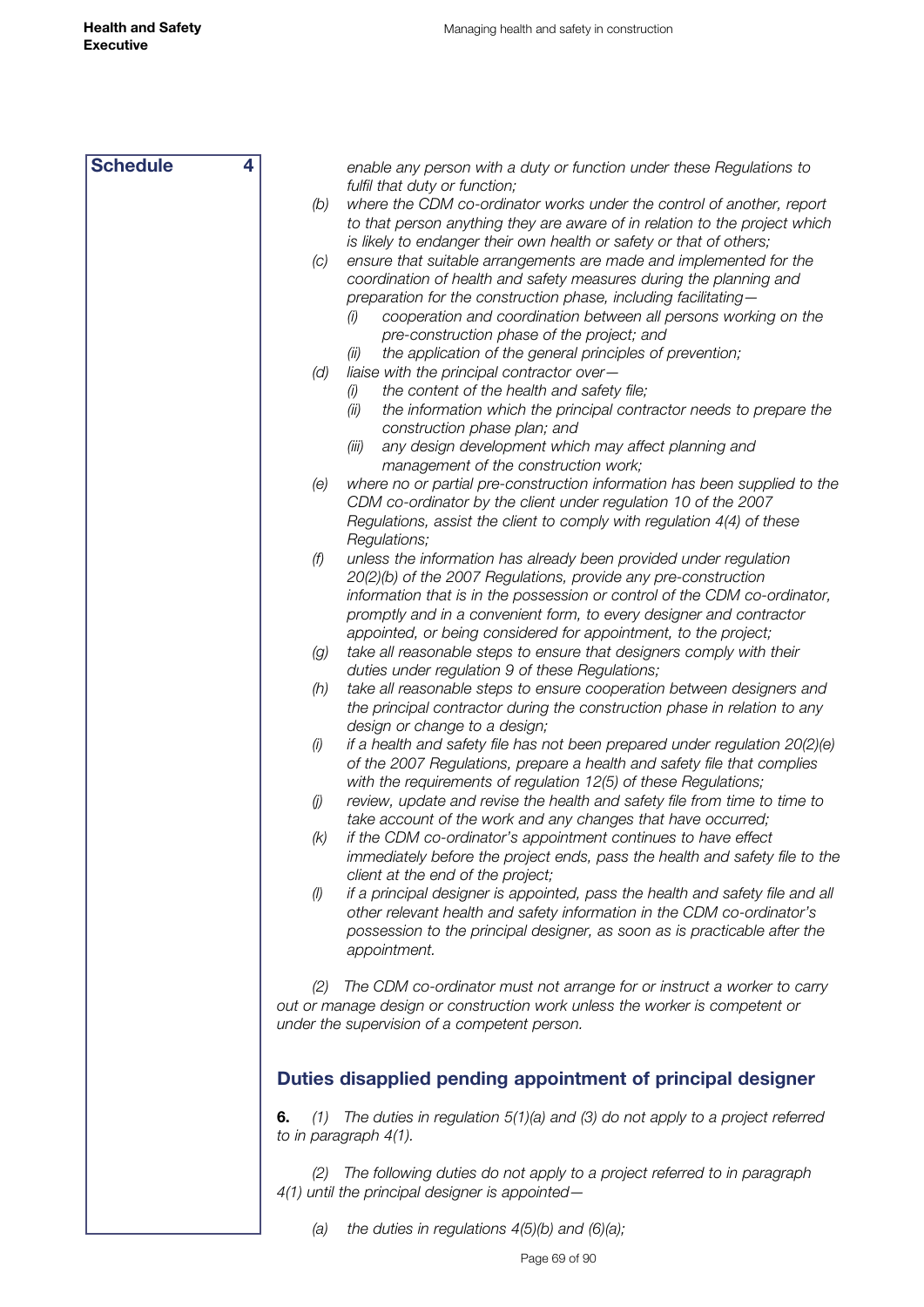**Schedule 4**

*enable any person with a duty or function under these Regulations to fulfil that duty or function;*

*(b) where the CDM co-ordinator works under the control of another, report to that person anything they are aware of in relation to the project which is likely to endanger their own health or safety or that of others;*

*(c) ensure that suitable arrangements are made and implemented for the coordination of health and safety measures during the planning and preparation for the construction phase, including facilitating—*

*(i) cooperation and coordination between all persons working on the pre-construction phase of the project; and*

*(ii) the application of the general principles of prevention;*

*(d) liaise with the principal contractor over—*

*(i) the content of the health and safety file;*

*(ii) the information which the principal contractor needs to prepare the construction phase plan; and*

*(iii) any design development which may affect planning and management of the construction work;*

*(e) where no or partial pre-construction information has been supplied to the CDM co-ordinator by the client under regulation 10 of the 2007 Regulations, assist the client to comply with regulation 4(4) of these Regulations;*

*(f) unless the information has already been provided under regulation 20(2)(b) of the 2007 Regulations, provide any pre-construction information that is in the possession or control of the CDM co-ordinator, promptly and in a convenient form, to every designer and contractor appointed, or being considered for appointment, to the project;*

*(g) take all reasonable steps to ensure that designers comply with their duties under regulation 9 of these Regulations;*

*(h) take all reasonable steps to ensure cooperation between designers and the principal contractor during the construction phase in relation to any design or change to a design;*

*(i) if a health and safety file has not been prepared under regulation 20(2)(e) of the 2007 Regulations, prepare a health and safety file that complies with the requirements of regulation 12(5) of these Regulations;*

*(j) review, update and revise the health and safety file from time to time to take account of the work and any changes that have occurred;*

*(k) if the CDM co-ordinator's appointment continues to have effect immediately before the project ends, pass the health and safety file to the client at the end of the project;*

*(l) if a principal designer is appointed, pass the health and safety file and all other relevant health and safety information in the CDM co-ordinator's possession to the principal designer, as soon as is practicable after the appointment.*

*(2) The CDM co-ordinator must not arrange for or instruct a worker to carry out or manage design or construction work unless the worker is competent or under the supervision of a competent person.*

## Duties disapplied pending appointment of principal designer

**6.** *(1) The duties in regulation 5(1)(a) and (3) do not apply to a project referred to in paragraph 4(1).*

*(2) The following duties do not apply to a project referred to in paragraph 4(1) until the principal designer is appointed—*

*(a) the duties in regulations 4(5)(b) and (6)(a);*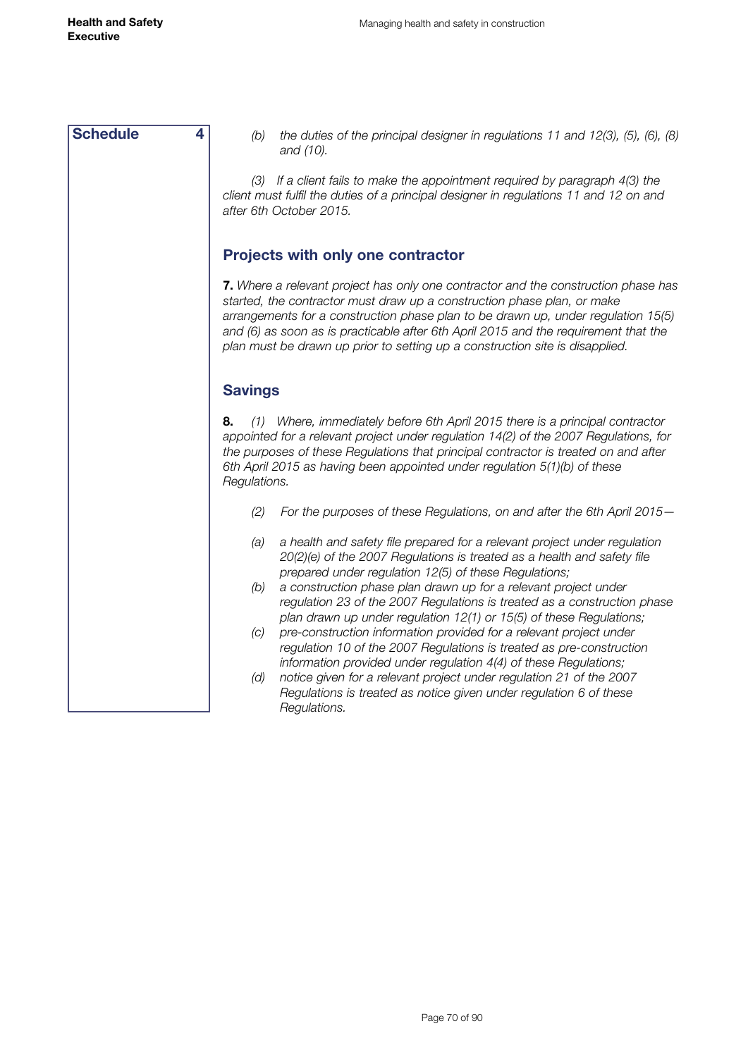**Schedule 4**

*(b) the duties of the principal designer in regulations 11 and 12(3), (5), (6), (8) and (10).*

*(3) If a client fails to make the appointment required by paragraph 4(3) the client must fulfil the duties of a principal designer in regulations 11 and 12 on and after 6th October 2015.*

## Projects with only one contractor

**7.** *Where a relevant project has only one contractor and the construction phase has started, the contractor must draw up a construction phase plan, or make arrangements for a construction phase plan to be drawn up, under regulation 15(5) and (6) as soon as is practicable after 6th April 2015 and the requirement that the plan must be drawn up prior to setting up a construction site is disapplied.*

## Savings

**8.** *(1) Where, immediately before 6th April 2015 there is a principal contractor appointed for a relevant project under regulation 14(2) of the 2007 Regulations, for the purposes of these Regulations that principal contractor is treated on and after 6th April 2015 as having been appointed under regulation 5(1)(b) of these Regulations.*

*(2) For the purposes of these Regulations, on and after the 6th April 2015—*

- *(a) a health and safety file prepared for a relevant project under regulation 20(2)(e) of the 2007 Regulations is treated as a health and safety file prepared under regulation 12(5) of these Regulations;*
- *(b) a construction phase plan drawn up for a relevant project under regulation 23 of the 2007 Regulations is treated as a construction phase plan drawn up under regulation 12(1) or 15(5) of these Regulations;*
- *(c) pre-construction information provided for a relevant project under regulation 10 of the 2007 Regulations is treated as pre-construction information provided under regulation 4(4) of these Regulations;*
- *(d) notice given for a relevant project under regulation 21 of the 2007 Regulations is treated as notice given under regulation 6 of these Regulations.*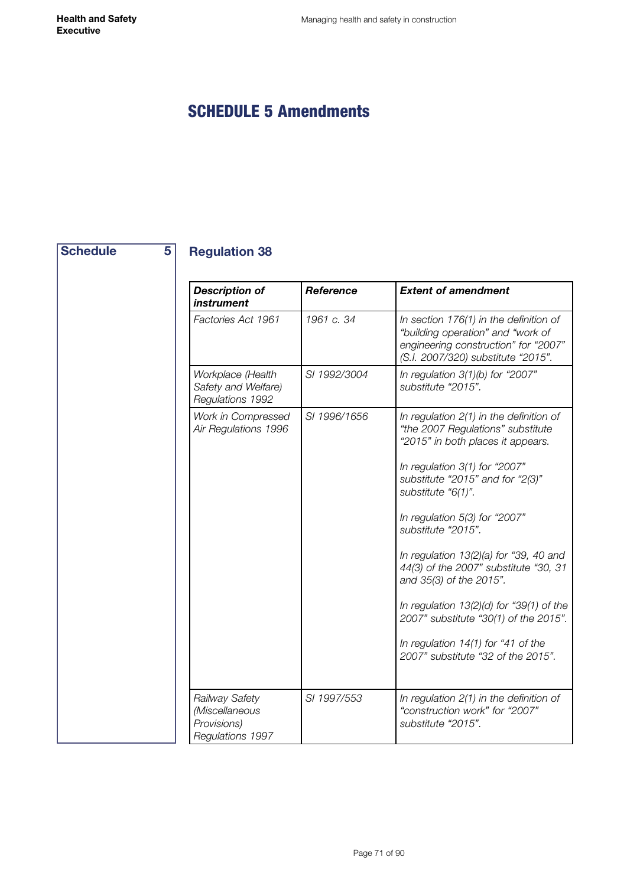# SCHEDULE 5 Amendments

**Schedule 5**

## Regulation 38

| *Description of instrument* | *Reference* | *Extent of amendment* |
|---|---|---|
| *Factories Act 1961* | *1961 c. 34* | *In section 176(1) in the definition of "building operation" and "work of engineering construction" for "2007" (S.I. 2007/320) substitute "2015".* |
| *Workplace (Health Safety and Welfare) Regulations 1992* | *SI 1992/3004* | *In regulation 3(1)(b) for "2007" substitute "2015".* |
| *Work in Compressed Air Regulations 1996* | *SI 1996/1656* | *In regulation 2(1) in the definition of "the 2007 Regulations" substitute "2015" in both places it appears.*<br><br>*In regulation 3(1) for "2007" substitute "2015" and for "2(3)" substitute "6(1)".*<br><br>*In regulation 5(3) for "2007" substitute "2015".*<br><br>*In regulation 13(2)(a) for "39, 40 and 44(3) of the 2007" substitute "30, 31 and 35(3) of the 2015".*<br><br>*In regulation 13(2)(d) for "39(1) of the 2007" substitute "30(1) of the 2015".*<br><br>*In regulation 14(1) for "41 of the 2007" substitute "32 of the 2015".* |
| *Railway Safety (Miscellaneous Provisions) Regulations 1997* | *SI 1997/553* | *In regulation 2(1) in the definition of "construction work" for "2007" substitute "2015".* |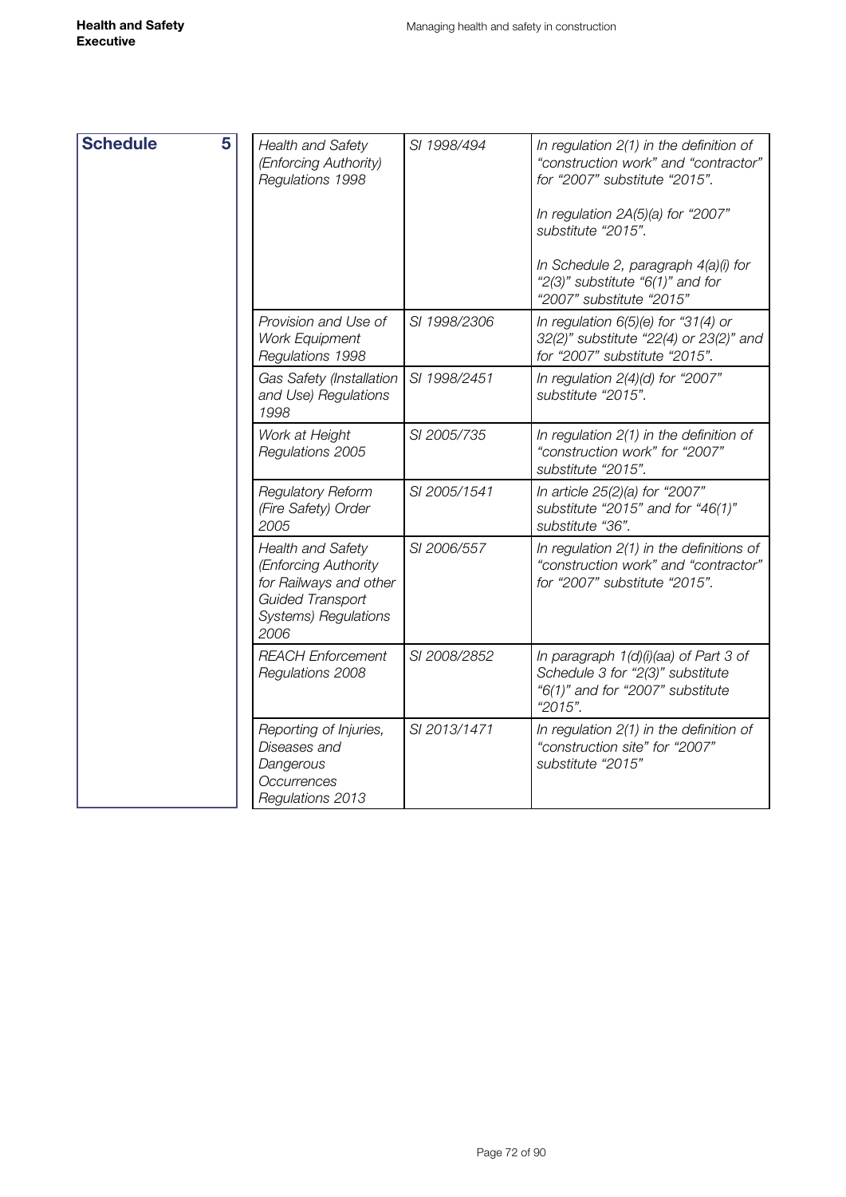**Schedule 5**

| | | |
|---|---|---|
| *Health and Safety (Enforcing Authority) Regulations 1998* | *SI 1998/494* | *In regulation 2(1) in the definition of "construction work" and "contractor" for "2007" substitute "2015".*<br><br>*In regulation 2A(5)(a) for "2007" substitute "2015".*<br><br>*In Schedule 2, paragraph 4(a)(i) for "2(3)" substitute "6(1)" and for "2007" substitute "2015"* |
| *Provision and Use of Work Equipment Regulations 1998* | *SI 1998/2306* | *In regulation 6(5)(e) for "31(4) or 32(2)" substitute "22(4) or 23(2)" and for "2007" substitute "2015".* |
| *Gas Safety (Installation and Use) Regulations 1998* | *SI 1998/2451* | *In regulation 2(4)(d) for "2007" substitute "2015".* |
| *Work at Height Regulations 2005* | *SI 2005/735* | *In regulation 2(1) in the definition of "construction work" for "2007" substitute "2015".* |
| *Regulatory Reform (Fire Safety) Order 2005* | *SI 2005/1541* | *In article 25(2)(a) for "2007" substitute "2015" and for "46(1)" substitute "36".* |
| *Health and Safety (Enforcing Authority for Railways and other Guided Transport Systems) Regulations 2006* | *SI 2006/557* | *In regulation 2(1) in the definitions of "construction work" and "contractor" for "2007" substitute "2015".* |
| *REACH Enforcement Regulations 2008* | *SI 2008/2852* | *In paragraph 1(d)(i)(aa) of Part 3 of Schedule 3 for "2(3)" substitute "6(1)" and for "2007" substitute "2015".* |
| *Reporting of Injuries, Diseases and Dangerous Occurrences Regulations 2013* | *SI 2013/1471* | *In regulation 2(1) in the definition of "construction site" for "2007" substitute "2015"* |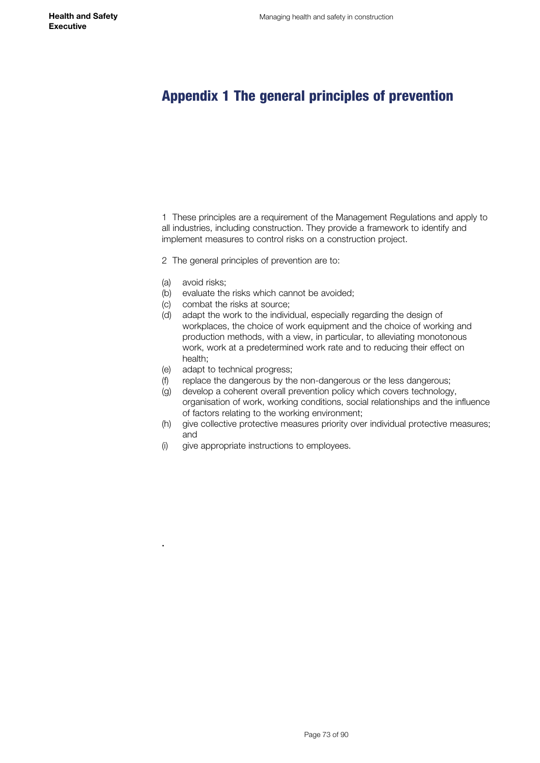# Appendix 1 The general principles of prevention

1 These principles are a requirement of the Management Regulations and apply to all industries, including construction. They provide a framework to identify and implement measures to control risks on a construction project.

2 The general principles of prevention are to:

(a) avoid risks;
(b) evaluate the risks which cannot be avoided;
(c) combat the risks at source;
(d) adapt the work to the individual, especially regarding the design of workplaces, the choice of work equipment and the choice of working and production methods, with a view, in particular, to alleviating monotonous work, work at a predetermined work rate and to reducing their effect on health;
(e) adapt to technical progress;
(f) replace the dangerous by the non-dangerous or the less dangerous;
(g) develop a coherent overall prevention policy which covers technology, organisation of work, working conditions, social relationships and the influence of factors relating to the working environment;
(h) give collective protective measures priority over individual protective measures; and
(i) give appropriate instructions to employees.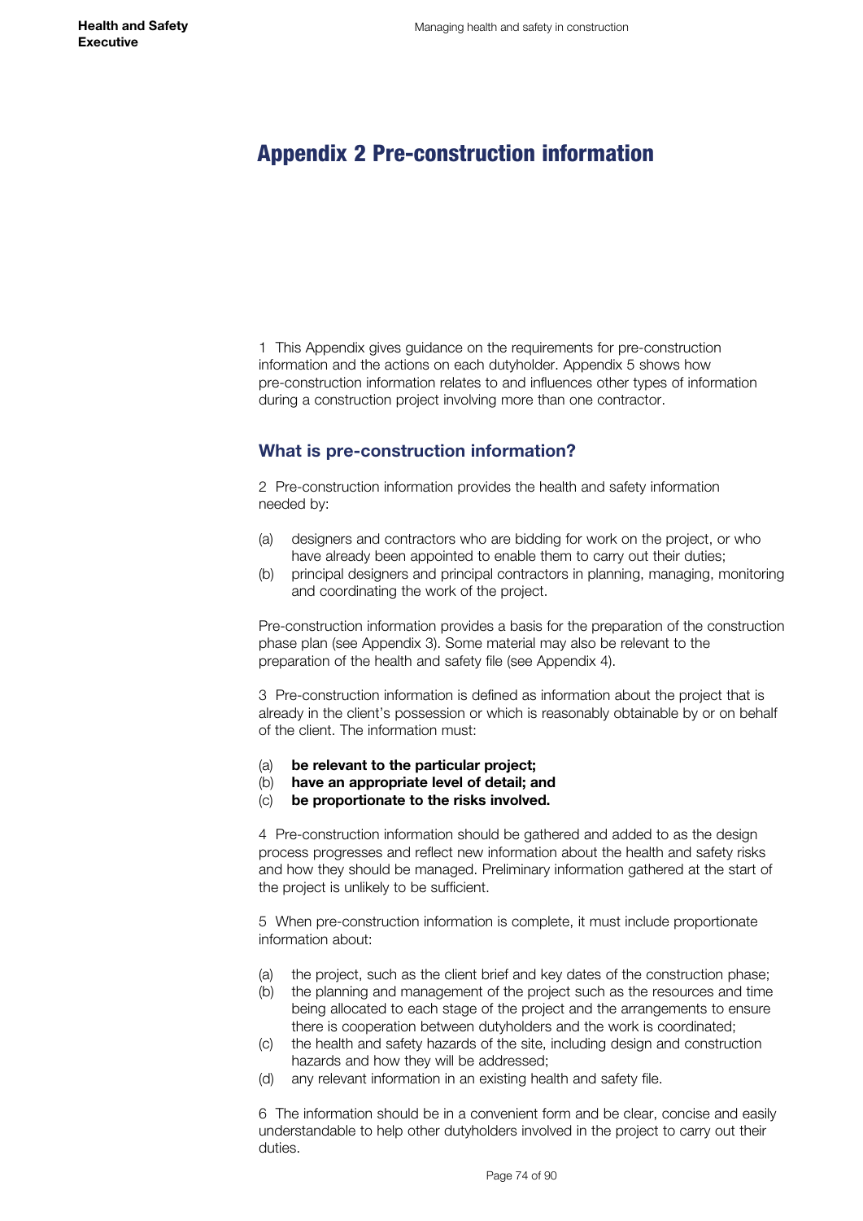# Appendix 2 Pre-construction information

1 This Appendix gives guidance on the requirements for pre-construction information and the actions on each dutyholder. Appendix 5 shows how pre-construction information relates to and influences other types of information during a construction project involving more than one contractor.

## What is pre-construction information?

2 Pre-construction information provides the health and safety information needed by:

(a) designers and contractors who are bidding for work on the project, or who have already been appointed to enable them to carry out their duties;
(b) principal designers and principal contractors in planning, managing, monitoring and coordinating the work of the project.

Pre-construction information provides a basis for the preparation of the construction phase plan (see Appendix 3). Some material may also be relevant to the preparation of the health and safety file (see Appendix 4).

3 Pre-construction information is defined as information about the project that is already in the client's possession or which is reasonably obtainable by or on behalf of the client. The information must:

(a) **be relevant to the particular project;**
(b) **have an appropriate level of detail; and**
(c) **be proportionate to the risks involved.**

4 Pre-construction information should be gathered and added to as the design process progresses and reflect new information about the health and safety risks and how they should be managed. Preliminary information gathered at the start of the project is unlikely to be sufficient.

5 When pre-construction information is complete, it must include proportionate information about:

(a) the project, such as the client brief and key dates of the construction phase;
(b) the planning and management of the project such as the resources and time being allocated to each stage of the project and the arrangements to ensure there is cooperation between dutyholders and the work is coordinated;
(c) the health and safety hazards of the site, including design and construction hazards and how they will be addressed;
(d) any relevant information in an existing health and safety file.

6 The information should be in a convenient form and be clear, concise and easily understandable to help other dutyholders involved in the project to carry out their duties.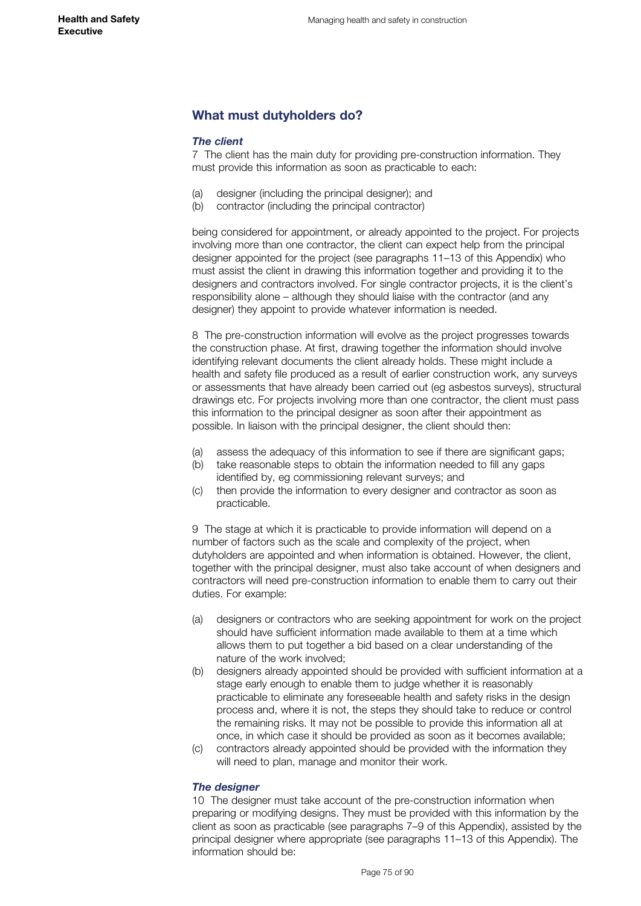## What must dutyholders do?

### *The client*

7 The client has the main duty for providing pre-construction information. They must provide this information as soon as practicable to each:

(a) designer (including the principal designer); and
(b) contractor (including the principal contractor)

being considered for appointment, or already appointed to the project. For projects involving more than one contractor, the client can expect help from the principal designer appointed for the project (see paragraphs 11–13 of this Appendix) who must assist the client in drawing this information together and providing it to the designers and contractors involved. For single contractor projects, it is the client's responsibility alone – although they should liaise with the contractor (and any designer) they appoint to provide whatever information is needed.

8 The pre-construction information will evolve as the project progresses towards the construction phase. At first, drawing together the information should involve identifying relevant documents the client already holds. These might include a health and safety file produced as a result of earlier construction work, any surveys or assessments that have already been carried out (eg asbestos surveys), structural drawings etc. For projects involving more than one contractor, the client must pass this information to the principal designer as soon after their appointment as possible. In liaison with the principal designer, the client should then:

(a) assess the adequacy of this information to see if there are significant gaps;
(b) take reasonable steps to obtain the information needed to fill any gaps identified by, eg commissioning relevant surveys; and
(c) then provide the information to every designer and contractor as soon as practicable.

9 The stage at which it is practicable to provide information will depend on a number of factors such as the scale and complexity of the project, when dutyholders are appointed and when information is obtained. However, the client, together with the principal designer, must also take account of when designers and contractors will need pre-construction information to enable them to carry out their duties. For example:

(a) designers or contractors who are seeking appointment for work on the project should have sufficient information made available to them at a time which allows them to put together a bid based on a clear understanding of the nature of the work involved;
(b) designers already appointed should be provided with sufficient information at a stage early enough to enable them to judge whether it is reasonably practicable to eliminate any foreseeable health and safety risks in the design process and, where it is not, the steps they should take to reduce or control the remaining risks. It may not be possible to provide this information all at once, in which case it should be provided as soon as it becomes available;
(c) contractors already appointed should be provided with the information they will need to plan, manage and monitor their work.

### *The designer*

10 The designer must take account of the pre-construction information when preparing or modifying designs. They must be provided with this information by the client as soon as practicable (see paragraphs 7–9 of this Appendix), assisted by the principal designer where appropriate (see paragraphs 11–13 of this Appendix). The information should be: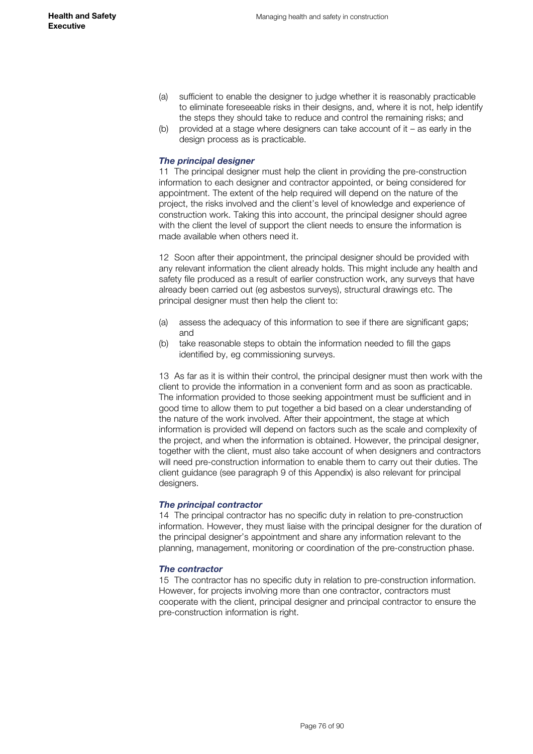(a) sufficient to enable the designer to judge whether it is reasonably practicable to eliminate foreseeable risks in their designs, and, where it is not, help identify the steps they should take to reduce and control the remaining risks; and
(b) provided at a stage where designers can take account of it – as early in the design process as is practicable.

### *The principal designer*

11 The principal designer must help the client in providing the pre-construction information to each designer and contractor appointed, or being considered for appointment. The extent of the help required will depend on the nature of the project, the risks involved and the client's level of knowledge and experience of construction work. Taking this into account, the principal designer should agree with the client the level of support the client needs to ensure the information is made available when others need it.

12 Soon after their appointment, the principal designer should be provided with any relevant information the client already holds. This might include any health and safety file produced as a result of earlier construction work, any surveys that have already been carried out (eg asbestos surveys), structural drawings etc. The principal designer must then help the client to:

(a) assess the adequacy of this information to see if there are significant gaps; and
(b) take reasonable steps to obtain the information needed to fill the gaps identified by, eg commissioning surveys.

13 As far as it is within their control, the principal designer must then work with the client to provide the information in a convenient form and as soon as practicable. The information provided to those seeking appointment must be sufficient and in good time to allow them to put together a bid based on a clear understanding of the nature of the work involved. After their appointment, the stage at which information is provided will depend on factors such as the scale and complexity of the project, and when the information is obtained. However, the principal designer, together with the client, must also take account of when designers and contractors will need pre-construction information to enable them to carry out their duties. The client guidance (see paragraph 9 of this Appendix) is also relevant for principal designers.

### *The principal contractor*

14 The principal contractor has no specific duty in relation to pre-construction information. However, they must liaise with the principal designer for the duration of the principal designer's appointment and share any information relevant to the planning, management, monitoring or coordination of the pre-construction phase.

### *The contractor*

15 The contractor has no specific duty in relation to pre-construction information. However, for projects involving more than one contractor, contractors must cooperate with the client, principal designer and principal contractor to ensure the pre-construction information is right.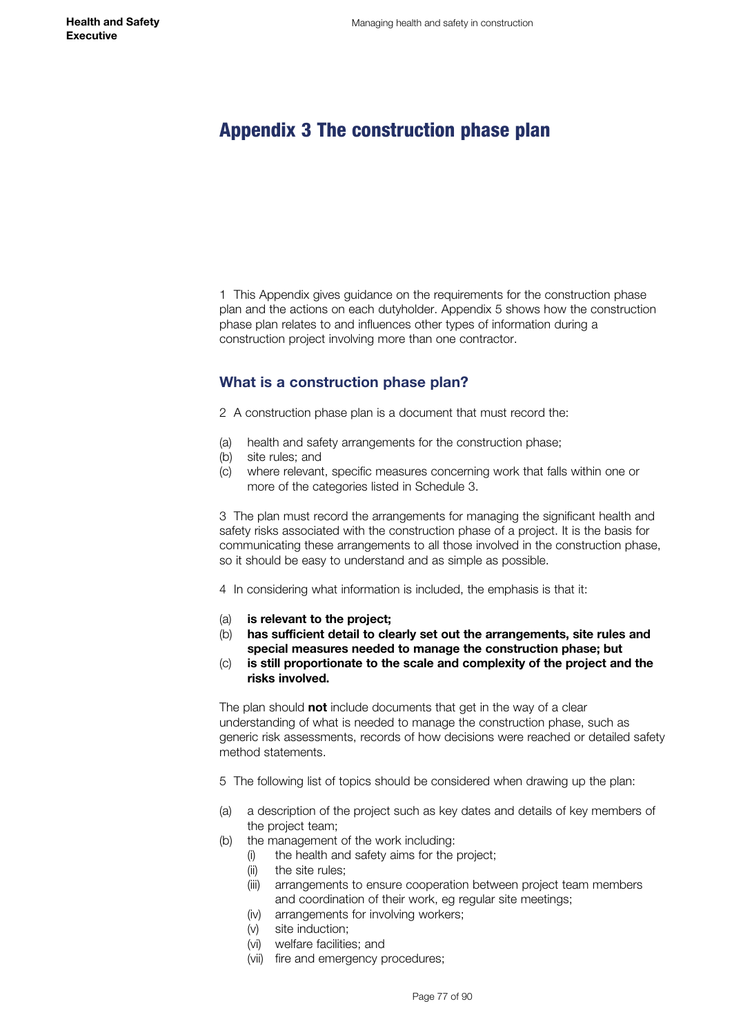# Appendix 3 The construction phase plan

1 This Appendix gives guidance on the requirements for the construction phase plan and the actions on each dutyholder. Appendix 5 shows how the construction phase plan relates to and influences other types of information during a construction project involving more than one contractor.

## What is a construction phase plan?

2 A construction phase plan is a document that must record the:

(a) health and safety arrangements for the construction phase;
(b) site rules; and
(c) where relevant, specific measures concerning work that falls within one or more of the categories listed in Schedule 3.

3 The plan must record the arrangements for managing the significant health and safety risks associated with the construction phase of a project. It is the basis for communicating these arrangements to all those involved in the construction phase, so it should be easy to understand and as simple as possible.

4 In considering what information is included, the emphasis is that it:

(a) **is relevant to the project;**
(b) **has sufficient detail to clearly set out the arrangements, site rules and special measures needed to manage the construction phase; but**
(c) **is still proportionate to the scale and complexity of the project and the risks involved.**

The plan should **not** include documents that get in the way of a clear understanding of what is needed to manage the construction phase, such as generic risk assessments, records of how decisions were reached or detailed safety method statements.

5 The following list of topics should be considered when drawing up the plan:

(a) a description of the project such as key dates and details of key members of the project team;
(b) the management of the work including:
    (i) the health and safety aims for the project;
    (ii) the site rules;
    (iii) arrangements to ensure cooperation between project team members and coordination of their work, eg regular site meetings;
    (iv) arrangements for involving workers;
    (v) site induction;
    (vi) welfare facilities; and
    (vii) fire and emergency procedures;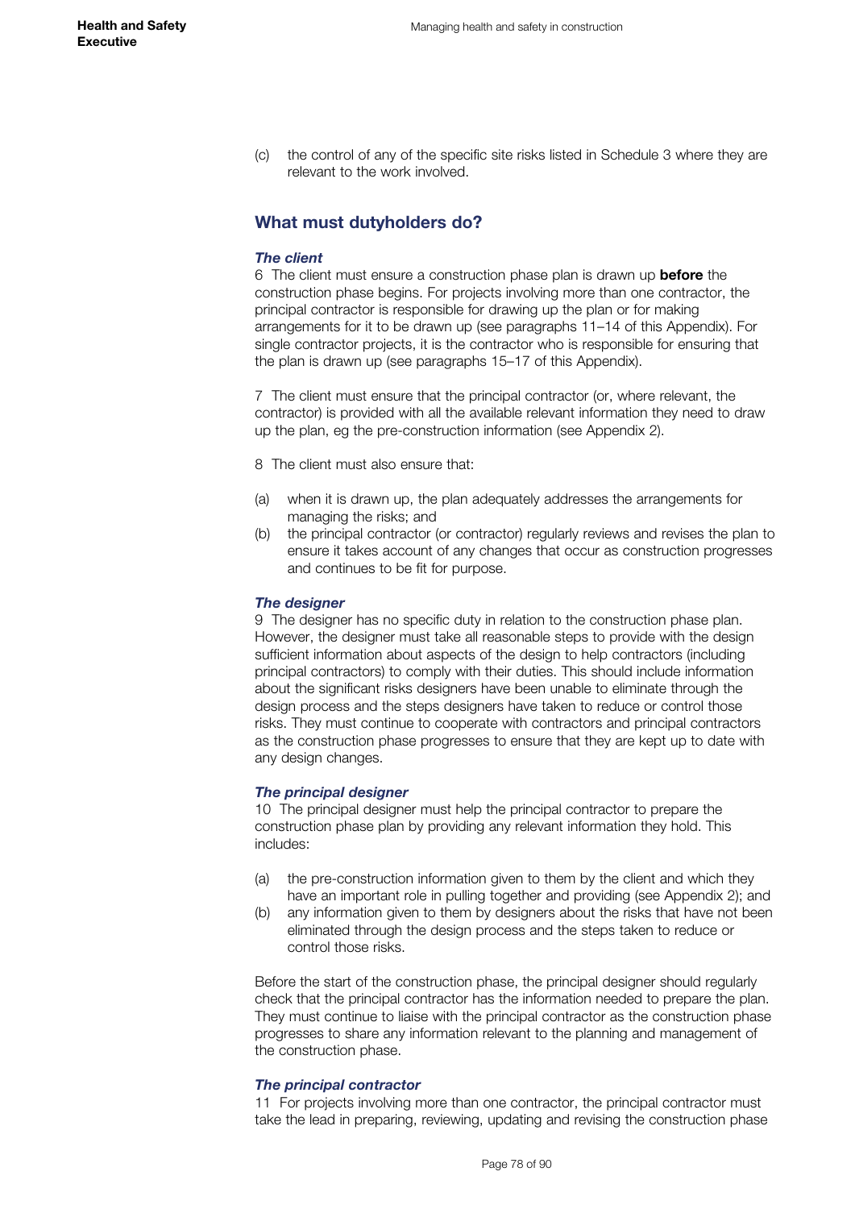(c) the control of any of the specific site risks listed in Schedule 3 where they are relevant to the work involved.

## What must dutyholders do?

***The client***

6 The client must ensure a construction phase plan is drawn up **before** the construction phase begins. For projects involving more than one contractor, the principal contractor is responsible for drawing up the plan or for making arrangements for it to be drawn up (see paragraphs 11–14 of this Appendix). For single contractor projects, it is the contractor who is responsible for ensuring that the plan is drawn up (see paragraphs 15–17 of this Appendix).

7 The client must ensure that the principal contractor (or, where relevant, the contractor) is provided with all the available relevant information they need to draw up the plan, eg the pre-construction information (see Appendix 2).

8 The client must also ensure that:

(a) when it is drawn up, the plan adequately addresses the arrangements for managing the risks; and
(b) the principal contractor (or contractor) regularly reviews and revises the plan to ensure it takes account of any changes that occur as construction progresses and continues to be fit for purpose.

***The designer***

9 The designer has no specific duty in relation to the construction phase plan. However, the designer must take all reasonable steps to provide with the design sufficient information about aspects of the design to help contractors (including principal contractors) to comply with their duties. This should include information about the significant risks designers have been unable to eliminate through the design process and the steps designers have taken to reduce or control those risks. They must continue to cooperate with contractors and principal contractors as the construction phase progresses to ensure that they are kept up to date with any design changes.

***The principal designer***

10 The principal designer must help the principal contractor to prepare the construction phase plan by providing any relevant information they hold. This includes:

(a) the pre-construction information given to them by the client and which they have an important role in pulling together and providing (see Appendix 2); and
(b) any information given to them by designers about the risks that have not been eliminated through the design process and the steps taken to reduce or control those risks.

Before the start of the construction phase, the principal designer should regularly check that the principal contractor has the information needed to prepare the plan. They must continue to liaise with the principal contractor as the construction phase progresses to share any information relevant to the planning and management of the construction phase.

***The principal contractor***

11 For projects involving more than one contractor, the principal contractor must take the lead in preparing, reviewing, updating and revising the construction phase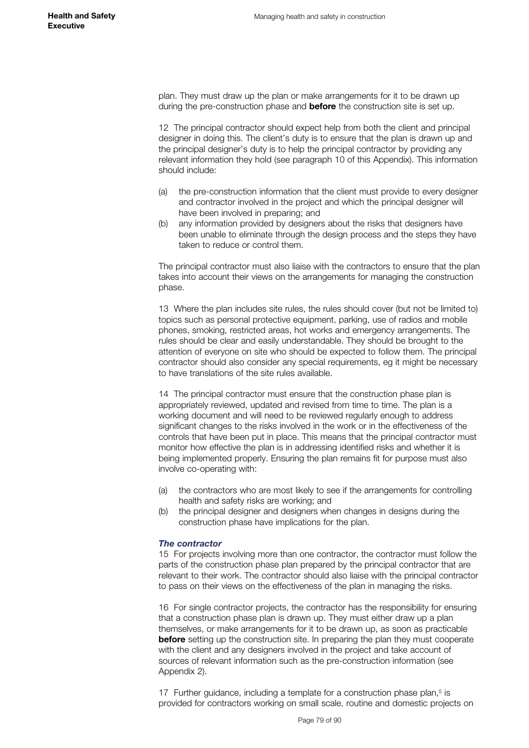plan. They must draw up the plan or make arrangements for it to be drawn up during the pre-construction phase and **before** the construction site is set up.

12 The principal contractor should expect help from both the client and principal designer in doing this. The client's duty is to ensure that the plan is drawn up and the principal designer's duty is to help the principal contractor by providing any relevant information they hold (see paragraph 10 of this Appendix). This information should include:

(a) the pre-construction information that the client must provide to every designer and contractor involved in the project and which the principal designer will have been involved in preparing; and

(b) any information provided by designers about the risks that designers have been unable to eliminate through the design process and the steps they have taken to reduce or control them.

The principal contractor must also liaise with the contractors to ensure that the plan takes into account their views on the arrangements for managing the construction phase.

13 Where the plan includes site rules, the rules should cover (but not be limited to) topics such as personal protective equipment, parking, use of radios and mobile phones, smoking, restricted areas, hot works and emergency arrangements. The rules should be clear and easily understandable. They should be brought to the attention of everyone on site who should be expected to follow them. The principal contractor should also consider any special requirements, eg it might be necessary to have translations of the site rules available.

14 The principal contractor must ensure that the construction phase plan is appropriately reviewed, updated and revised from time to time. The plan is a working document and will need to be reviewed regularly enough to address significant changes to the risks involved in the work or in the effectiveness of the controls that have been put in place. This means that the principal contractor must monitor how effective the plan is in addressing identified risks and whether it is being implemented properly. Ensuring the plan remains fit for purpose must also involve co-operating with:

(a) the contractors who are most likely to see if the arrangements for controlling health and safety risks are working; and

(b) the principal designer and designers when changes in designs during the construction phase have implications for the plan.

***The contractor***

15 For projects involving more than one contractor, the contractor must follow the parts of the construction phase plan prepared by the principal contractor that are relevant to their work. The contractor should also liaise with the principal contractor to pass on their views on the effectiveness of the plan in managing the risks.

16 For single contractor projects, the contractor has the responsibility for ensuring that a construction phase plan is drawn up. They must either draw up a plan themselves, or make arrangements for it to be drawn up, as soon as practicable **before** setting up the construction site. In preparing the plan they must cooperate with the client and any designers involved in the project and take account of sources of relevant information such as the pre-construction information (see Appendix 2).

17 Further guidance, including a template for a construction phase plan,[5] is provided for contractors working on small scale, routine and domestic projects on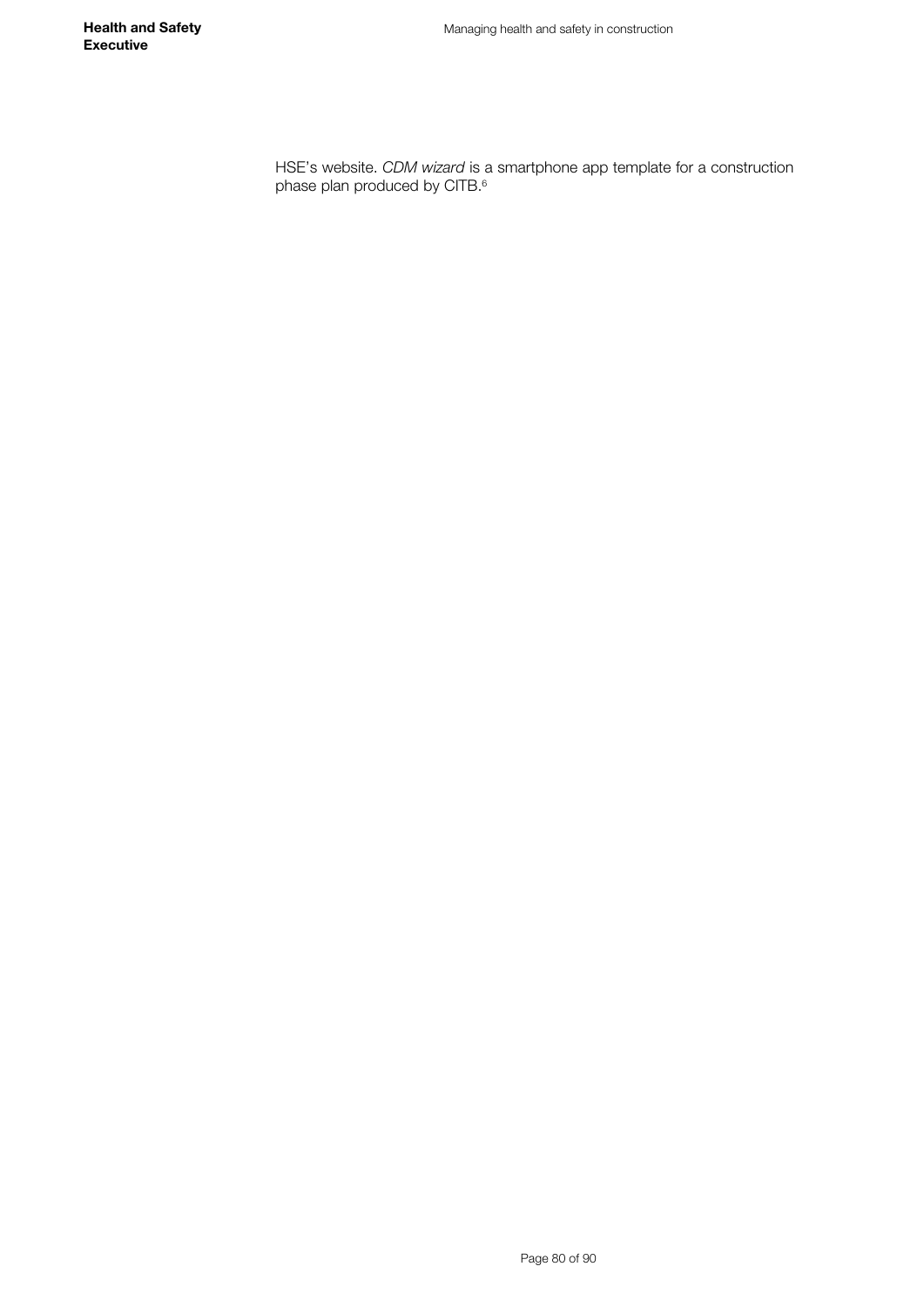HSE's website. *CDM wizard* is a smartphone app template for a construction phase plan produced by CITB.[6]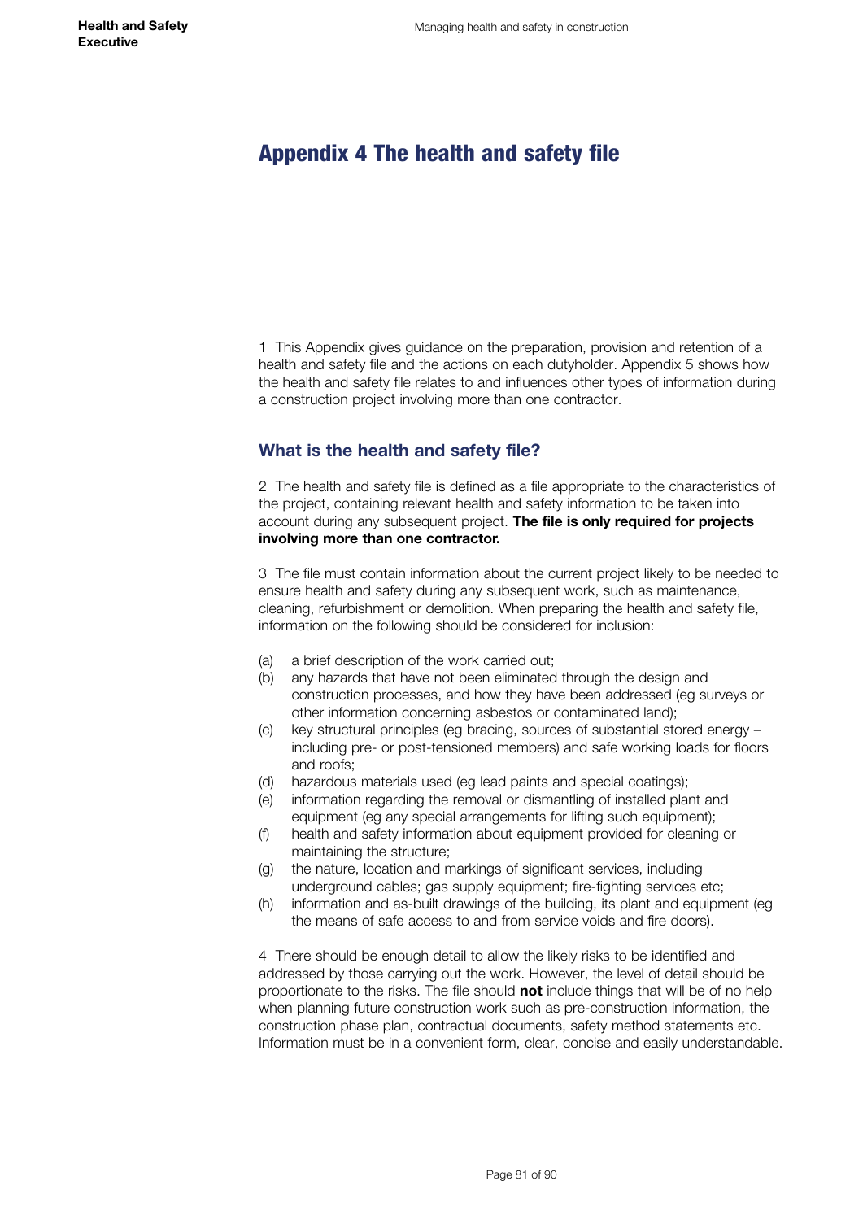# Appendix 4 The health and safety file

1 This Appendix gives guidance on the preparation, provision and retention of a health and safety file and the actions on each dutyholder. Appendix 5 shows how the health and safety file relates to and influences other types of information during a construction project involving more than one contractor.

## What is the health and safety file?

2 The health and safety file is defined as a file appropriate to the characteristics of the project, containing relevant health and safety information to be taken into account during any subsequent project. **The file is only required for projects involving more than one contractor.**

3 The file must contain information about the current project likely to be needed to ensure health and safety during any subsequent work, such as maintenance, cleaning, refurbishment or demolition. When preparing the health and safety file, information on the following should be considered for inclusion:

- (a) a brief description of the work carried out;
- (b) any hazards that have not been eliminated through the design and construction processes, and how they have been addressed (eg surveys or other information concerning asbestos or contaminated land);
- (c) key structural principles (eg bracing, sources of substantial stored energy – including pre- or post-tensioned members) and safe working loads for floors and roofs;
- (d) hazardous materials used (eg lead paints and special coatings);
- (e) information regarding the removal or dismantling of installed plant and equipment (eg any special arrangements for lifting such equipment);
- (f) health and safety information about equipment provided for cleaning or maintaining the structure;
- (g) the nature, location and markings of significant services, including underground cables; gas supply equipment; fire-fighting services etc;
- (h) information and as-built drawings of the building, its plant and equipment (eg the means of safe access to and from service voids and fire doors).

4 There should be enough detail to allow the likely risks to be identified and addressed by those carrying out the work. However, the level of detail should be proportionate to the risks. The file should **not** include things that will be of no help when planning future construction work such as pre-construction information, the construction phase plan, contractual documents, safety method statements etc. Information must be in a convenient form, clear, concise and easily understandable.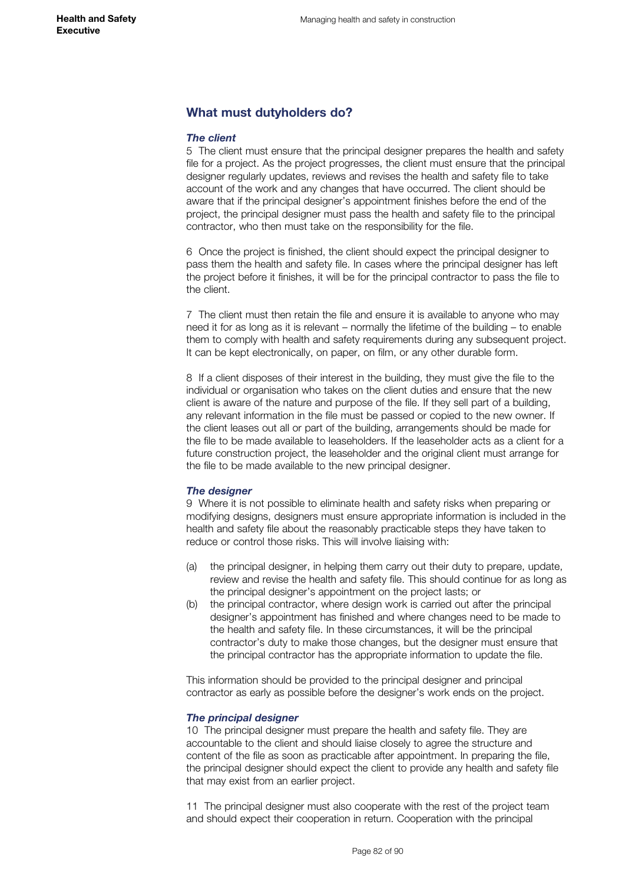## What must dutyholders do?

### *The client*

5 The client must ensure that the principal designer prepares the health and safety file for a project. As the project progresses, the client must ensure that the principal designer regularly updates, reviews and revises the health and safety file to take account of the work and any changes that have occurred. The client should be aware that if the principal designer's appointment finishes before the end of the project, the principal designer must pass the health and safety file to the principal contractor, who then must take on the responsibility for the file.

6 Once the project is finished, the client should expect the principal designer to pass them the health and safety file. In cases where the principal designer has left the project before it finishes, it will be for the principal contractor to pass the file to the client.

7 The client must then retain the file and ensure it is available to anyone who may need it for as long as it is relevant – normally the lifetime of the building – to enable them to comply with health and safety requirements during any subsequent project. It can be kept electronically, on paper, on film, or any other durable form.

8 If a client disposes of their interest in the building, they must give the file to the individual or organisation who takes on the client duties and ensure that the new client is aware of the nature and purpose of the file. If they sell part of a building, any relevant information in the file must be passed or copied to the new owner. If the client leases out all or part of the building, arrangements should be made for the file to be made available to leaseholders. If the leaseholder acts as a client for a future construction project, the leaseholder and the original client must arrange for the file to be made available to the new principal designer.

### *The designer*

9 Where it is not possible to eliminate health and safety risks when preparing or modifying designs, designers must ensure appropriate information is included in the health and safety file about the reasonably practicable steps they have taken to reduce or control those risks. This will involve liaising with:

(a) the principal designer, in helping them carry out their duty to prepare, update, review and revise the health and safety file. This should continue for as long as the principal designer's appointment on the project lasts; or

(b) the principal contractor, where design work is carried out after the principal designer's appointment has finished and where changes need to be made to the health and safety file. In these circumstances, it will be the principal contractor's duty to make those changes, but the designer must ensure that the principal contractor has the appropriate information to update the file.

This information should be provided to the principal designer and principal contractor as early as possible before the designer's work ends on the project.

### *The principal designer*

10 The principal designer must prepare the health and safety file. They are accountable to the client and should liaise closely to agree the structure and content of the file as soon as practicable after appointment. In preparing the file, the principal designer should expect the client to provide any health and safety file that may exist from an earlier project.

11 The principal designer must also cooperate with the rest of the project team and should expect their cooperation in return. Cooperation with the principal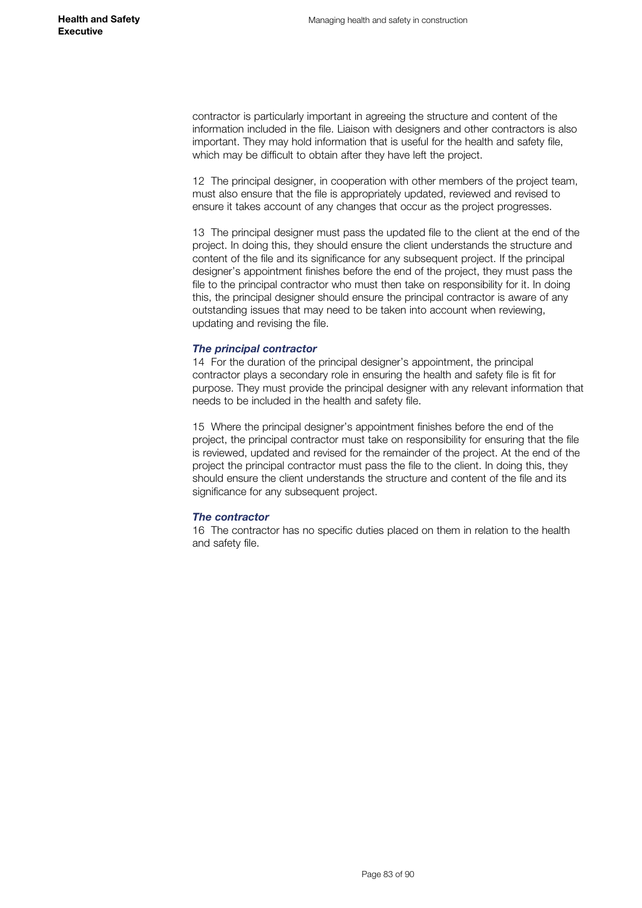contractor is particularly important in agreeing the structure and content of the information included in the file. Liaison with designers and other contractors is also important. They may hold information that is useful for the health and safety file, which may be difficult to obtain after they have left the project.

12 The principal designer, in cooperation with other members of the project team, must also ensure that the file is appropriately updated, reviewed and revised to ensure it takes account of any changes that occur as the project progresses.

13 The principal designer must pass the updated file to the client at the end of the project. In doing this, they should ensure the client understands the structure and content of the file and its significance for any subsequent project. If the principal designer's appointment finishes before the end of the project, they must pass the file to the principal contractor who must then take on responsibility for it. In doing this, the principal designer should ensure the principal contractor is aware of any outstanding issues that may need to be taken into account when reviewing, updating and revising the file.

***The principal contractor***

14 For the duration of the principal designer's appointment, the principal contractor plays a secondary role in ensuring the health and safety file is fit for purpose. They must provide the principal designer with any relevant information that needs to be included in the health and safety file.

15 Where the principal designer's appointment finishes before the end of the project, the principal contractor must take on responsibility for ensuring that the file is reviewed, updated and revised for the remainder of the project. At the end of the project the principal contractor must pass the file to the client. In doing this, they should ensure the client understands the structure and content of the file and its significance for any subsequent project.

***The contractor***

16 The contractor has no specific duties placed on them in relation to the health and safety file.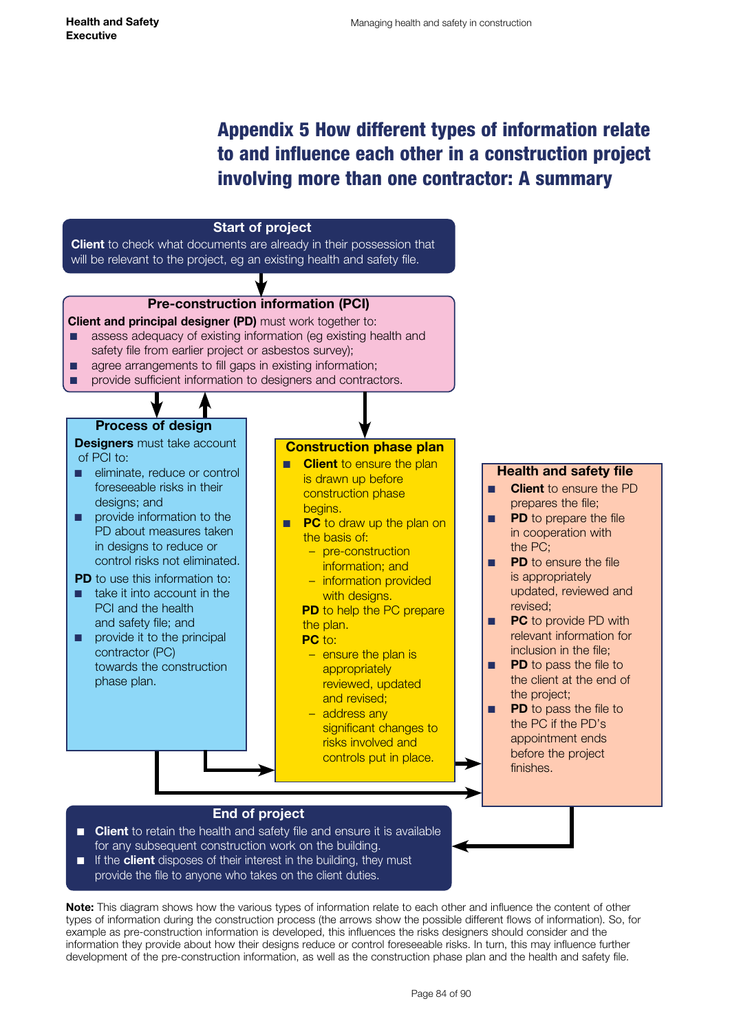# Appendix 5 How different types of information relate to and influence each other in a construction project involving more than one contractor: A summary

**Start of project**

**Client** to check what documents are already in their possession that will be relevant to the project, eg an existing health and safety file.

**Pre-construction information (PCI)**

**Client and principal designer (PD)** must work together to:

- assess adequacy of existing information (eg existing health and safety file from earlier project or asbestos survey);
- agree arrangements to fill gaps in existing information;
- provide sufficient information to designers and contractors.

**Process of design**

**Designers** must take account of PCI to:

- eliminate, reduce or control foreseeable risks in their designs; and
- provide information to the PD about measures taken in designs to reduce or control risks not eliminated.

**PD** to use this information to:

- take it into account in the PCI and the health and safety file; and
- provide it to the principal contractor (PC) towards the construction phase plan.

**Construction phase plan**

- **Client** to ensure the plan is drawn up before construction phase begins.
- **PC** to draw up the plan on the basis of:
  - pre-construction information; and
  - information provided with designs.

  **PD** to help the PC prepare the plan.

  **PC** to:
  - ensure the plan is appropriately reviewed, updated and revised;
  - address any significant changes to risks involved and controls put in place.

**Health and safety file**

- **Client** to ensure the PD prepares the file;
- **PD** to prepare the file in cooperation with the PC;
- **PD** to ensure the file is appropriately updated, reviewed and revised;
- **PC** to provide PD with relevant information for inclusion in the file;
- **PD** to pass the file to the client at the end of the project;
- **PD** to pass the file to the PC if the PD's appointment ends before the project finishes.

**End of project**

- **Client** to retain the health and safety file and ensure it is available for any subsequent construction work on the building.
- If the **client** disposes of their interest in the building, they must provide the file to anyone who takes on the client duties.

**Note:** This diagram shows how the various types of information relate to each other and influence the content of other types of information during the construction process (the arrows show the possible different flows of information). So, for example as pre-construction information is developed, this influences the risks designers should consider and the information they provide about how their designs reduce or control foreseeable risks. In turn, this may influence further development of the pre-construction information, as well as the construction phase plan and the health and safety file.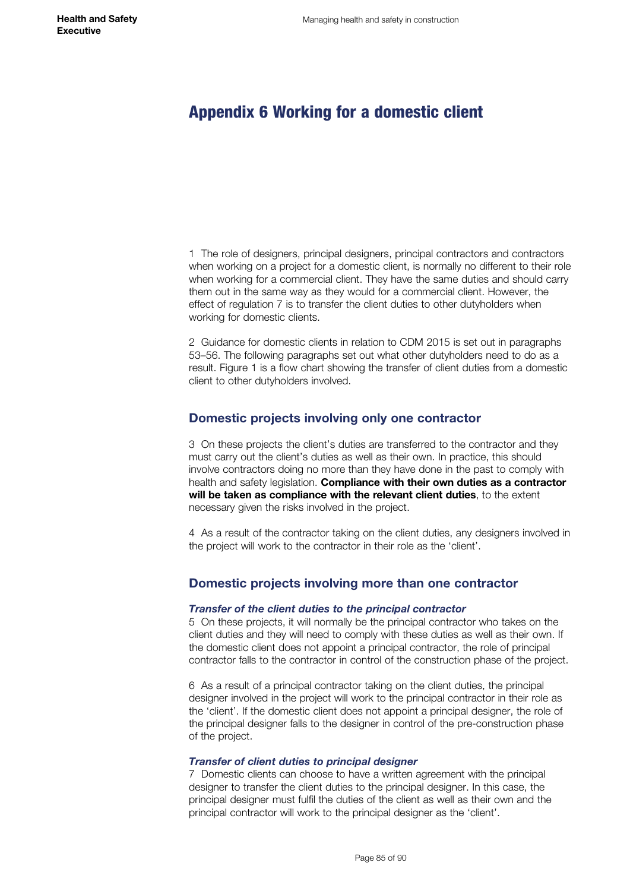# Appendix 6 Working for a domestic client

1 The role of designers, principal designers, principal contractors and contractors when working on a project for a domestic client, is normally no different to their role when working for a commercial client. They have the same duties and should carry them out in the same way as they would for a commercial client. However, the effect of regulation 7 is to transfer the client duties to other dutyholders when working for domestic clients.

2 Guidance for domestic clients in relation to CDM 2015 is set out in paragraphs 53–56. The following paragraphs set out what other dutyholders need to do as a result. Figure 1 is a flow chart showing the transfer of client duties from a domestic client to other dutyholders involved.

## Domestic projects involving only one contractor

3 On these projects the client's duties are transferred to the contractor and they must carry out the client's duties as well as their own. In practice, this should involve contractors doing no more than they have done in the past to comply with health and safety legislation. **Compliance with their own duties as a contractor will be taken as compliance with the relevant client duties**, to the extent necessary given the risks involved in the project.

4 As a result of the contractor taking on the client duties, any designers involved in the project will work to the contractor in their role as the 'client'.

## Domestic projects involving more than one contractor

### *Transfer of the client duties to the principal contractor*

5 On these projects, it will normally be the principal contractor who takes on the client duties and they will need to comply with these duties as well as their own. If the domestic client does not appoint a principal contractor, the role of principal contractor falls to the contractor in control of the construction phase of the project.

6 As a result of a principal contractor taking on the client duties, the principal designer involved in the project will work to the principal contractor in their role as the 'client'. If the domestic client does not appoint a principal designer, the role of the principal designer falls to the designer in control of the pre-construction phase of the project.

### *Transfer of client duties to principal designer*

7 Domestic clients can choose to have a written agreement with the principal designer to transfer the client duties to the principal designer. In this case, the principal designer must fulfil the duties of the client as well as their own and the principal contractor will work to the principal designer as the 'client'.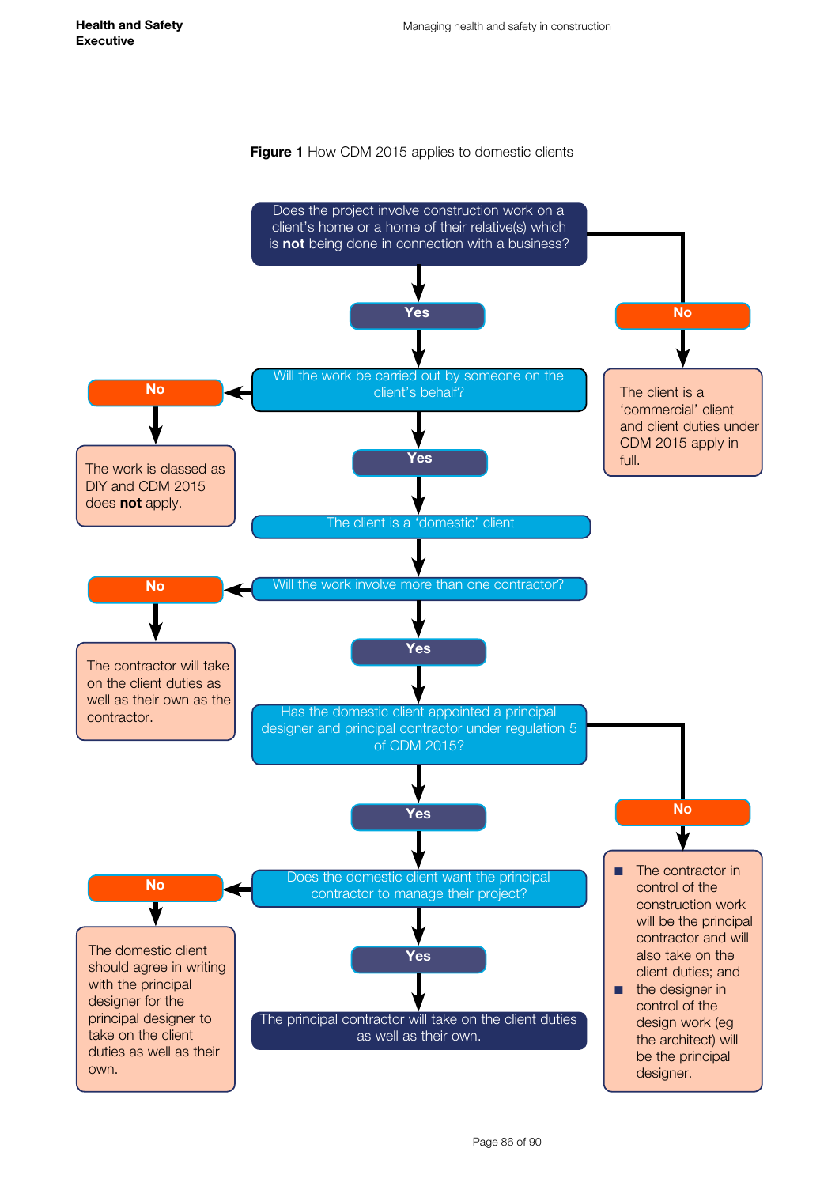**Figure 1** How CDM 2015 applies to domestic clients

Does the project involve construction work on a client's home or a home of their relative(s) which is **not** being done in connection with a business?

- **No** → The client is a 'commercial' client and client duties under CDM 2015 apply in full.
- **Yes** → Will the work be carried out by someone on the client's behalf?
  - **No** → The work is classed as DIY and CDM 2015 does **not** apply.
  - **Yes** → The client is a 'domestic' client

Will the work involve more than one contractor?

- **No** → The contractor will take on the client duties as well as their own as the contractor.
- **Yes** → Has the domestic client appointed a principal designer and principal contractor under regulation 5 of CDM 2015?
  - **No** →
    - The contractor in control of the construction work will be the principal contractor and will also take on the client duties; and
    - the designer in control of the design work (eg the architect) will be the principal designer.
  - **Yes** → Does the domestic client want the principal contractor to manage their project?
    - **No** → The domestic client should agree in writing with the principal designer for the principal designer to take on the client duties as well as their own.
    - **Yes** → The principal contractor will take on the client duties as well as their own.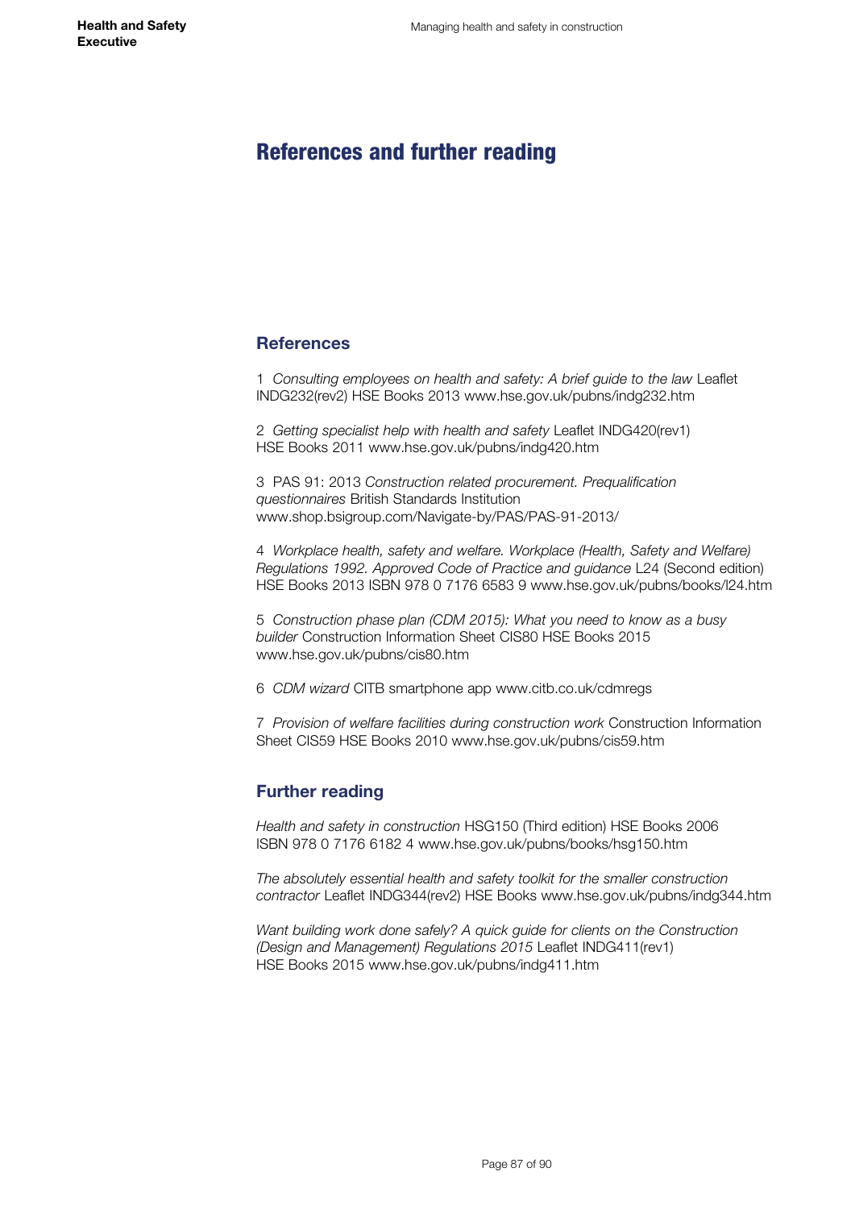# References and further reading

## References

1 *Consulting employees on health and safety: A brief guide to the law* Leaflet INDG232(rev2) HSE Books 2013 www.hse.gov.uk/pubns/indg232.htm

2 *Getting specialist help with health and safety* Leaflet INDG420(rev1) HSE Books 2011 www.hse.gov.uk/pubns/indg420.htm

3 PAS 91: 2013 *Construction related procurement. Prequalification questionnaires* British Standards Institution www.shop.bsigroup.com/Navigate-by/PAS/PAS-91-2013/

4 *Workplace health, safety and welfare. Workplace (Health, Safety and Welfare) Regulations 1992. Approved Code of Practice and guidance* L24 (Second edition) HSE Books 2013 ISBN 978 0 7176 6583 9 www.hse.gov.uk/pubns/books/l24.htm

5 *Construction phase plan (CDM 2015): What you need to know as a busy builder* Construction Information Sheet CIS80 HSE Books 2015 www.hse.gov.uk/pubns/cis80.htm

6 *CDM wizard* CITB smartphone app www.citb.co.uk/cdmregs

7 *Provision of welfare facilities during construction work* Construction Information Sheet CIS59 HSE Books 2010 www.hse.gov.uk/pubns/cis59.htm

## Further reading

*Health and safety in construction* HSG150 (Third edition) HSE Books 2006 ISBN 978 0 7176 6182 4 www.hse.gov.uk/pubns/books/hsg150.htm

*The absolutely essential health and safety toolkit for the smaller construction contractor* Leaflet INDG344(rev2) HSE Books www.hse.gov.uk/pubns/indg344.htm

*Want building work done safely? A quick guide for clients on the Construction (Design and Management) Regulations 2015* Leaflet INDG411(rev1) HSE Books 2015 www.hse.gov.uk/pubns/indg411.htm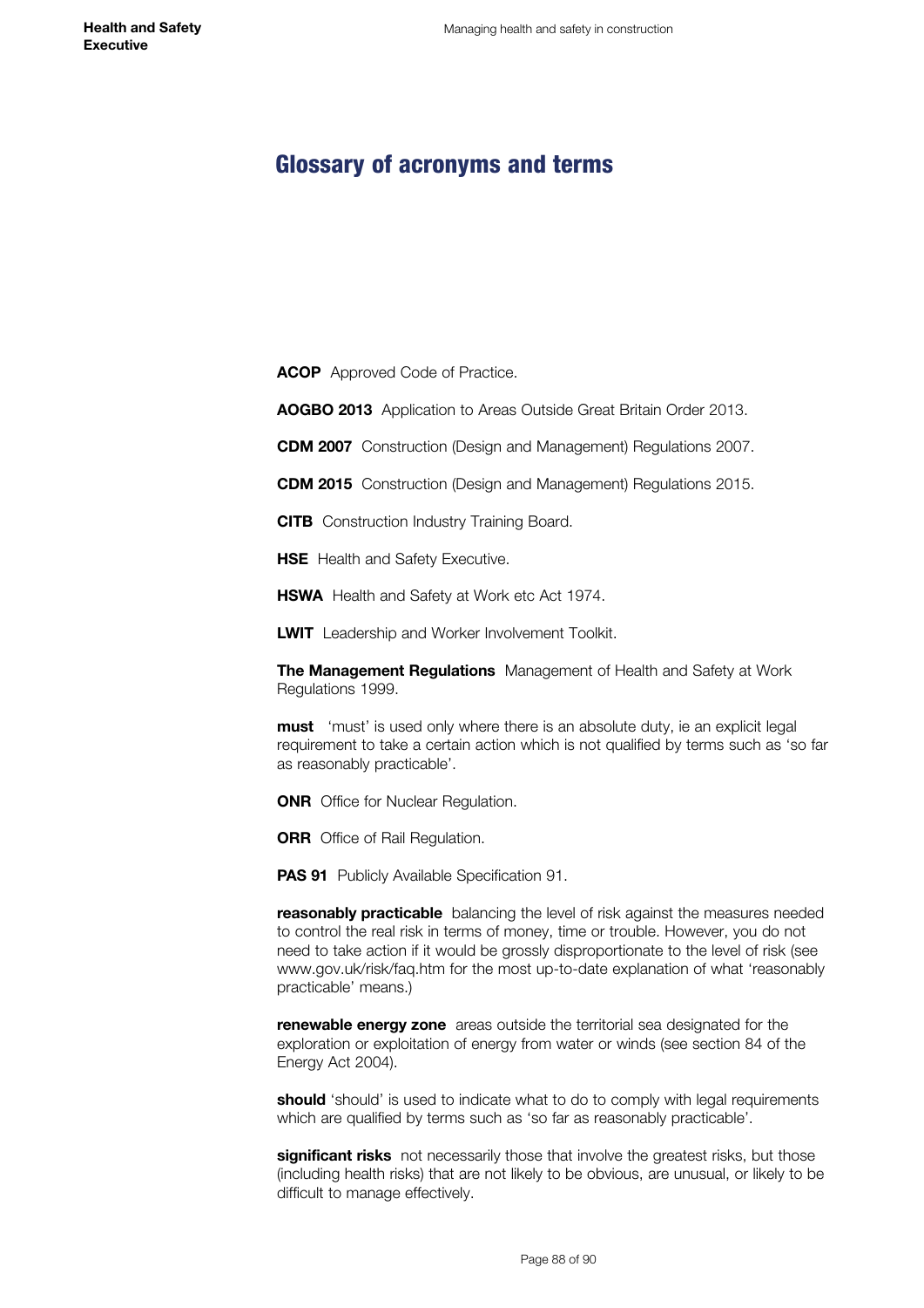# Glossary of acronyms and terms

**ACOP** Approved Code of Practice.

**AOGBO 2013** Application to Areas Outside Great Britain Order 2013.

**CDM 2007** Construction (Design and Management) Regulations 2007.

**CDM 2015** Construction (Design and Management) Regulations 2015.

**CITB** Construction Industry Training Board.

**HSE** Health and Safety Executive.

**HSWA** Health and Safety at Work etc Act 1974.

**LWIT** Leadership and Worker Involvement Toolkit.

**The Management Regulations** Management of Health and Safety at Work Regulations 1999.

**must** 'must' is used only where there is an absolute duty, ie an explicit legal requirement to take a certain action which is not qualified by terms such as 'so far as reasonably practicable'.

**ONR** Office for Nuclear Regulation.

**ORR** Office of Rail Regulation.

**PAS 91** Publicly Available Specification 91.

**reasonably practicable** balancing the level of risk against the measures needed to control the real risk in terms of money, time or trouble. However, you do not need to take action if it would be grossly disproportionate to the level of risk (see www.gov.uk/risk/faq.htm for the most up-to-date explanation of what 'reasonably practicable' means.)

**renewable energy zone** areas outside the territorial sea designated for the exploration or exploitation of energy from water or winds (see section 84 of the Energy Act 2004).

**should** 'should' is used to indicate what to do to comply with legal requirements which are qualified by terms such as 'so far as reasonably practicable'.

**significant risks** not necessarily those that involve the greatest risks, but those (including health risks) that are not likely to be obvious, are unusual, or likely to be difficult to manage effectively.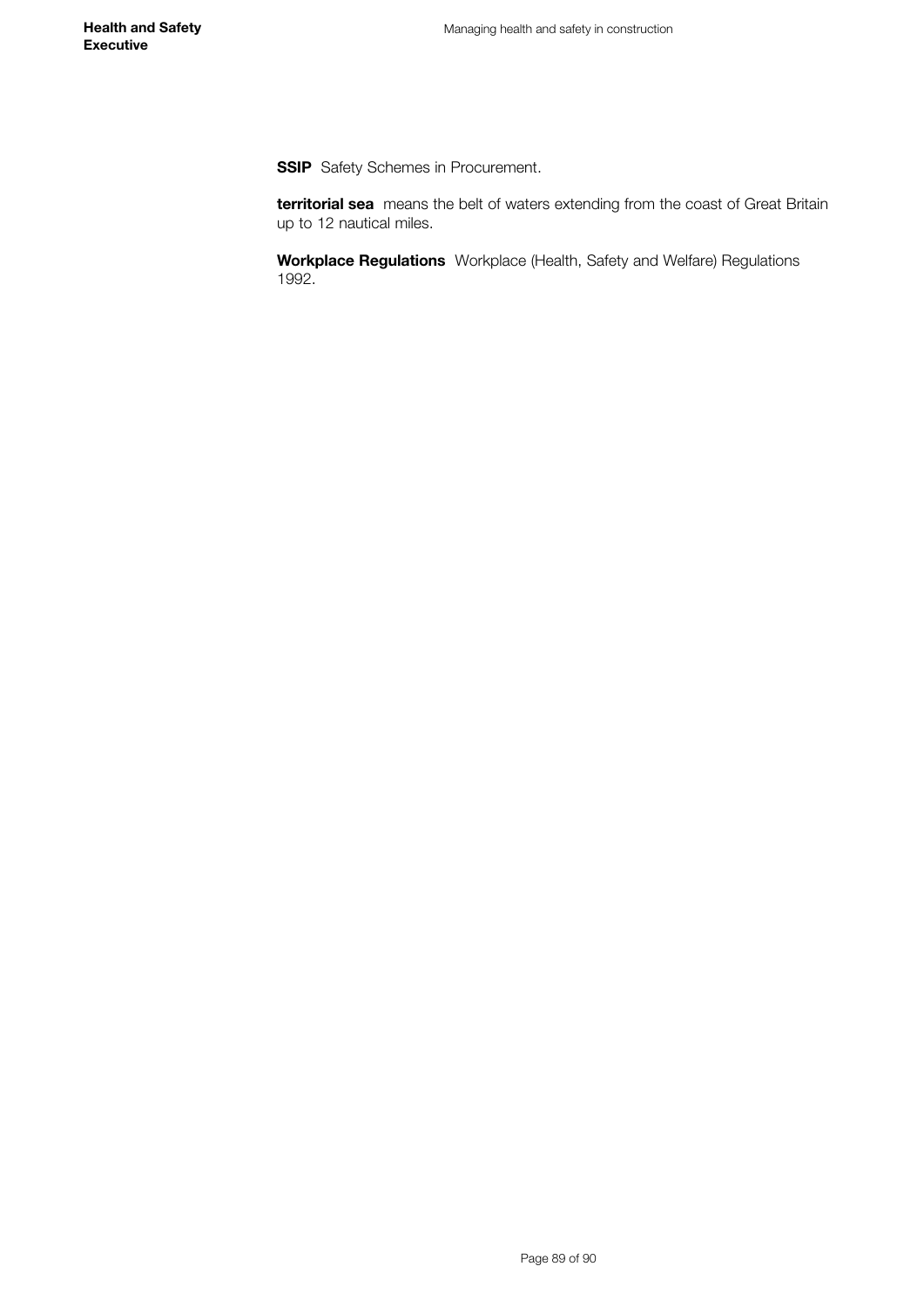**SSIP** Safety Schemes in Procurement.

**territorial sea** means the belt of waters extending from the coast of Great Britain up to 12 nautical miles.

**Workplace Regulations** Workplace (Health, Safety and Welfare) Regulations 1992.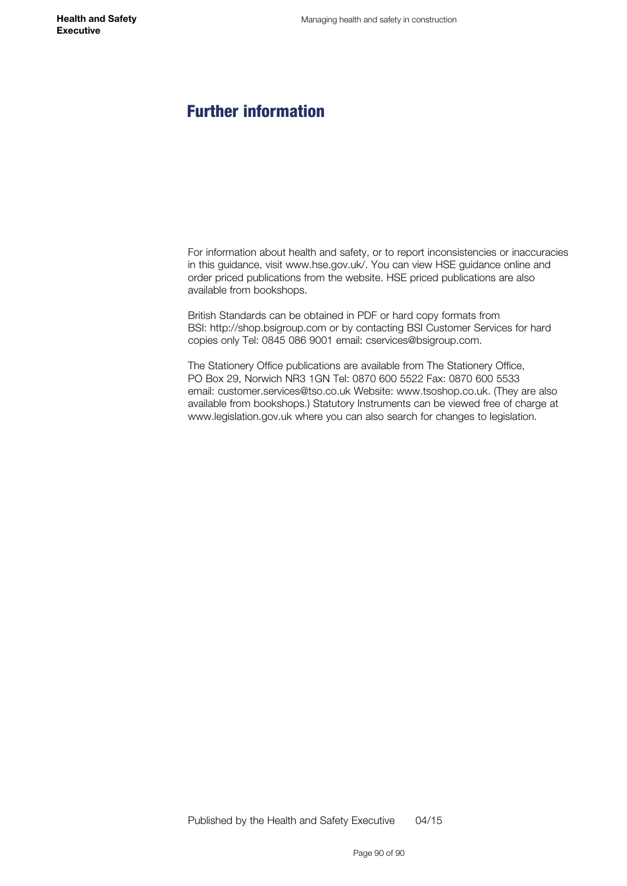# Further information

For information about health and safety, or to report inconsistencies or inaccuracies in this guidance, visit www.hse.gov.uk/. You can view HSE guidance online and order priced publications from the website. HSE priced publications are also available from bookshops.

British Standards can be obtained in PDF or hard copy formats from BSI: http://shop.bsigroup.com or by contacting BSI Customer Services for hard copies only Tel: 0845 086 9001 email: cservices@bsigroup.com.

The Stationery Office publications are available from The Stationery Office, PO Box 29, Norwich NR3 1GN Tel: 0870 600 5522 Fax: 0870 600 5533 email: customer.services@tso.co.uk Website: www.tsoshop.co.uk. (They are also available from bookshops.) Statutory Instruments can be viewed free of charge at www.legislation.gov.uk where you can also search for changes to legislation.

Published by the Health and Safety Executive 04/15